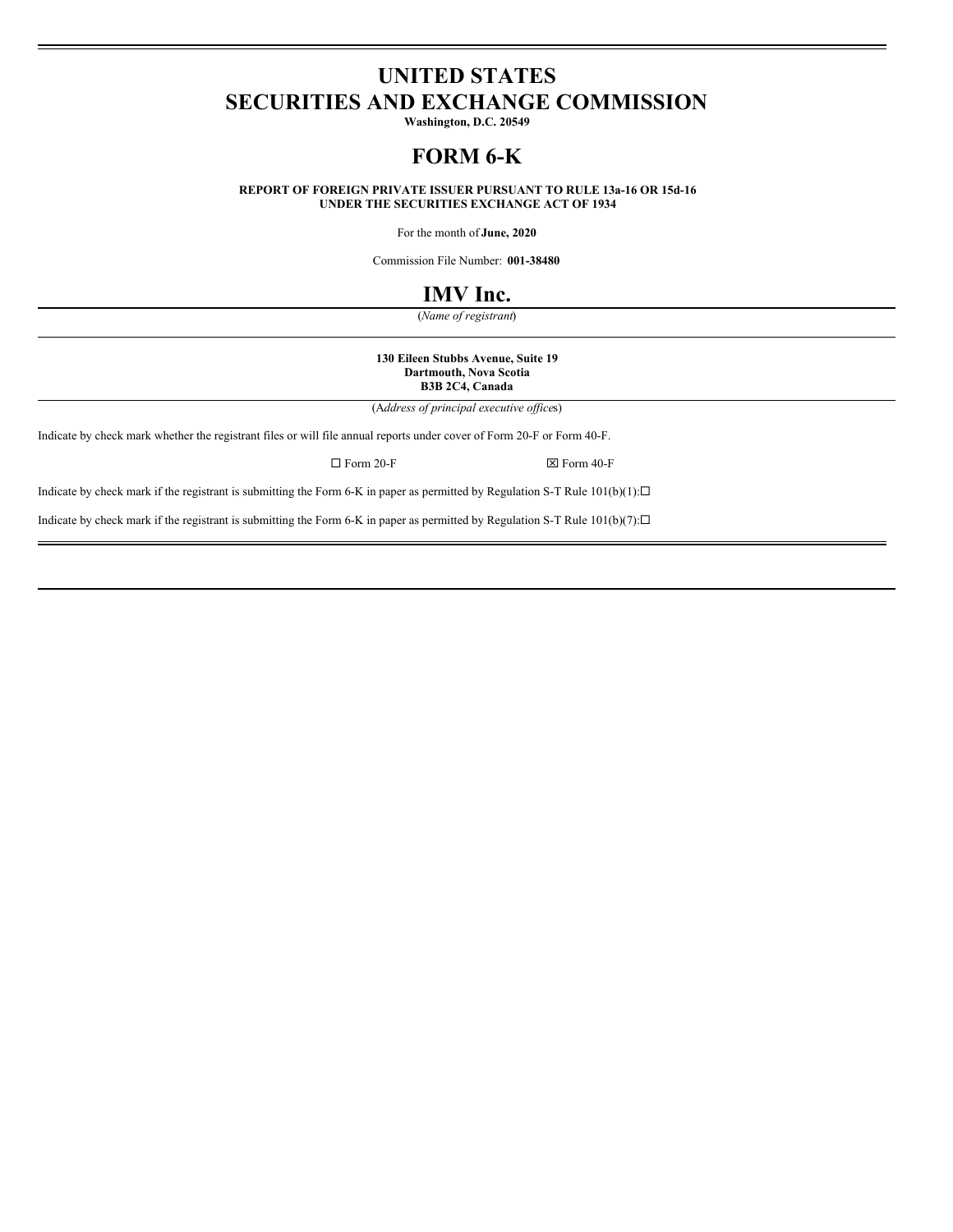# UNITED STATES
# SECURITIES AND EXCHANGE COMMISSION

**Washington, D.C. 20549**

# FORM 6-K

**REPORT OF FOREIGN PRIVATE ISSUER PURSUANT TO RULE 13a-16 OR 15d-16**
**UNDER THE SECURITIES EXCHANGE ACT OF 1934**

For the month of **June, 2020**

Commission File Number: **001-38480**

# IMV Inc.

(*Name of registrant*)

**130 Eileen Stubbs Avenue, Suite 19**
**Dartmouth, Nova Scotia**
**B3B 2C4, Canada**

(*Address of principal executive offices*)

Indicate by check mark whether the registrant files or will file annual reports under cover of Form 20-F or Form 40-F.

☐ Form 20-F ☒ Form 40-F

Indicate by check mark if the registrant is submitting the Form 6-K in paper as permitted by Regulation S-T Rule 101(b)(1):☐

Indicate by check mark if the registrant is submitting the Form 6-K in paper as permitted by Regulation S-T Rule 101(b)(7):☐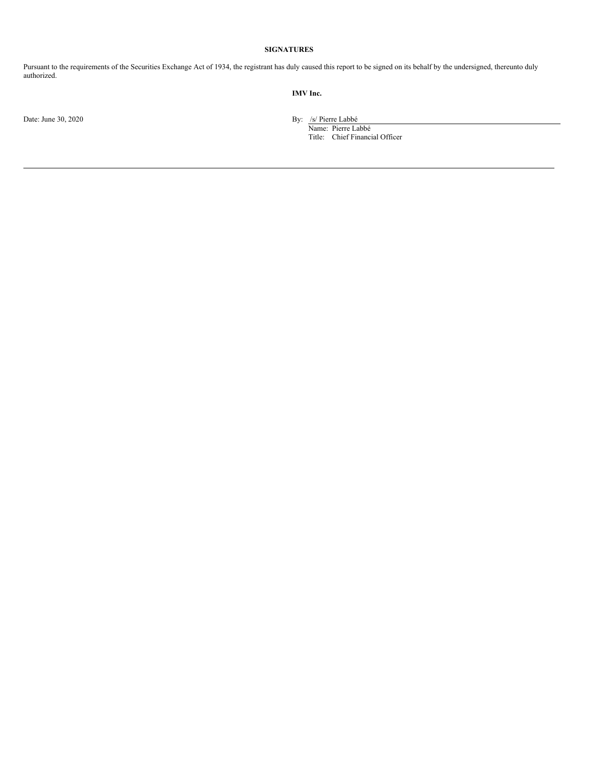## SIGNATURES

Pursuant to the requirements of the Securities Exchange Act of 1934, the registrant has duly caused this report to be signed on its behalf by the undersigned, thereunto duly authorized.

**IMV Inc.**

Date: June 30, 2020

By: /s/ Pierre Labbé

Name: Pierre Labbé

Title: Chief Financial Officer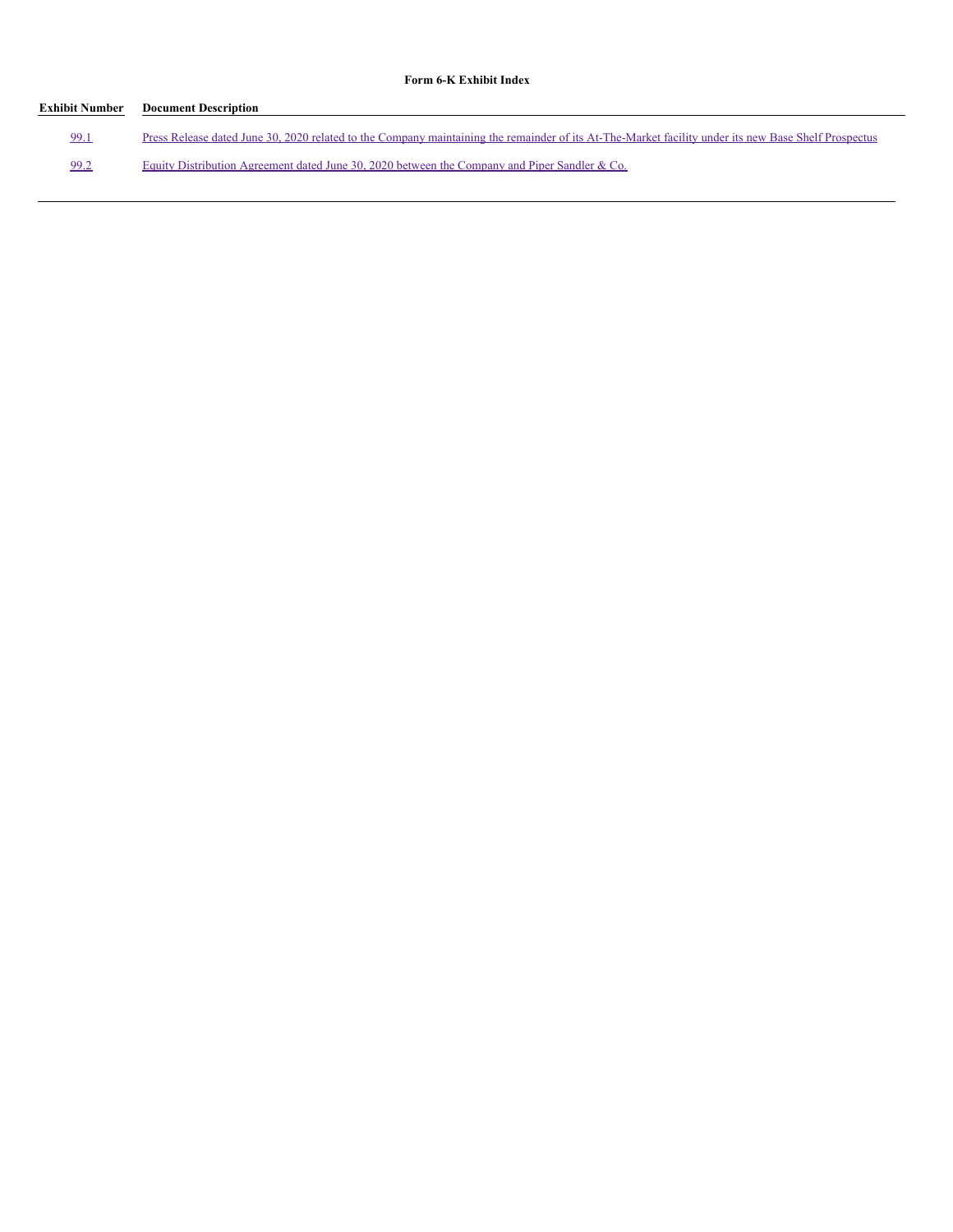**Form 6-K Exhibit Index**

| Exhibit Number | Document Description |
|---|---|
| 99.1 | Press Release dated June 30, 2020 related to the Company maintaining the remainder of its At-The-Market facility under its new Base Shelf Prospectus |
| 99.2 | Equity Distribution Agreement dated June 30, 2020 between the Company and Piper Sandler & Co. |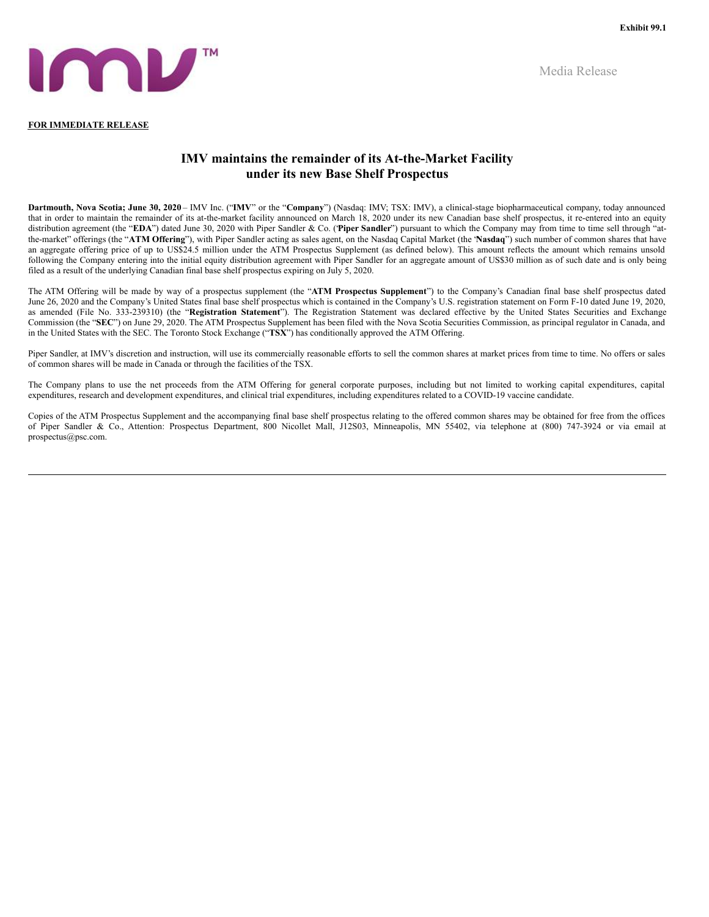Exhibit 99.1

Media Release

**FOR IMMEDIATE RELEASE**

# IMV maintains the remainder of its At-the-Market Facility under its new Base Shelf Prospectus

**Dartmouth, Nova Scotia; June 30, 2020** – IMV Inc. ("**IMV**" or the "**Company**") (Nasdaq: IMV; TSX: IMV), a clinical-stage biopharmaceutical company, today announced that in order to maintain the remainder of its at-the-market facility announced on March 18, 2020 under its new Canadian base shelf prospectus, it re-entered into an equity distribution agreement (the "**EDA**") dated June 30, 2020 with Piper Sandler & Co. ('**Piper Sandler**") pursuant to which the Company may from time to time sell through "at-the-market" offerings (the "**ATM Offering**"), with Piper Sandler acting as sales agent, on the Nasdaq Capital Market (the '**Nasdaq**") such number of common shares that have an aggregate offering price of up to US$24.5 million under the ATM Prospectus Supplement (as defined below). This amount reflects the amount which remains unsold following the Company entering into the initial equity distribution agreement with Piper Sandler for an aggregate amount of US$30 million as of such date and is only being filed as a result of the underlying Canadian final base shelf prospectus expiring on July 5, 2020.

The ATM Offering will be made by way of a prospectus supplement (the "**ATM Prospectus Supplement**") to the Company's Canadian final base shelf prospectus dated June 26, 2020 and the Company's United States final base shelf prospectus which is contained in the Company's U.S. registration statement on Form F-10 dated June 19, 2020, as amended (File No. 333-239310) (the "**Registration Statement**"). The Registration Statement was declared effective by the United States Securities and Exchange Commission (the "**SEC**") on June 29, 2020. The ATM Prospectus Supplement has been filed with the Nova Scotia Securities Commission, as principal regulator in Canada, and in the United States with the SEC. The Toronto Stock Exchange ("**TSX**") has conditionally approved the ATM Offering.

Piper Sandler, at IMV's discretion and instruction, will use its commercially reasonable efforts to sell the common shares at market prices from time to time. No offers or sales of common shares will be made in Canada or through the facilities of the TSX.

The Company plans to use the net proceeds from the ATM Offering for general corporate purposes, including but not limited to working capital expenditures, capital expenditures, research and development expenditures, and clinical trial expenditures, including expenditures related to a COVID-19 vaccine candidate.

Copies of the ATM Prospectus Supplement and the accompanying final base shelf prospectus relating to the offered common shares may be obtained for free from the offices of Piper Sandler & Co., Attention: Prospectus Department, 800 Nicollet Mall, J12S03, Minneapolis, MN 55402, via telephone at (800) 747-3924 or via email at prospectus@psc.com.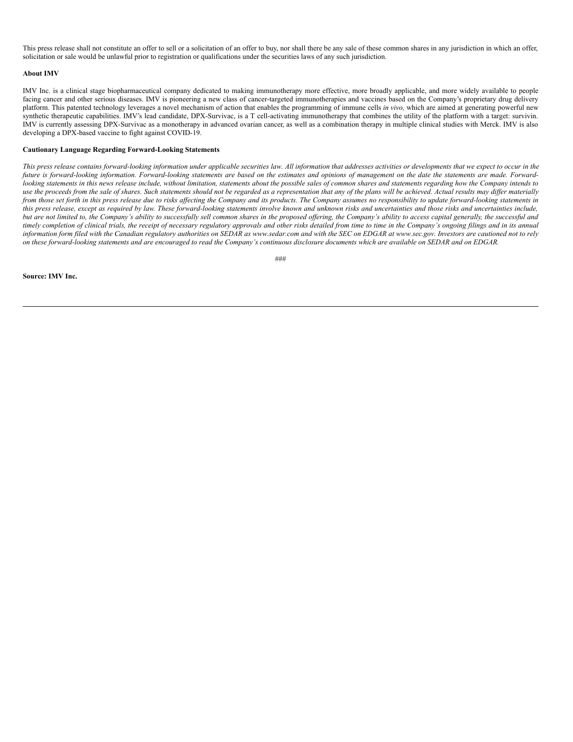This press release shall not constitute an offer to sell or a solicitation of an offer to buy, nor shall there be any sale of these common shares in any jurisdiction in which an offer, solicitation or sale would be unlawful prior to registration or qualifications under the securities laws of any such jurisdiction.

**About IMV**

IMV Inc. is a clinical stage biopharmaceutical company dedicated to making immunotherapy more effective, more broadly applicable, and more widely available to people facing cancer and other serious diseases. IMV is pioneering a new class of cancer-targeted immunotherapies and vaccines based on the Company's proprietary drug delivery platform. This patented technology leverages a novel mechanism of action that enables the programming of immune cells *in vivo,* which are aimed at generating powerful new synthetic therapeutic capabilities. IMV's lead candidate, DPX-Survivac, is a T cell-activating immunotherapy that combines the utility of the platform with a target: survivin. IMV is currently assessing DPX-Survivac as a monotherapy in advanced ovarian cancer, as well as a combination therapy in multiple clinical studies with Merck. IMV is also developing a DPX-based vaccine to fight against COVID-19.

**Cautionary Language Regarding Forward-Looking Statements**

*This press release contains forward-looking information under applicable securities law. All information that addresses activities or developments that we expect to occur in the future is forward-looking information. Forward-looking statements are based on the estimates and opinions of management on the date the statements are made. Forward-looking statements in this news release include, without limitation, statements about the possible sales of common shares and statements regarding how the Company intends to use the proceeds from the sale of shares. Such statements should not be regarded as a representation that any of the plans will be achieved. Actual results may differ materially from those set forth in this press release due to risks affecting the Company and its products. The Company assumes no responsibility to update forward-looking statements in this press release, except as required by law. These forward-looking statements involve known and unknown risks and uncertainties and those risks and uncertainties include, but are not limited to, the Company's ability to successfully sell common shares in the proposed offering, the Company's ability to access capital generally, the successful and timely completion of clinical trials, the receipt of necessary regulatory approvals and other risks detailed from time to time in the Company's ongoing filings and in its annual information form filed with the Canadian regulatory authorities on SEDAR as www.sedar.com and with the SEC on EDGAR at www.sec.gov. Investors are cautioned not to rely on these forward-looking statements and are encouraged to read the Company's continuous disclosure documents which are available on SEDAR and on EDGAR.*

###

**Source: IMV Inc.**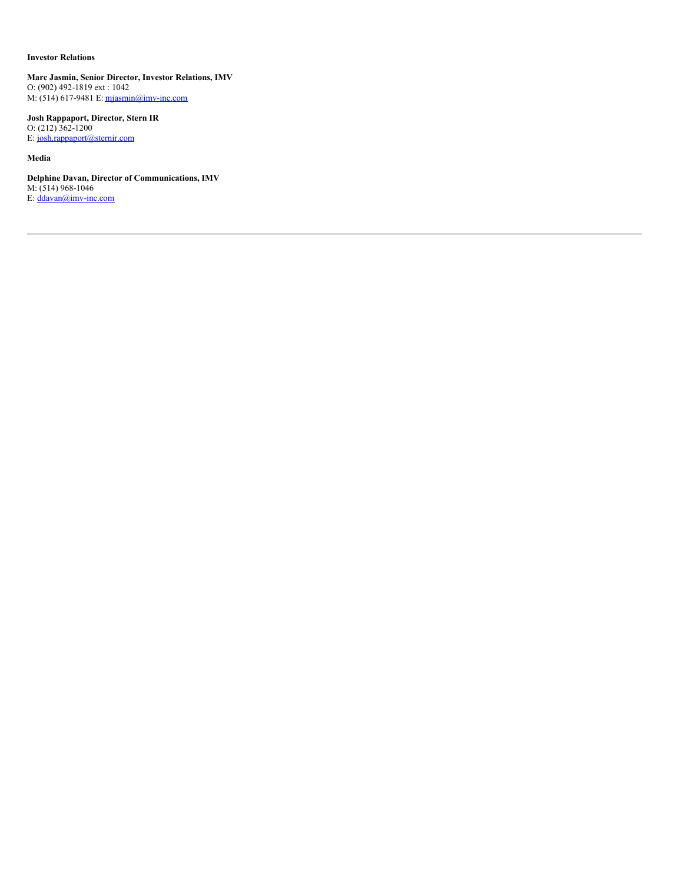**Investor Relations**

**Marc Jasmin, Senior Director, Investor Relations, IMV**
O: (902) 492-1819 ext : 1042
M: (514) 617-9481 E: mjasmin@imv-inc.com

**Josh Rappaport, Director, Stern IR**
O: (212) 362-1200
E: josh.rappaport@sternir.com

**Media**

**Delphine Davan, Director of Communications, IMV**
M: (514) 968-1046
E: ddavan@imv-inc.com

---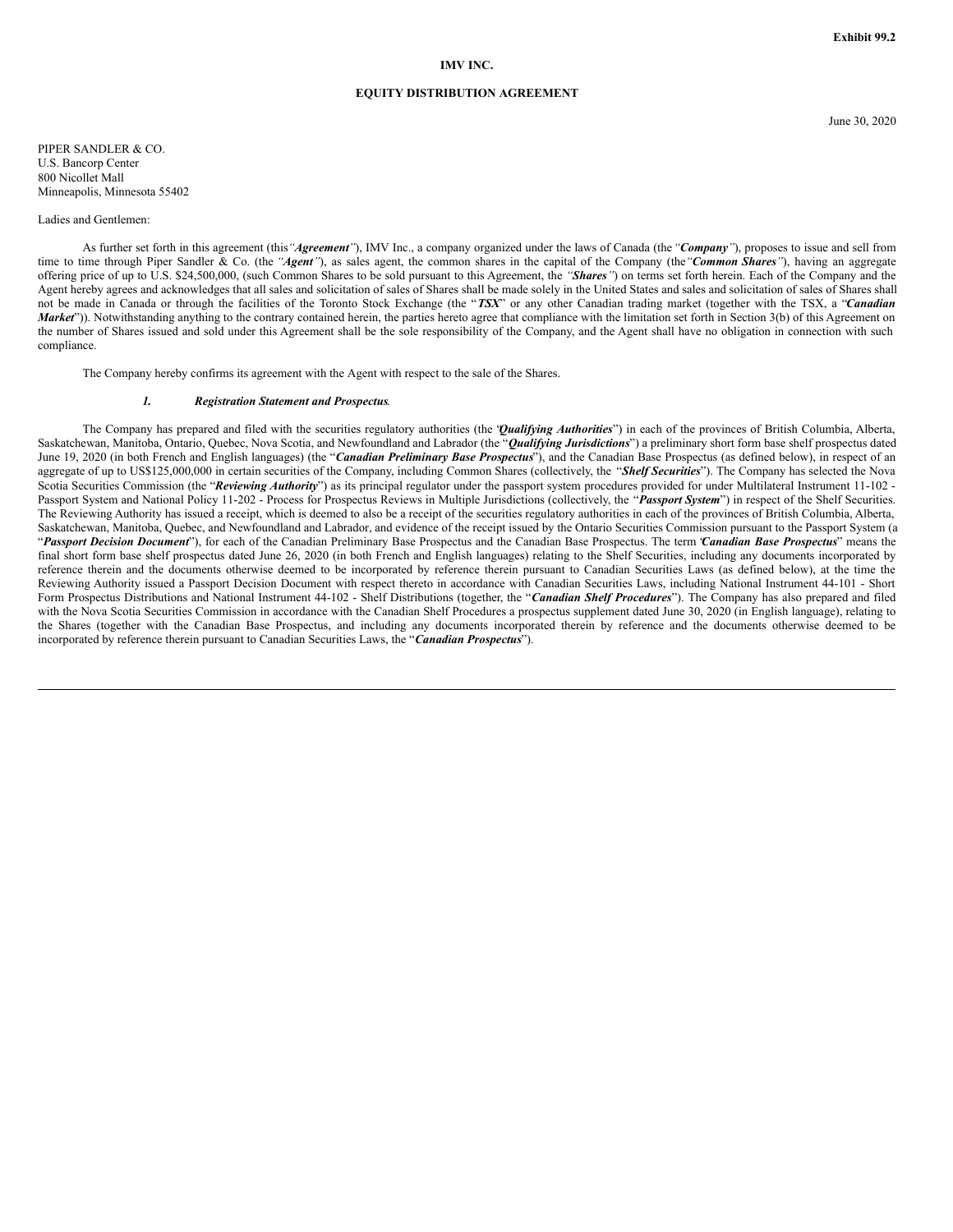Exhibit 99.2

**IMV INC.**

**EQUITY DISTRIBUTION AGREEMENT**

June 30, 2020

PIPER SANDLER & CO.
U.S. Bancorp Center
800 Nicollet Mall
Minneapolis, Minnesota 55402

Ladies and Gentlemen:

As further set forth in this agreement (this *"**Agreement**"*), IMV Inc., a company organized under the laws of Canada (the *"**Company**"*), proposes to issue and sell from time to time through Piper Sandler & Co. (the *"**Agent**"*), as sales agent, the common shares in the capital of the Company (the *"**Common Shares**"*), having an aggregate offering price of up to U.S. $24,500,000, (such Common Shares to be sold pursuant to this Agreement, the *"**Shares**"*) on terms set forth herein. Each of the Company and the Agent hereby agrees and acknowledges that all sales and solicitation of sales of Shares shall be made solely in the United States and sales and solicitation of sales of Shares shall not be made in Canada or through the facilities of the Toronto Stock Exchange (the "***TSX***" or any other Canadian trading market (together with the TSX, a "***Canadian Market***")). Notwithstanding anything to the contrary contained herein, the parties hereto agree that compliance with the limitation set forth in Section 3(b) of this Agreement on the number of Shares issued and sold under this Agreement shall be the sole responsibility of the Company, and the Agent shall have no obligation in connection with such compliance.

The Company hereby confirms its agreement with the Agent with respect to the sale of the Shares.

***1. Registration Statement and Prospectus.***

The Company has prepared and filed with the securities regulatory authorities (the "***Qualifying Authorities***") in each of the provinces of British Columbia, Alberta, Saskatchewan, Manitoba, Ontario, Quebec, Nova Scotia, and Newfoundland and Labrador (the "***Qualifying Jurisdictions***") a preliminary short form base shelf prospectus dated June 19, 2020 (in both French and English languages) (the "***Canadian Preliminary Base Prospectus***"), and the Canadian Base Prospectus (as defined below), in respect of an aggregate of up to US$125,000,000 in certain securities of the Company, including Common Shares (collectively, the "***Shelf Securities***"). The Company has selected the Nova Scotia Securities Commission (the "***Reviewing Authority***") as its principal regulator under the passport system procedures provided for under Multilateral Instrument 11-102 - Passport System and National Policy 11-202 - Process for Prospectus Reviews in Multiple Jurisdictions (collectively, the "***Passport System***") in respect of the Shelf Securities. The Reviewing Authority has issued a receipt, which is deemed to also be a receipt of the securities regulatory authorities in each of the provinces of British Columbia, Alberta, Saskatchewan, Manitoba, Quebec, and Newfoundland and Labrador, and evidence of the receipt issued by the Ontario Securities Commission pursuant to the Passport System (a "***Passport Decision Document***"), for each of the Canadian Preliminary Base Prospectus and the Canadian Base Prospectus. The term "***Canadian Base Prospectus***" means the final short form base shelf prospectus dated June 26, 2020 (in both French and English languages) relating to the Shelf Securities, including any documents incorporated by reference therein and the documents otherwise deemed to be incorporated by reference therein pursuant to Canadian Securities Laws (as defined below), at the time the Reviewing Authority issued a Passport Decision Document with respect thereto in accordance with Canadian Securities Laws, including National Instrument 44-101 - Short Form Prospectus Distributions and National Instrument 44-102 - Shelf Distributions (together, the "***Canadian Shelf Procedures***"). The Company has also prepared and filed with the Nova Scotia Securities Commission in accordance with the Canadian Shelf Procedures a prospectus supplement dated June 30, 2020 (in English language), relating to the Shares (together with the Canadian Base Prospectus, and including any documents incorporated therein by reference and the documents otherwise deemed to be incorporated by reference therein pursuant to Canadian Securities Laws, the "***Canadian Prospectus***").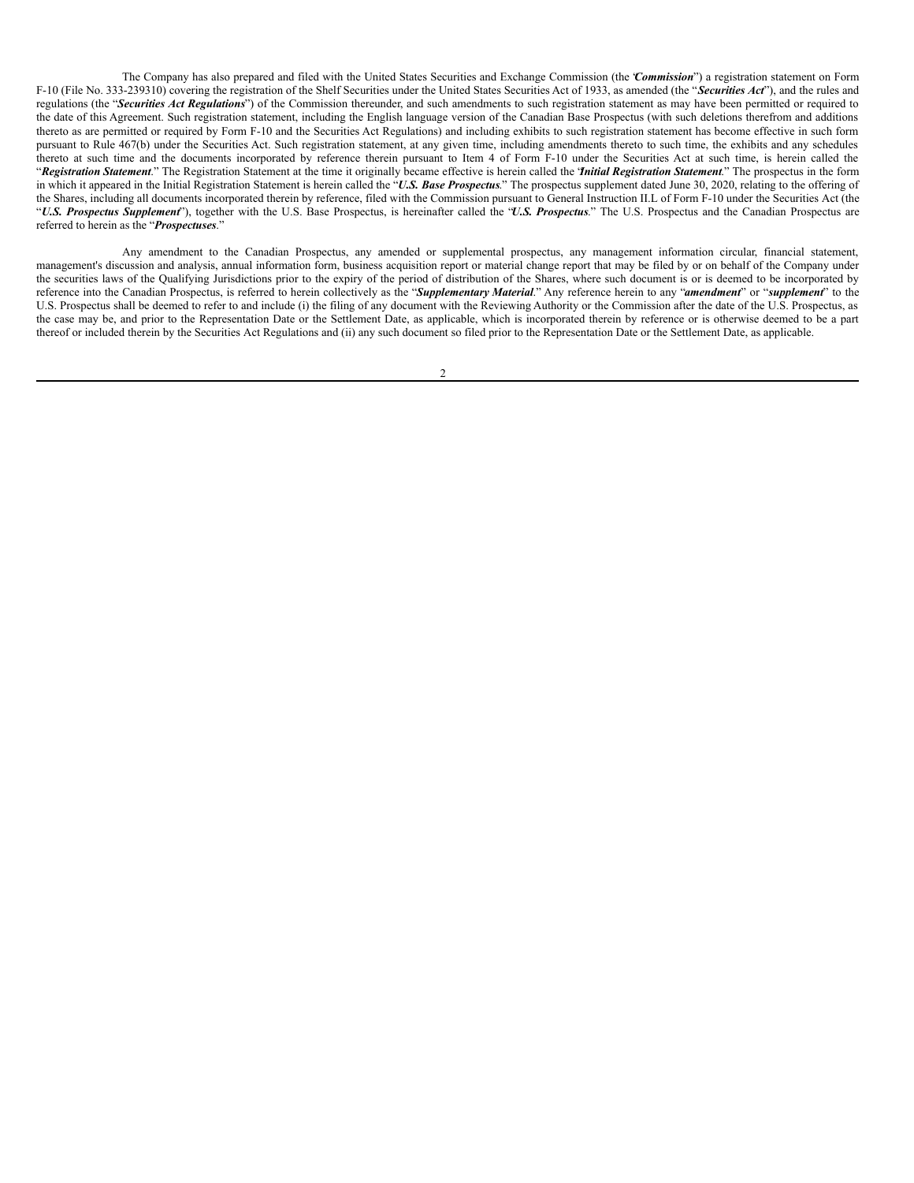The Company has also prepared and filed with the United States Securities and Exchange Commission (the "***Commission***") a registration statement on Form F-10 (File No. 333-239310) covering the registration of the Shelf Securities under the United States Securities Act of 1933, as amended (the "***Securities Act***"), and the rules and regulations (the "***Securities Act Regulations***") of the Commission thereunder, and such amendments to such registration statement as may have been permitted or required to the date of this Agreement. Such registration statement, including the English language version of the Canadian Base Prospectus (with such deletions therefrom and additions thereto as are permitted or required by Form F-10 and the Securities Act Regulations) and including exhibits to such registration statement has become effective in such form pursuant to Rule 467(b) under the Securities Act. Such registration statement, at any given time, including amendments thereto to such time, the exhibits and any schedules thereto at such time and the documents incorporated by reference therein pursuant to Item 4 of Form F-10 under the Securities Act at such time, is herein called the "***Registration Statement***." The Registration Statement at the time it originally became effective is herein called the "***Initial Registration Statement***." The prospectus in the form in which it appeared in the Initial Registration Statement is herein called the "***U.S. Base Prospectus***." The prospectus supplement dated June 30, 2020, relating to the offering of the Shares, including all documents incorporated therein by reference, filed with the Commission pursuant to General Instruction II.L of Form F-10 under the Securities Act (the "***U.S. Prospectus Supplement***"), together with the U.S. Base Prospectus, is hereinafter called the "***U.S. Prospectus***." The U.S. Prospectus and the Canadian Prospectus are referred to herein as the "***Prospectuses***."

Any amendment to the Canadian Prospectus, any amended or supplemental prospectus, any management information circular, financial statement, management's discussion and analysis, annual information form, business acquisition report or material change report that may be filed by or on behalf of the Company under the securities laws of the Qualifying Jurisdictions prior to the expiry of the period of distribution of the Shares, where such document is or is deemed to be incorporated by reference into the Canadian Prospectus, is referred to herein collectively as the "***Supplementary Material***." Any reference herein to any "***amendment***" or "***supplement***" to the U.S. Prospectus shall be deemed to refer to and include (i) the filing of any document with the Reviewing Authority or the Commission after the date of the U.S. Prospectus, as the case may be, and prior to the Representation Date or the Settlement Date, as applicable, which is incorporated therein by reference or is otherwise deemed to be a part thereof or included therein by the Securities Act Regulations and (ii) any such document so filed prior to the Representation Date or the Settlement Date, as applicable.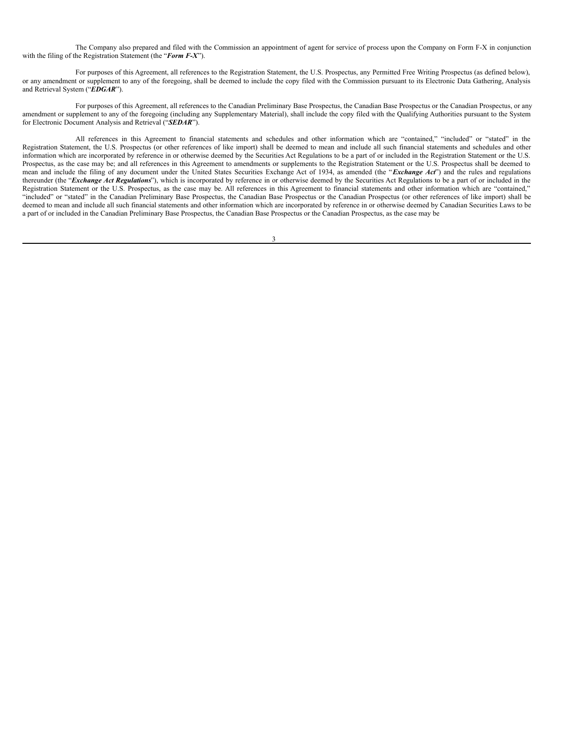The Company also prepared and filed with the Commission an appointment of agent for service of process upon the Company on Form F-X in conjunction with the filing of the Registration Statement (the "***Form F-X***").

For purposes of this Agreement, all references to the Registration Statement, the U.S. Prospectus, any Permitted Free Writing Prospectus (as defined below), or any amendment or supplement to any of the foregoing, shall be deemed to include the copy filed with the Commission pursuant to its Electronic Data Gathering, Analysis and Retrieval System ("***EDGAR***").

For purposes of this Agreement, all references to the Canadian Preliminary Base Prospectus, the Canadian Base Prospectus or the Canadian Prospectus, or any amendment or supplement to any of the foregoing (including any Supplementary Material), shall include the copy filed with the Qualifying Authorities pursuant to the System for Electronic Document Analysis and Retrieval ("***SEDAR***").

All references in this Agreement to financial statements and schedules and other information which are "contained," "included" or "stated" in the Registration Statement, the U.S. Prospectus (or other references of like import) shall be deemed to mean and include all such financial statements and schedules and other information which are incorporated by reference in or otherwise deemed by the Securities Act Regulations to be a part of or included in the Registration Statement or the U.S. Prospectus, as the case may be; and all references in this Agreement to amendments or supplements to the Registration Statement or the U.S. Prospectus shall be deemed to mean and include the filing of any document under the United States Securities Exchange Act of 1934, as amended (the "***Exchange Act***") and the rules and regulations thereunder (the "***Exchange Act Regulations***"), which is incorporated by reference in or otherwise deemed by the Securities Act Regulations to be a part of or included in the Registration Statement or the U.S. Prospectus, as the case may be. All references in this Agreement to financial statements and other information which are "contained," "included" or "stated" in the Canadian Preliminary Base Prospectus, the Canadian Base Prospectus or the Canadian Prospectus (or other references of like import) shall be deemed to mean and include all such financial statements and other information which are incorporated by reference in or otherwise deemed by Canadian Securities Laws to be a part of or included in the Canadian Preliminary Base Prospectus, the Canadian Base Prospectus or the Canadian Prospectus, as the case may be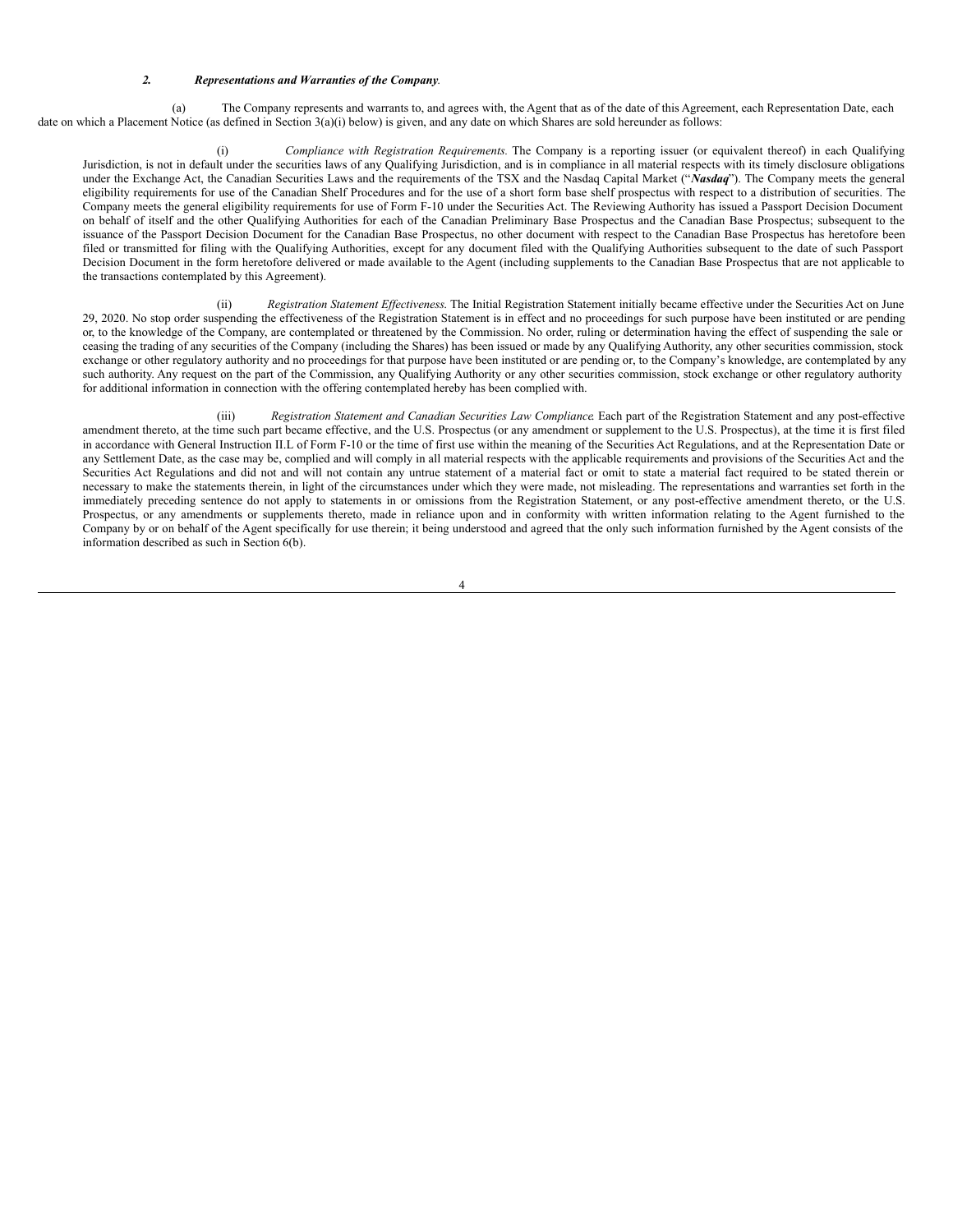*2. Representations and Warranties of the Company.*

(a) The Company represents and warrants to, and agrees with, the Agent that as of the date of this Agreement, each Representation Date, each date on which a Placement Notice (as defined in Section 3(a)(i) below) is given, and any date on which Shares are sold hereunder as follows:

(i) *Compliance with Registration Requirements.* The Company is a reporting issuer (or equivalent thereof) in each Qualifying Jurisdiction, is not in default under the securities laws of any Qualifying Jurisdiction, and is in compliance in all material respects with its timely disclosure obligations under the Exchange Act, the Canadian Securities Laws and the requirements of the TSX and the Nasdaq Capital Market ("***Nasdaq***"). The Company meets the general eligibility requirements for use of the Canadian Shelf Procedures and for the use of a short form base shelf prospectus with respect to a distribution of securities. The Company meets the general eligibility requirements for use of Form F-10 under the Securities Act. The Reviewing Authority has issued a Passport Decision Document on behalf of itself and the other Qualifying Authorities for each of the Canadian Preliminary Base Prospectus and the Canadian Base Prospectus; subsequent to the issuance of the Passport Decision Document for the Canadian Base Prospectus, no other document with respect to the Canadian Base Prospectus has heretofore been filed or transmitted for filing with the Qualifying Authorities, except for any document filed with the Qualifying Authorities subsequent to the date of such Passport Decision Document in the form heretofore delivered or made available to the Agent (including supplements to the Canadian Base Prospectus that are not applicable to the transactions contemplated by this Agreement).

(ii) *Registration Statement Effectiveness.* The Initial Registration Statement initially became effective under the Securities Act on June 29, 2020. No stop order suspending the effectiveness of the Registration Statement is in effect and no proceedings for such purpose have been instituted or are pending or, to the knowledge of the Company, are contemplated or threatened by the Commission. No order, ruling or determination having the effect of suspending the sale or ceasing the trading of any securities of the Company (including the Shares) has been issued or made by any Qualifying Authority, any other securities commission, stock exchange or other regulatory authority and no proceedings for that purpose have been instituted or are pending or, to the Company's knowledge, are contemplated by any such authority. Any request on the part of the Commission, any Qualifying Authority or any other securities commission, stock exchange or other regulatory authority for additional information in connection with the offering contemplated hereby has been complied with.

(iii) *Registration Statement and Canadian Securities Law Compliance.* Each part of the Registration Statement and any post-effective amendment thereto, at the time such part became effective, and the U.S. Prospectus (or any amendment or supplement to the U.S. Prospectus), at the time it is first filed in accordance with General Instruction II.L of Form F-10 or the time of first use within the meaning of the Securities Act Regulations, and at the Representation Date or any Settlement Date, as the case may be, complied and will comply in all material respects with the applicable requirements and provisions of the Securities Act and the Securities Act Regulations and did not and will not contain any untrue statement of a material fact or omit to state a material fact required to be stated therein or necessary to make the statements therein, in light of the circumstances under which they were made, not misleading. The representations and warranties set forth in the immediately preceding sentence do not apply to statements in or omissions from the Registration Statement, or any post-effective amendment thereto, or the U.S. Prospectus, or any amendments or supplements thereto, made in reliance upon and in conformity with written information relating to the Agent furnished to the Company by or on behalf of the Agent specifically for use therein; it being understood and agreed that the only such information furnished by the Agent consists of the information described as such in Section 6(b).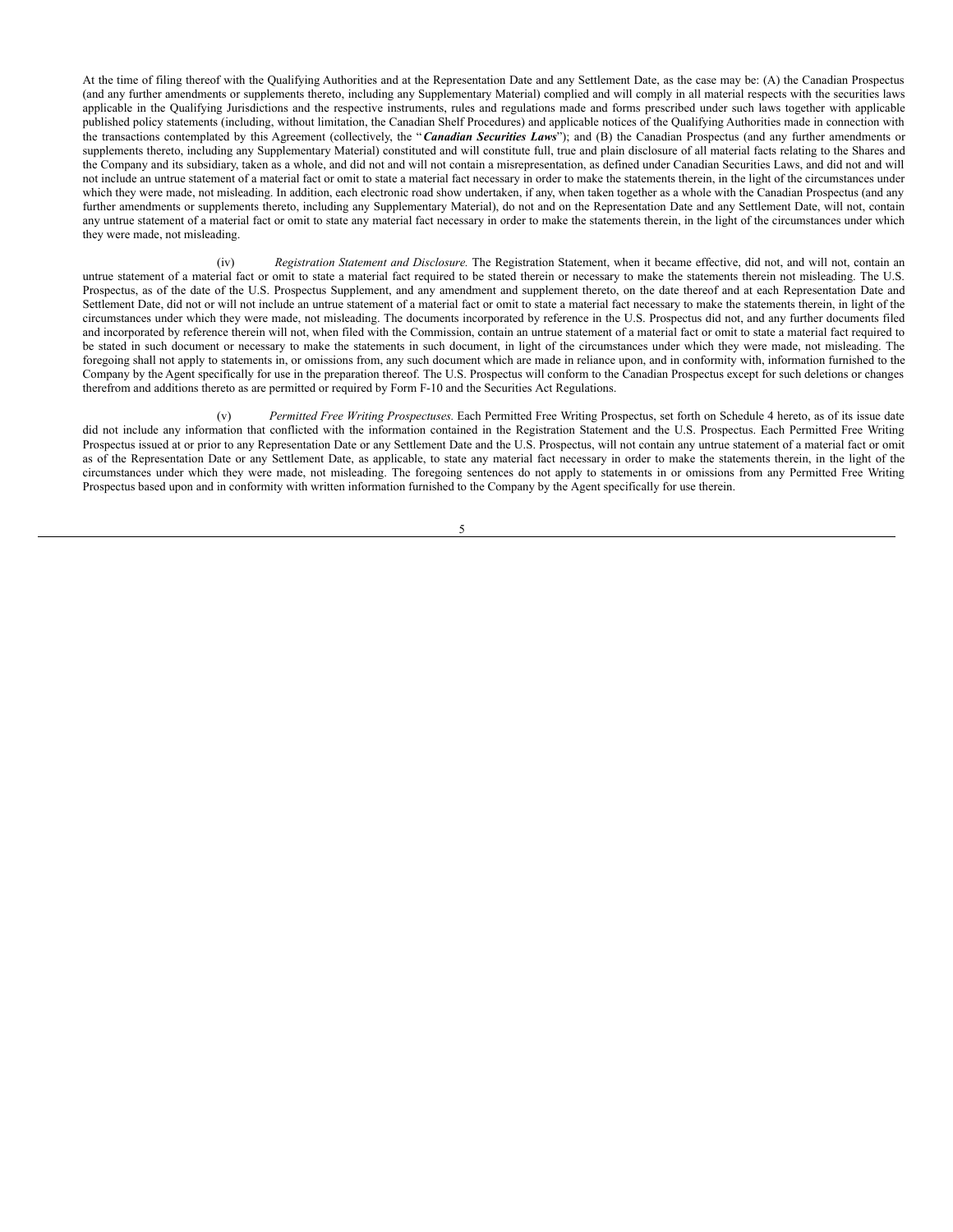At the time of filing thereof with the Qualifying Authorities and at the Representation Date and any Settlement Date, as the case may be: (A) the Canadian Prospectus (and any further amendments or supplements thereto, including any Supplementary Material) complied and will comply in all material respects with the securities laws applicable in the Qualifying Jurisdictions and the respective instruments, rules and regulations made and forms prescribed under such laws together with applicable published policy statements (including, without limitation, the Canadian Shelf Procedures) and applicable notices of the Qualifying Authorities made in connection with the transactions contemplated by this Agreement (collectively, the "***Canadian Securities Laws***"); and (B) the Canadian Prospectus (and any further amendments or supplements thereto, including any Supplementary Material) constituted and will constitute full, true and plain disclosure of all material facts relating to the Shares and the Company and its subsidiary, taken as a whole, and did not and will not contain a misrepresentation, as defined under Canadian Securities Laws, and did not and will not include an untrue statement of a material fact or omit to state a material fact necessary in order to make the statements therein, in the light of the circumstances under which they were made, not misleading. In addition, each electronic road show undertaken, if any, when taken together as a whole with the Canadian Prospectus (and any further amendments or supplements thereto, including any Supplementary Material), do not and on the Representation Date and any Settlement Date, will not, contain any untrue statement of a material fact or omit to state any material fact necessary in order to make the statements therein, in the light of the circumstances under which they were made, not misleading.

(iv) *Registration Statement and Disclosure.* The Registration Statement, when it became effective, did not, and will not, contain an untrue statement of a material fact or omit to state a material fact required to be stated therein or necessary to make the statements therein not misleading. The U.S. Prospectus, as of the date of the U.S. Prospectus Supplement, and any amendment and supplement thereto, on the date thereof and at each Representation Date and Settlement Date, did not or will not include an untrue statement of a material fact or omit to state a material fact necessary to make the statements therein, in light of the circumstances under which they were made, not misleading. The documents incorporated by reference in the U.S. Prospectus did not, and any further documents filed and incorporated by reference therein will not, when filed with the Commission, contain an untrue statement of a material fact or omit to state a material fact required to be stated in such document or necessary to make the statements in such document, in light of the circumstances under which they were made, not misleading. The foregoing shall not apply to statements in, or omissions from, any such document which are made in reliance upon, and in conformity with, information furnished to the Company by the Agent specifically for use in the preparation thereof. The U.S. Prospectus will conform to the Canadian Prospectus except for such deletions or changes therefrom and additions thereto as are permitted or required by Form F-10 and the Securities Act Regulations.

(v) *Permitted Free Writing Prospectuses.* Each Permitted Free Writing Prospectus, set forth on Schedule 4 hereto, as of its issue date did not include any information that conflicted with the information contained in the Registration Statement and the U.S. Prospectus. Each Permitted Free Writing Prospectus issued at or prior to any Representation Date or any Settlement Date and the U.S. Prospectus, will not contain any untrue statement of a material fact or omit as of the Representation Date or any Settlement Date, as applicable, to state any material fact necessary in order to make the statements therein, in the light of the circumstances under which they were made, not misleading. The foregoing sentences do not apply to statements in or omissions from any Permitted Free Writing Prospectus based upon and in conformity with written information furnished to the Company by the Agent specifically for use therein.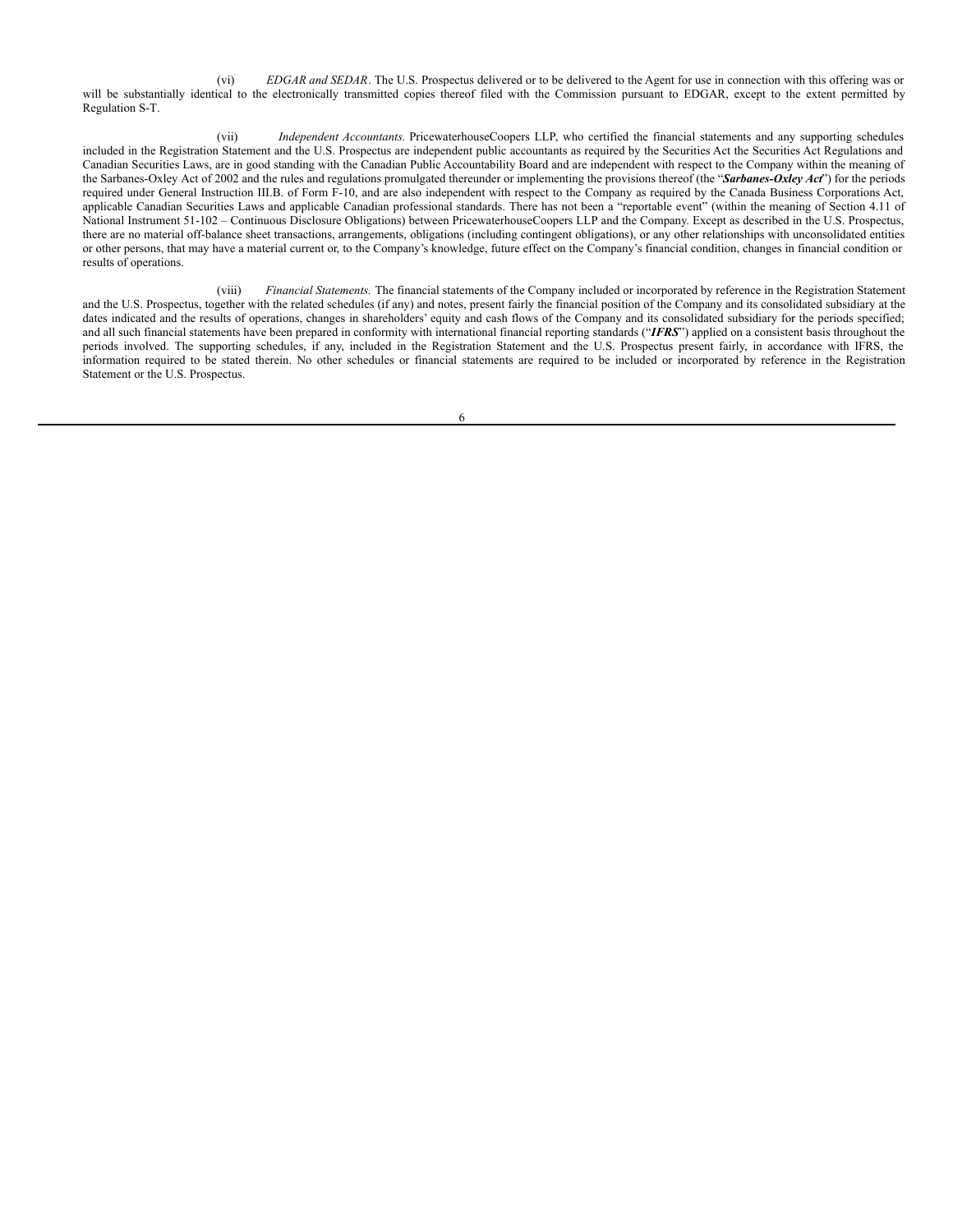(vi) *EDGAR and SEDAR*. The U.S. Prospectus delivered or to be delivered to the Agent for use in connection with this offering was or will be substantially identical to the electronically transmitted copies thereof filed with the Commission pursuant to EDGAR, except to the extent permitted by Regulation S-T.

(vii) *Independent Accountants.* PricewaterhouseCoopers LLP, who certified the financial statements and any supporting schedules included in the Registration Statement and the U.S. Prospectus are independent public accountants as required by the Securities Act the Securities Act Regulations and Canadian Securities Laws, are in good standing with the Canadian Public Accountability Board and are independent with respect to the Company within the meaning of the Sarbanes-Oxley Act of 2002 and the rules and regulations promulgated thereunder or implementing the provisions thereof (the "***Sarbanes-Oxley Act***") for the periods required under General Instruction III.B. of Form F-10, and are also independent with respect to the Company as required by the Canada Business Corporations Act, applicable Canadian Securities Laws and applicable Canadian professional standards. There has not been a "reportable event" (within the meaning of Section 4.11 of National Instrument 51-102 – Continuous Disclosure Obligations) between PricewaterhouseCoopers LLP and the Company. Except as described in the U.S. Prospectus, there are no material off-balance sheet transactions, arrangements, obligations (including contingent obligations), or any other relationships with unconsolidated entities or other persons, that may have a material current or, to the Company's knowledge, future effect on the Company's financial condition, changes in financial condition or results of operations.

(viii) *Financial Statements.* The financial statements of the Company included or incorporated by reference in the Registration Statement and the U.S. Prospectus, together with the related schedules (if any) and notes, present fairly the financial position of the Company and its consolidated subsidiary at the dates indicated and the results of operations, changes in shareholders' equity and cash flows of the Company and its consolidated subsidiary for the periods specified; and all such financial statements have been prepared in conformity with international financial reporting standards ("***IFRS***") applied on a consistent basis throughout the periods involved. The supporting schedules, if any, included in the Registration Statement and the U.S. Prospectus present fairly, in accordance with IFRS, the information required to be stated therein. No other schedules or financial statements are required to be included or incorporated by reference in the Registration Statement or the U.S. Prospectus.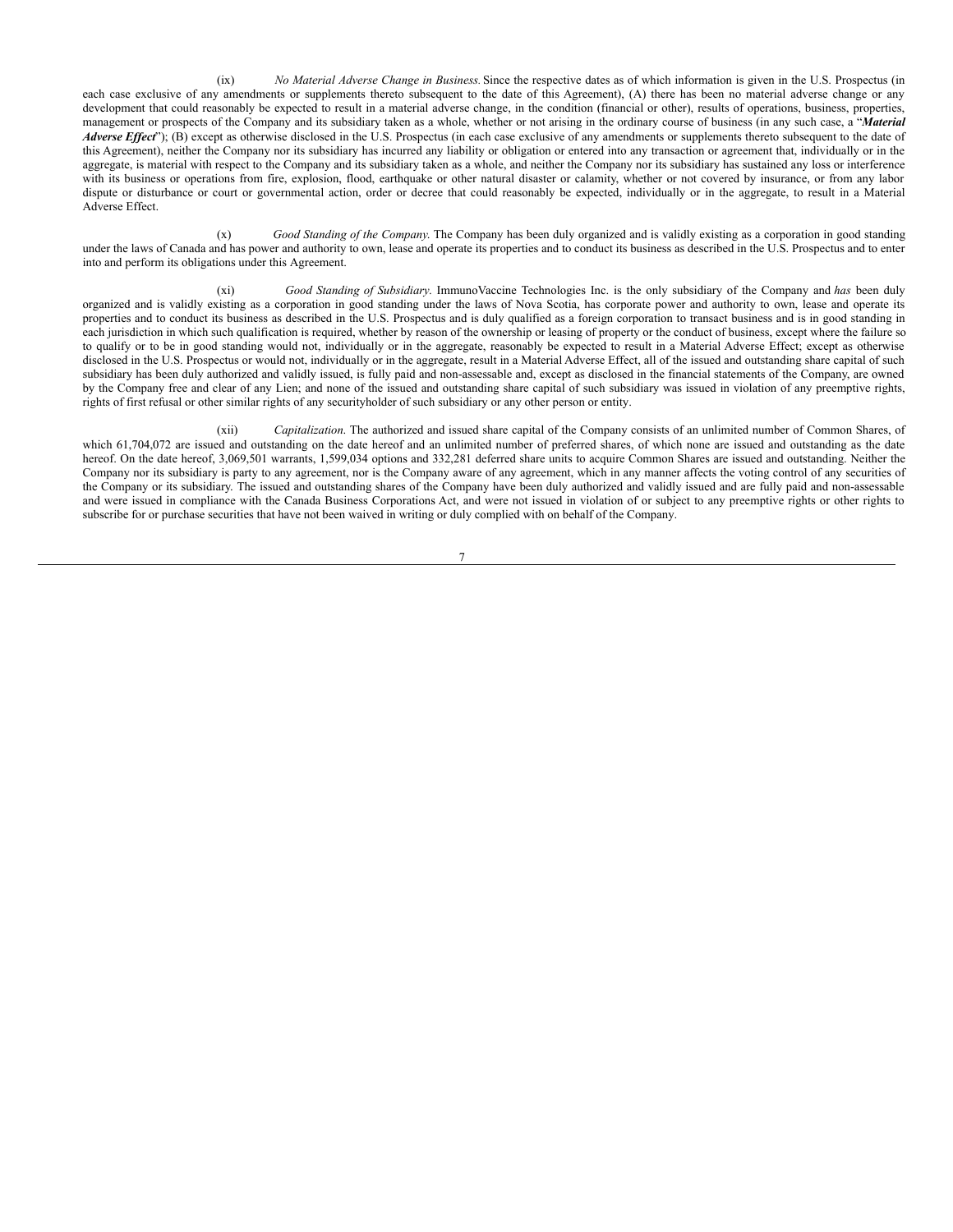(ix) *No Material Adverse Change in Business.* Since the respective dates as of which information is given in the U.S. Prospectus (in each case exclusive of any amendments or supplements thereto subsequent to the date of this Agreement), (A) there has been no material adverse change or any development that could reasonably be expected to result in a material adverse change, in the condition (financial or other), results of operations, business, properties, management or prospects of the Company and its subsidiary taken as a whole, whether or not arising in the ordinary course of business (in any such case, a "***Material Adverse Effect***"); (B) except as otherwise disclosed in the U.S. Prospectus (in each case exclusive of any amendments or supplements thereto subsequent to the date of this Agreement), neither the Company nor its subsidiary has incurred any liability or obligation or entered into any transaction or agreement that, individually or in the aggregate, is material with respect to the Company and its subsidiary taken as a whole, and neither the Company nor its subsidiary has sustained any loss or interference with its business or operations from fire, explosion, flood, earthquake or other natural disaster or calamity, whether or not covered by insurance, or from any labor dispute or disturbance or court or governmental action, order or decree that could reasonably be expected, individually or in the aggregate, to result in a Material Adverse Effect.

(x) *Good Standing of the Company.* The Company has been duly organized and is validly existing as a corporation in good standing under the laws of Canada and has power and authority to own, lease and operate its properties and to conduct its business as described in the U.S. Prospectus and to enter into and perform its obligations under this Agreement.

(xi) *Good Standing of Subsidiary.* ImmunoVaccine Technologies Inc. is the only subsidiary of the Company and *has* been duly organized and is validly existing as a corporation in good standing under the laws of Nova Scotia, has corporate power and authority to own, lease and operate its properties and to conduct its business as described in the U.S. Prospectus and is duly qualified as a foreign corporation to transact business and is in good standing in each jurisdiction in which such qualification is required, whether by reason of the ownership or leasing of property or the conduct of business, except where the failure so to qualify or to be in good standing would not, individually or in the aggregate, reasonably be expected to result in a Material Adverse Effect; except as otherwise disclosed in the U.S. Prospectus or would not, individually or in the aggregate, result in a Material Adverse Effect, all of the issued and outstanding share capital of such subsidiary has been duly authorized and validly issued, is fully paid and non-assessable and, except as disclosed in the financial statements of the Company, are owned by the Company free and clear of any Lien; and none of the issued and outstanding share capital of such subsidiary was issued in violation of any preemptive rights, rights of first refusal or other similar rights of any securityholder of such subsidiary or any other person or entity.

(xii) *Capitalization.* The authorized and issued share capital of the Company consists of an unlimited number of Common Shares, of which 61,704,072 are issued and outstanding on the date hereof and an unlimited number of preferred shares, of which none are issued and outstanding as the date hereof. On the date hereof, 3,069,501 warrants, 1,599,034 options and 332,281 deferred share units to acquire Common Shares are issued and outstanding. Neither the Company nor its subsidiary is party to any agreement, nor is the Company aware of any agreement, which in any manner affects the voting control of any securities of the Company or its subsidiary. The issued and outstanding shares of the Company have been duly authorized and validly issued and are fully paid and non-assessable and were issued in compliance with the Canada Business Corporations Act, and were not issued in violation of or subject to any preemptive rights or other rights to subscribe for or purchase securities that have not been waived in writing or duly complied with on behalf of the Company.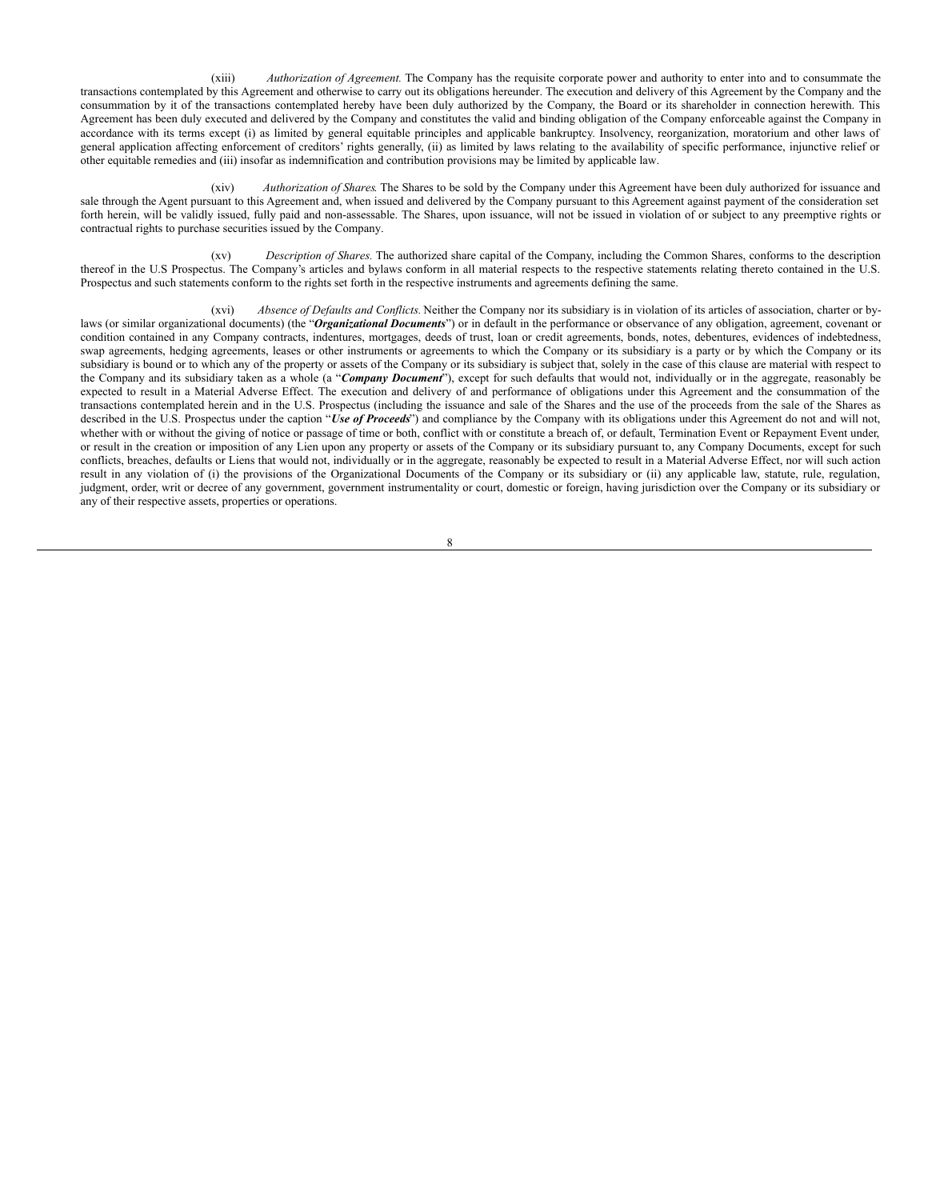(xiii) *Authorization of Agreement.* The Company has the requisite corporate power and authority to enter into and to consummate the transactions contemplated by this Agreement and otherwise to carry out its obligations hereunder. The execution and delivery of this Agreement by the Company and the consummation by it of the transactions contemplated hereby have been duly authorized by the Company, the Board or its shareholder in connection herewith. This Agreement has been duly executed and delivered by the Company and constitutes the valid and binding obligation of the Company enforceable against the Company in accordance with its terms except (i) as limited by general equitable principles and applicable bankruptcy. Insolvency, reorganization, moratorium and other laws of general application affecting enforcement of creditors' rights generally, (ii) as limited by laws relating to the availability of specific performance, injunctive relief or other equitable remedies and (iii) insofar as indemnification and contribution provisions may be limited by applicable law.

(xiv) *Authorization of Shares.* The Shares to be sold by the Company under this Agreement have been duly authorized for issuance and sale through the Agent pursuant to this Agreement and, when issued and delivered by the Company pursuant to this Agreement against payment of the consideration set forth herein, will be validly issued, fully paid and non-assessable. The Shares, upon issuance, will not be issued in violation of or subject to any preemptive rights or contractual rights to purchase securities issued by the Company.

(xv) *Description of Shares.* The authorized share capital of the Company, including the Common Shares, conforms to the description thereof in the U.S Prospectus. The Company's articles and bylaws conform in all material respects to the respective statements relating thereto contained in the U.S. Prospectus and such statements conform to the rights set forth in the respective instruments and agreements defining the same.

(xvi) *Absence of Defaults and Conflicts.* Neither the Company nor its subsidiary is in violation of its articles of association, charter or by-laws (or similar organizational documents) (the "***Organizational Documents***") or in default in the performance or observance of any obligation, agreement, covenant or condition contained in any Company contracts, indentures, mortgages, deeds of trust, loan or credit agreements, bonds, notes, debentures, evidences of indebtedness, swap agreements, hedging agreements, leases or other instruments or agreements to which the Company or its subsidiary is a party or by which the Company or its subsidiary is bound or to which any of the property or assets of the Company or its subsidiary is subject that, solely in the case of this clause are material with respect to the Company and its subsidiary taken as a whole (a "***Company Document***"), except for such defaults that would not, individually or in the aggregate, reasonably be expected to result in a Material Adverse Effect. The execution and delivery of and performance of obligations under this Agreement and the consummation of the transactions contemplated herein and in the U.S. Prospectus (including the issuance and sale of the Shares and the use of the proceeds from the sale of the Shares as described in the U.S. Prospectus under the caption "***Use of Proceeds***") and compliance by the Company with its obligations under this Agreement do not and will not, whether with or without the giving of notice or passage of time or both, conflict with or constitute a breach of, or default, Termination Event or Repayment Event under, or result in the creation or imposition of any Lien upon any property or assets of the Company or its subsidiary pursuant to, any Company Documents, except for such conflicts, breaches, defaults or Liens that would not, individually or in the aggregate, reasonably be expected to result in a Material Adverse Effect, nor will such action result in any violation of (i) the provisions of the Organizational Documents of the Company or its subsidiary or (ii) any applicable law, statute, rule, regulation, judgment, order, writ or decree of any government, government instrumentality or court, domestic or foreign, having jurisdiction over the Company or its subsidiary or any of their respective assets, properties or operations.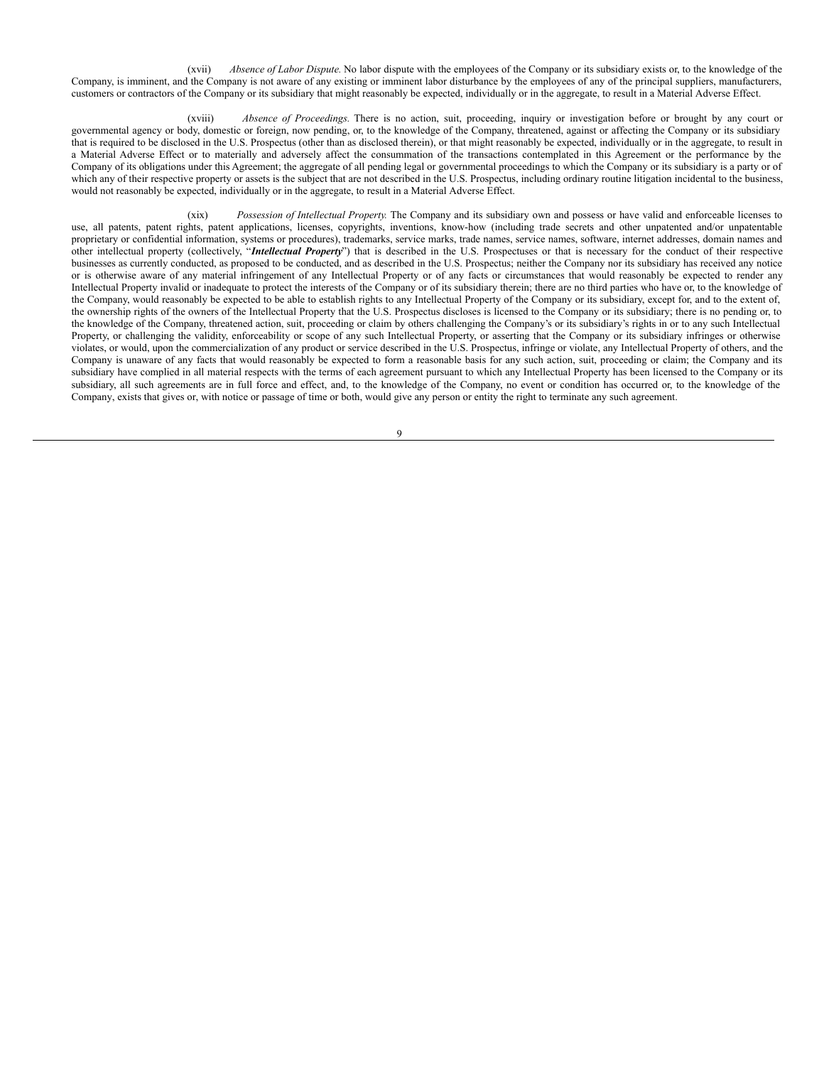(xvii) *Absence of Labor Dispute.* No labor dispute with the employees of the Company or its subsidiary exists or, to the knowledge of the Company, is imminent, and the Company is not aware of any existing or imminent labor disturbance by the employees of any of the principal suppliers, manufacturers, customers or contractors of the Company or its subsidiary that might reasonably be expected, individually or in the aggregate, to result in a Material Adverse Effect.

(xviii) *Absence of Proceedings.* There is no action, suit, proceeding, inquiry or investigation before or brought by any court or governmental agency or body, domestic or foreign, now pending, or, to the knowledge of the Company, threatened, against or affecting the Company or its subsidiary that is required to be disclosed in the U.S. Prospectus (other than as disclosed therein), or that might reasonably be expected, individually or in the aggregate, to result in a Material Adverse Effect or to materially and adversely affect the consummation of the transactions contemplated in this Agreement or the performance by the Company of its obligations under this Agreement; the aggregate of all pending legal or governmental proceedings to which the Company or its subsidiary is a party or of which any of their respective property or assets is the subject that are not described in the U.S. Prospectus, including ordinary routine litigation incidental to the business, would not reasonably be expected, individually or in the aggregate, to result in a Material Adverse Effect.

(xix) *Possession of Intellectual Property.* The Company and its subsidiary own and possess or have valid and enforceable licenses to use, all patents, patent rights, patent applications, licenses, copyrights, inventions, know-how (including trade secrets and other unpatented and/or unpatentable proprietary or confidential information, systems or procedures), trademarks, service marks, trade names, service names, software, internet addresses, domain names and other intellectual property (collectively, "***Intellectual Property***") that is described in the U.S. Prospectuses or that is necessary for the conduct of their respective businesses as currently conducted, as proposed to be conducted, and as described in the U.S. Prospectus; neither the Company nor its subsidiary has received any notice or is otherwise aware of any material infringement of any Intellectual Property or of any facts or circumstances that would reasonably be expected to render any Intellectual Property invalid or inadequate to protect the interests of the Company or of its subsidiary therein; there are no third parties who have or, to the knowledge of the Company, would reasonably be expected to be able to establish rights to any Intellectual Property of the Company or its subsidiary, except for, and to the extent of, the ownership rights of the owners of the Intellectual Property that the U.S. Prospectus discloses is licensed to the Company or its subsidiary; there is no pending or, to the knowledge of the Company, threatened action, suit, proceeding or claim by others challenging the Company's or its subsidiary's rights in or to any such Intellectual Property, or challenging the validity, enforceability or scope of any such Intellectual Property, or asserting that the Company or its subsidiary infringes or otherwise violates, or would, upon the commercialization of any product or service described in the U.S. Prospectus, infringe or violate, any Intellectual Property of others, and the Company is unaware of any facts that would reasonably be expected to form a reasonable basis for any such action, suit, proceeding or claim; the Company and its subsidiary have complied in all material respects with the terms of each agreement pursuant to which any Intellectual Property has been licensed to the Company or its subsidiary, all such agreements are in full force and effect, and, to the knowledge of the Company, no event or condition has occurred or, to the knowledge of the Company, exists that gives or, with notice or passage of time or both, would give any person or entity the right to terminate any such agreement.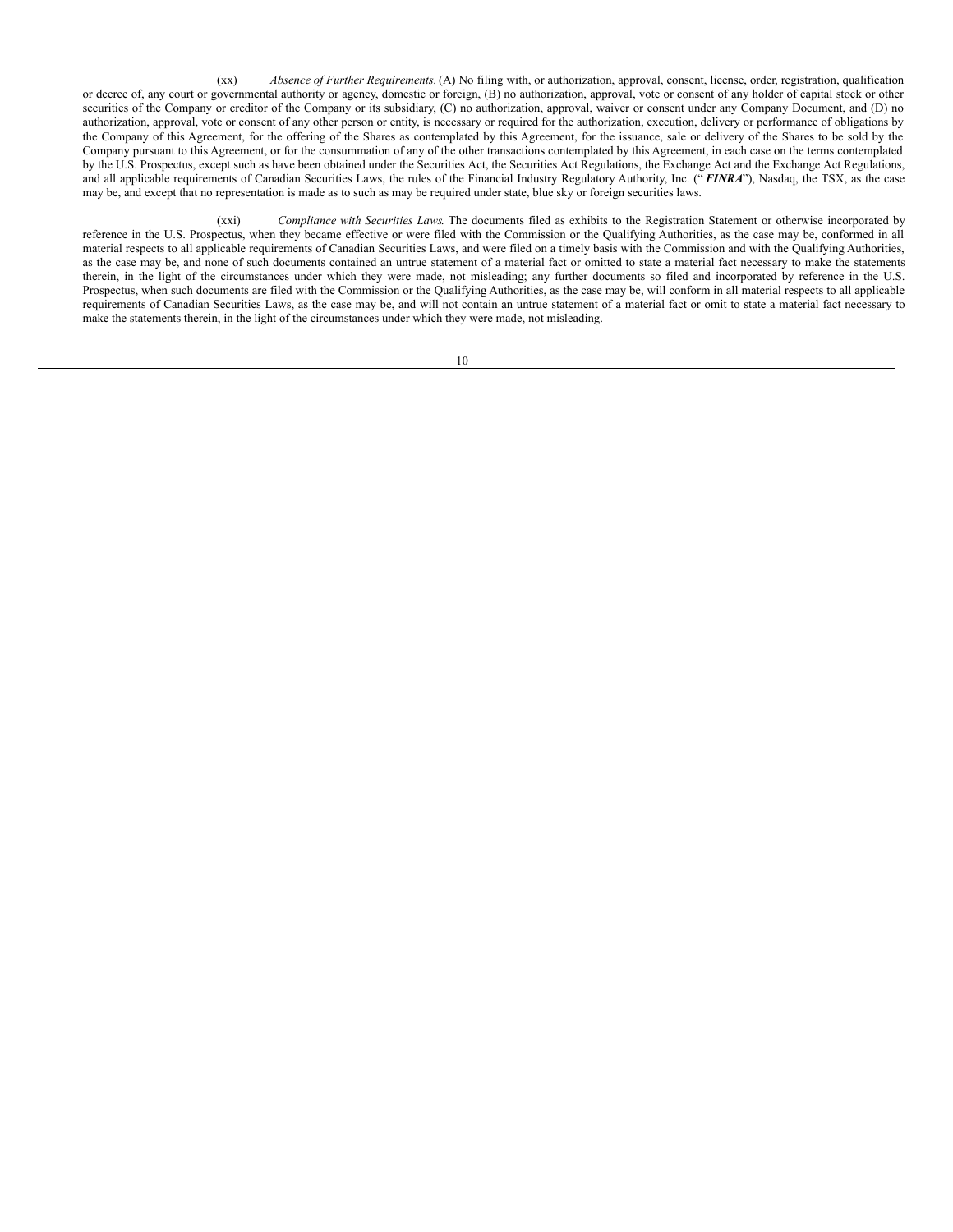(xx) *Absence of Further Requirements.* (A) No filing with, or authorization, approval, consent, license, order, registration, qualification or decree of, any court or governmental authority or agency, domestic or foreign, (B) no authorization, approval, vote or consent of any holder of capital stock or other securities of the Company or creditor of the Company or its subsidiary, (C) no authorization, approval, waiver or consent under any Company Document, and (D) no authorization, approval, vote or consent of any other person or entity, is necessary or required for the authorization, execution, delivery or performance of obligations by the Company of this Agreement, for the offering of the Shares as contemplated by this Agreement, for the issuance, sale or delivery of the Shares to be sold by the Company pursuant to this Agreement, or for the consummation of any of the other transactions contemplated by this Agreement, in each case on the terms contemplated by the U.S. Prospectus, except such as have been obtained under the Securities Act, the Securities Act Regulations, the Exchange Act and the Exchange Act Regulations, and all applicable requirements of Canadian Securities Laws, the rules of the Financial Industry Regulatory Authority, Inc. ("***FINRA***"), Nasdaq, the TSX, as the case may be, and except that no representation is made as to such as may be required under state, blue sky or foreign securities laws.

(xxi) *Compliance with Securities Laws.* The documents filed as exhibits to the Registration Statement or otherwise incorporated by reference in the U.S. Prospectus, when they became effective or were filed with the Commission or the Qualifying Authorities, as the case may be, conformed in all material respects to all applicable requirements of Canadian Securities Laws, and were filed on a timely basis with the Commission and with the Qualifying Authorities, as the case may be, and none of such documents contained an untrue statement of a material fact or omitted to state a material fact necessary to make the statements therein, in the light of the circumstances under which they were made, not misleading; any further documents so filed and incorporated by reference in the U.S. Prospectus, when such documents are filed with the Commission or the Qualifying Authorities, as the case may be, will conform in all material respects to all applicable requirements of Canadian Securities Laws, as the case may be, and will not contain an untrue statement of a material fact or omit to state a material fact necessary to make the statements therein, in the light of the circumstances under which they were made, not misleading.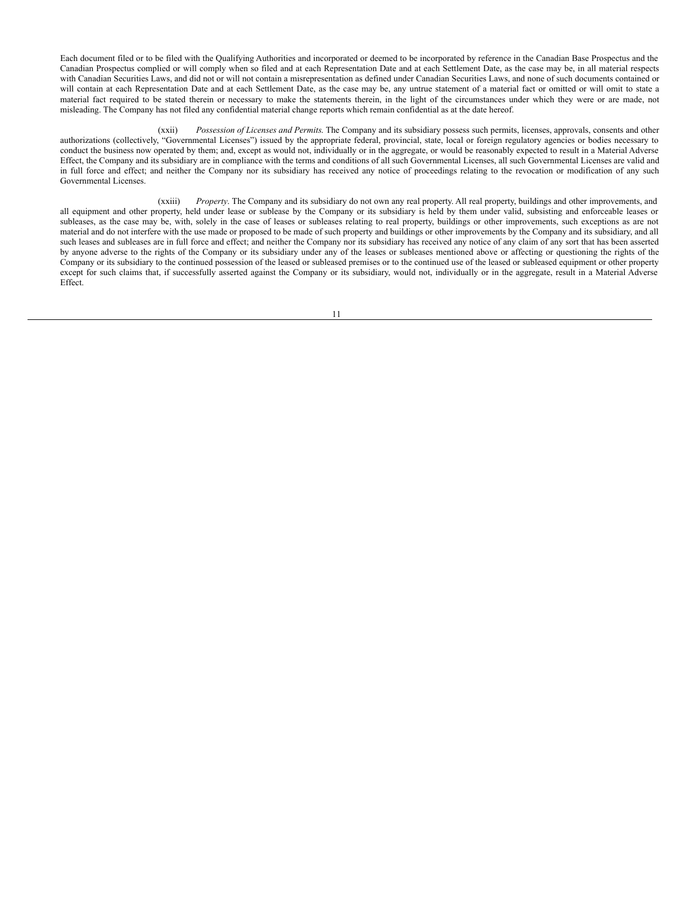Each document filed or to be filed with the Qualifying Authorities and incorporated or deemed to be incorporated by reference in the Canadian Base Prospectus and the Canadian Prospectus complied or will comply when so filed and at each Representation Date and at each Settlement Date, as the case may be, in all material respects with Canadian Securities Laws, and did not or will not contain a misrepresentation as defined under Canadian Securities Laws, and none of such documents contained or will contain at each Representation Date and at each Settlement Date, as the case may be, any untrue statement of a material fact or omitted or will omit to state a material fact required to be stated therein or necessary to make the statements therein, in the light of the circumstances under which they were or are made, not misleading. The Company has not filed any confidential material change reports which remain confidential as at the date hereof.

(xxii) *Possession of Licenses and Permits.* The Company and its subsidiary possess such permits, licenses, approvals, consents and other authorizations (collectively, "Governmental Licenses") issued by the appropriate federal, provincial, state, local or foreign regulatory agencies or bodies necessary to conduct the business now operated by them; and, except as would not, individually or in the aggregate, or would be reasonably expected to result in a Material Adverse Effect, the Company and its subsidiary are in compliance with the terms and conditions of all such Governmental Licenses, all such Governmental Licenses are valid and in full force and effect; and neither the Company nor its subsidiary has received any notice of proceedings relating to the revocation or modification of any such Governmental Licenses.

(xxiii) *Property*. The Company and its subsidiary do not own any real property. All real property, buildings and other improvements, and all equipment and other property, held under lease or sublease by the Company or its subsidiary is held by them under valid, subsisting and enforceable leases or subleases, as the case may be, with, solely in the case of leases or subleases relating to real property, buildings or other improvements, such exceptions as are not material and do not interfere with the use made or proposed to be made of such property and buildings or other improvements by the Company and its subsidiary, and all such leases and subleases are in full force and effect; and neither the Company nor its subsidiary has received any notice of any claim of any sort that has been asserted by anyone adverse to the rights of the Company or its subsidiary under any of the leases or subleases mentioned above or affecting or questioning the rights of the Company or its subsidiary to the continued possession of the leased or subleased premises or to the continued use of the leased or subleased equipment or other property except for such claims that, if successfully asserted against the Company or its subsidiary, would not, individually or in the aggregate, result in a Material Adverse Effect.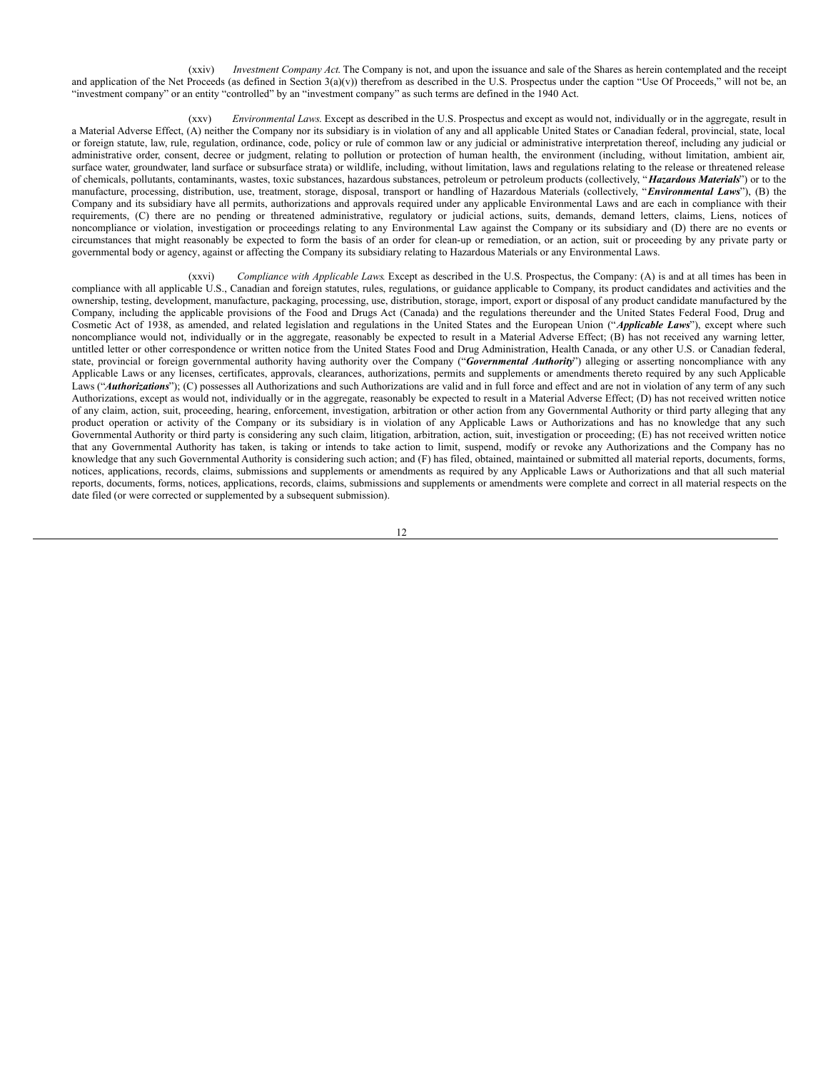(xxiv) *Investment Company Act.* The Company is not, and upon the issuance and sale of the Shares as herein contemplated and the receipt and application of the Net Proceeds (as defined in Section 3(a)(v)) therefrom as described in the U.S. Prospectus under the caption "Use Of Proceeds," will not be, an "investment company" or an entity "controlled" by an "investment company" as such terms are defined in the 1940 Act.

(xxv) *Environmental Laws.* Except as described in the U.S. Prospectus and except as would not, individually or in the aggregate, result in a Material Adverse Effect, (A) neither the Company nor its subsidiary is in violation of any and all applicable United States or Canadian federal, provincial, state, local or foreign statute, law, rule, regulation, ordinance, code, policy or rule of common law or any judicial or administrative interpretation thereof, including any judicial or administrative order, consent, decree or judgment, relating to pollution or protection of human health, the environment (including, without limitation, ambient air, surface water, groundwater, land surface or subsurface strata) or wildlife, including, without limitation, laws and regulations relating to the release or threatened release of chemicals, pollutants, contaminants, wastes, toxic substances, hazardous substances, petroleum or petroleum products (collectively, "***Hazardous Materials***") or to the manufacture, processing, distribution, use, treatment, storage, disposal, transport or handling of Hazardous Materials (collectively, "***Environmental Laws***"), (B) the Company and its subsidiary have all permits, authorizations and approvals required under any applicable Environmental Laws and are each in compliance with their requirements, (C) there are no pending or threatened administrative, regulatory or judicial actions, suits, demands, demand letters, claims, Liens, notices of noncompliance or violation, investigation or proceedings relating to any Environmental Law against the Company or its subsidiary and (D) there are no events or circumstances that might reasonably be expected to form the basis of an order for clean-up or remediation, or an action, suit or proceeding by any private party or governmental body or agency, against or affecting the Company its subsidiary relating to Hazardous Materials or any Environmental Laws.

(xxvi) *Compliance with Applicable Laws.* Except as described in the U.S. Prospectus, the Company: (A) is and at all times has been in compliance with all applicable U.S., Canadian and foreign statutes, rules, regulations, or guidance applicable to Company, its product candidates and activities and the ownership, testing, development, manufacture, packaging, processing, use, distribution, storage, import, export or disposal of any product candidate manufactured by the Company, including the applicable provisions of the Food and Drugs Act (Canada) and the regulations thereunder and the United States Federal Food, Drug and Cosmetic Act of 1938, as amended, and related legislation and regulations in the United States and the European Union ("***Applicable Laws***"), except where such noncompliance would not, individually or in the aggregate, reasonably be expected to result in a Material Adverse Effect; (B) has not received any warning letter, untitled letter or other correspondence or written notice from the United States Food and Drug Administration, Health Canada, or any other U.S. or Canadian federal, state, provincial or foreign governmental authority having authority over the Company ("***Governmental Authority***") alleging or asserting noncompliance with any Applicable Laws or any licenses, certificates, approvals, clearances, authorizations, permits and supplements or amendments thereto required by any such Applicable Laws ("***Authorizations***"); (C) possesses all Authorizations and such Authorizations are valid and in full force and effect and are not in violation of any term of any such Authorizations, except as would not, individually or in the aggregate, reasonably be expected to result in a Material Adverse Effect; (D) has not received written notice of any claim, action, suit, proceeding, hearing, enforcement, investigation, arbitration or other action from any Governmental Authority or third party alleging that any product operation or activity of the Company or its subsidiary is in violation of any Applicable Laws or Authorizations and has no knowledge that any such Governmental Authority or third party is considering any such claim, litigation, arbitration, action, suit, investigation or proceeding; (E) has not received written notice that any Governmental Authority has taken, is taking or intends to take action to limit, suspend, modify or revoke any Authorizations and the Company has no knowledge that any such Governmental Authority is considering such action; and (F) has filed, obtained, maintained or submitted all material reports, documents, forms, notices, applications, records, claims, submissions and supplements or amendments as required by any Applicable Laws or Authorizations and that all such material reports, documents, forms, notices, applications, records, claims, submissions and supplements or amendments were complete and correct in all material respects on the date filed (or were corrected or supplemented by a subsequent submission).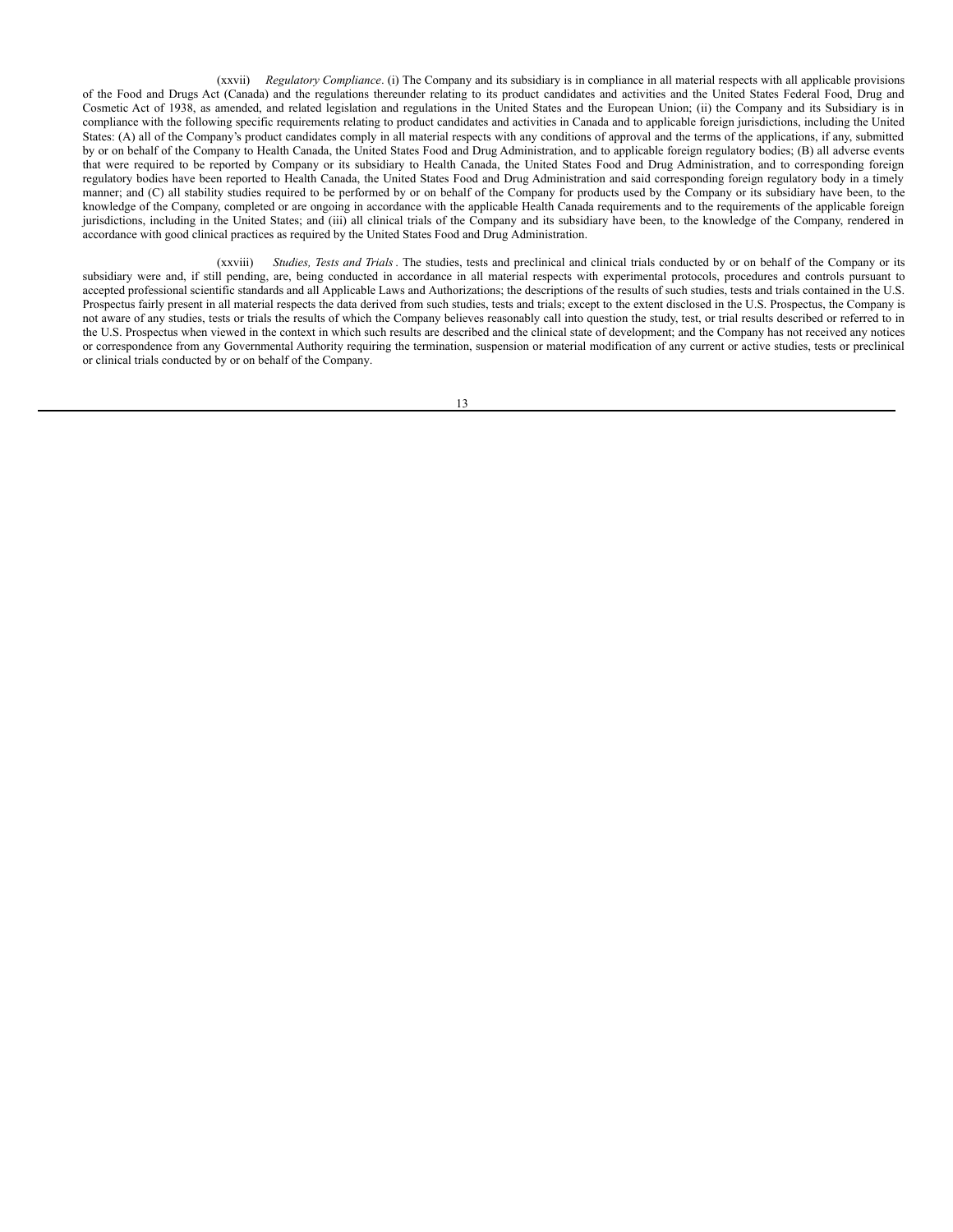(xxvii) *Regulatory Compliance*. (i) The Company and its subsidiary is in compliance in all material respects with all applicable provisions of the Food and Drugs Act (Canada) and the regulations thereunder relating to its product candidates and activities and the United States Federal Food, Drug and Cosmetic Act of 1938, as amended, and related legislation and regulations in the United States and the European Union; (ii) the Company and its Subsidiary is in compliance with the following specific requirements relating to product candidates and activities in Canada and to applicable foreign jurisdictions, including the United States: (A) all of the Company's product candidates comply in all material respects with any conditions of approval and the terms of the applications, if any, submitted by or on behalf of the Company to Health Canada, the United States Food and Drug Administration, and to applicable foreign regulatory bodies; (B) all adverse events that were required to be reported by Company or its subsidiary to Health Canada, the United States Food and Drug Administration, and to corresponding foreign regulatory bodies have been reported to Health Canada, the United States Food and Drug Administration and said corresponding foreign regulatory body in a timely manner; and (C) all stability studies required to be performed by or on behalf of the Company for products used by the Company or its subsidiary have been, to the knowledge of the Company, completed or are ongoing in accordance with the applicable Health Canada requirements and to the requirements of the applicable foreign jurisdictions, including in the United States; and (iii) all clinical trials of the Company and its subsidiary have been, to the knowledge of the Company, rendered in accordance with good clinical practices as required by the United States Food and Drug Administration.

(xxviii) *Studies, Tests and Trials*. The studies, tests and preclinical and clinical trials conducted by or on behalf of the Company or its subsidiary were and, if still pending, are, being conducted in accordance in all material respects with experimental protocols, procedures and controls pursuant to accepted professional scientific standards and all Applicable Laws and Authorizations; the descriptions of the results of such studies, tests and trials contained in the U.S. Prospectus fairly present in all material respects the data derived from such studies, tests and trials; except to the extent disclosed in the U.S. Prospectus, the Company is not aware of any studies, tests or trials the results of which the Company believes reasonably call into question the study, test, or trial results described or referred to in the U.S. Prospectus when viewed in the context in which such results are described and the clinical state of development; and the Company has not received any notices or correspondence from any Governmental Authority requiring the termination, suspension or material modification of any current or active studies, tests or preclinical or clinical trials conducted by or on behalf of the Company.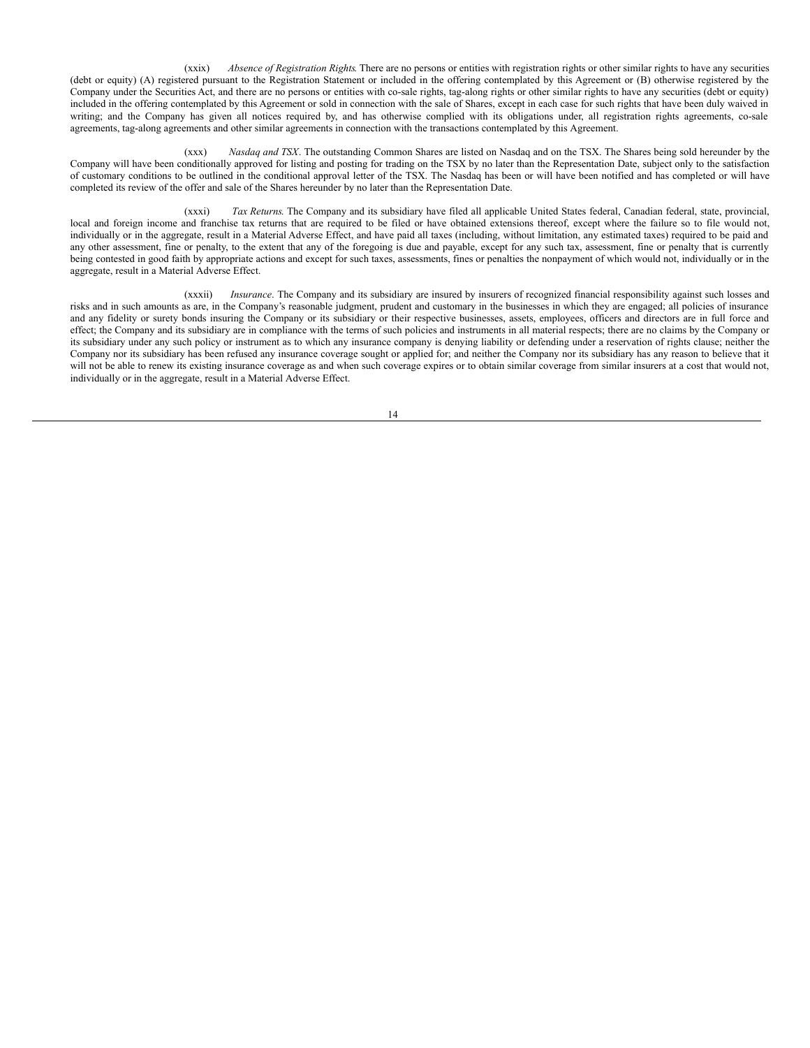(xxix) *Absence of Registration Rights*. There are no persons or entities with registration rights or other similar rights to have any securities (debt or equity) (A) registered pursuant to the Registration Statement or included in the offering contemplated by this Agreement or (B) otherwise registered by the Company under the Securities Act, and there are no persons or entities with co-sale rights, tag-along rights or other similar rights to have any securities (debt or equity) included in the offering contemplated by this Agreement or sold in connection with the sale of Shares, except in each case for such rights that have been duly waived in writing; and the Company has given all notices required by, and has otherwise complied with its obligations under, all registration rights agreements, co-sale agreements, tag-along agreements and other similar agreements in connection with the transactions contemplated by this Agreement.

(xxx) *Nasdaq and TSX*. The outstanding Common Shares are listed on Nasdaq and on the TSX. The Shares being sold hereunder by the Company will have been conditionally approved for listing and posting for trading on the TSX by no later than the Representation Date, subject only to the satisfaction of customary conditions to be outlined in the conditional approval letter of the TSX. The Nasdaq has been or will have been notified and has completed or will have completed its review of the offer and sale of the Shares hereunder by no later than the Representation Date.

(xxxi) *Tax Returns*. The Company and its subsidiary have filed all applicable United States federal, Canadian federal, state, provincial, local and foreign income and franchise tax returns that are required to be filed or have obtained extensions thereof, except where the failure so to file would not, individually or in the aggregate, result in a Material Adverse Effect, and have paid all taxes (including, without limitation, any estimated taxes) required to be paid and any other assessment, fine or penalty, to the extent that any of the foregoing is due and payable, except for any such tax, assessment, fine or penalty that is currently being contested in good faith by appropriate actions and except for such taxes, assessments, fines or penalties the nonpayment of which would not, individually or in the aggregate, result in a Material Adverse Effect.

(xxxii) *Insurance*. The Company and its subsidiary are insured by insurers of recognized financial responsibility against such losses and risks and in such amounts as are, in the Company's reasonable judgment, prudent and customary in the businesses in which they are engaged; all policies of insurance and any fidelity or surety bonds insuring the Company or its subsidiary or their respective businesses, assets, employees, officers and directors are in full force and effect; the Company and its subsidiary are in compliance with the terms of such policies and instruments in all material respects; there are no claims by the Company or its subsidiary under any such policy or instrument as to which any insurance company is denying liability or defending under a reservation of rights clause; neither the Company nor its subsidiary has been refused any insurance coverage sought or applied for; and neither the Company nor its subsidiary has any reason to believe that it will not be able to renew its existing insurance coverage as and when such coverage expires or to obtain similar coverage from similar insurers at a cost that would not, individually or in the aggregate, result in a Material Adverse Effect.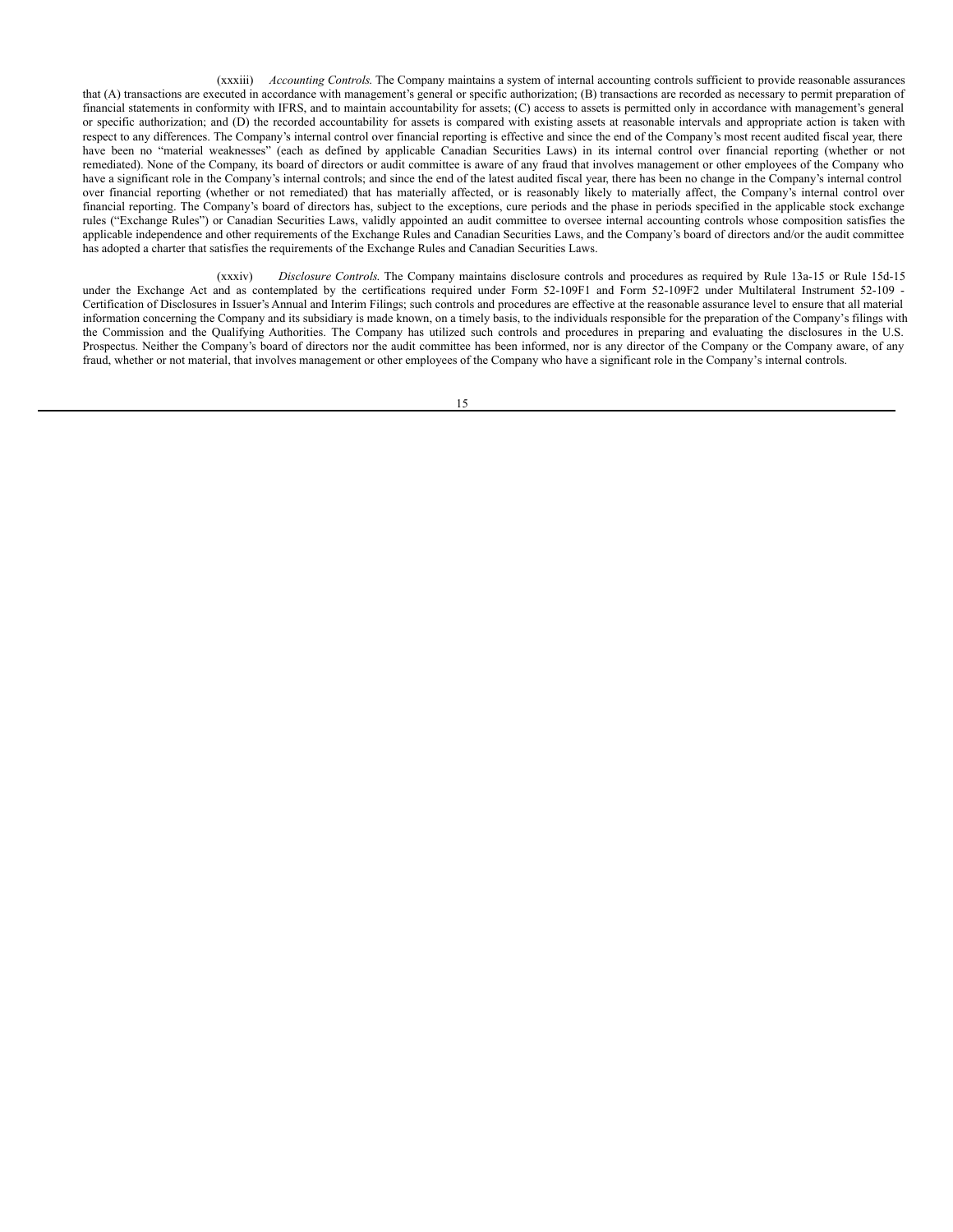(xxxiii) *Accounting Controls.* The Company maintains a system of internal accounting controls sufficient to provide reasonable assurances that (A) transactions are executed in accordance with management's general or specific authorization; (B) transactions are recorded as necessary to permit preparation of financial statements in conformity with IFRS, and to maintain accountability for assets; (C) access to assets is permitted only in accordance with management's general or specific authorization; and (D) the recorded accountability for assets is compared with existing assets at reasonable intervals and appropriate action is taken with respect to any differences. The Company's internal control over financial reporting is effective and since the end of the Company's most recent audited fiscal year, there have been no "material weaknesses" (each as defined by applicable Canadian Securities Laws) in its internal control over financial reporting (whether or not remediated). None of the Company, its board of directors or audit committee is aware of any fraud that involves management or other employees of the Company who have a significant role in the Company's internal controls; and since the end of the latest audited fiscal year, there has been no change in the Company's internal control over financial reporting (whether or not remediated) that has materially affected, or is reasonably likely to materially affect, the Company's internal control over financial reporting. The Company's board of directors has, subject to the exceptions, cure periods and the phase in periods specified in the applicable stock exchange rules ("Exchange Rules") or Canadian Securities Laws, validly appointed an audit committee to oversee internal accounting controls whose composition satisfies the applicable independence and other requirements of the Exchange Rules and Canadian Securities Laws, and the Company's board of directors and/or the audit committee has adopted a charter that satisfies the requirements of the Exchange Rules and Canadian Securities Laws.

(xxxiv) *Disclosure Controls.* The Company maintains disclosure controls and procedures as required by Rule 13a-15 or Rule 15d-15 under the Exchange Act and as contemplated by the certifications required under Form 52-109F1 and Form 52-109F2 under Multilateral Instrument 52-109 - Certification of Disclosures in Issuer's Annual and Interim Filings; such controls and procedures are effective at the reasonable assurance level to ensure that all material information concerning the Company and its subsidiary is made known, on a timely basis, to the individuals responsible for the preparation of the Company's filings with the Commission and the Qualifying Authorities. The Company has utilized such controls and procedures in preparing and evaluating the disclosures in the U.S. Prospectus. Neither the Company's board of directors nor the audit committee has been informed, nor is any director of the Company or the Company aware, of any fraud, whether or not material, that involves management or other employees of the Company who have a significant role in the Company's internal controls.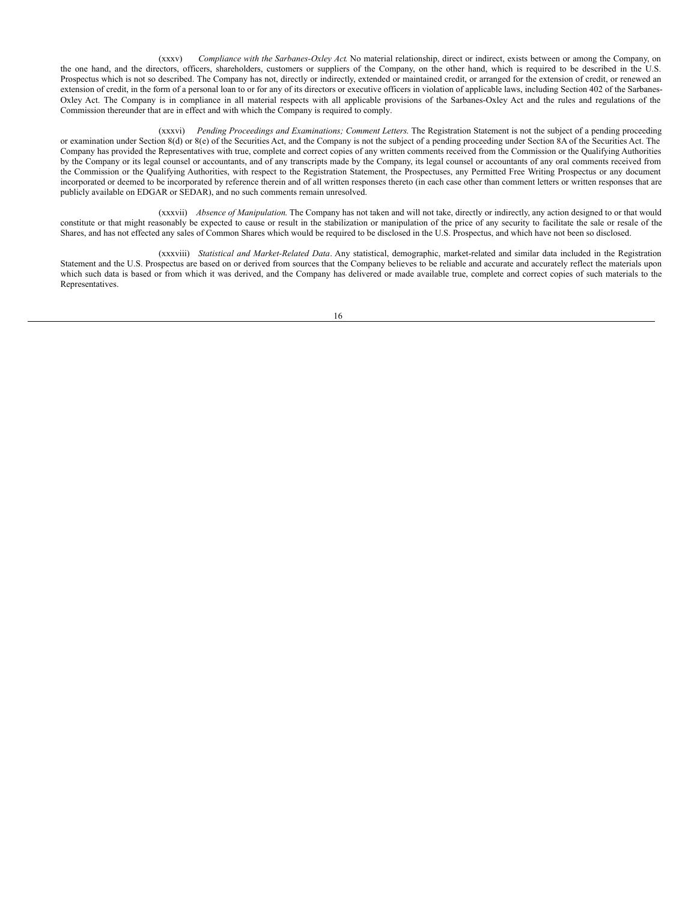(xxxv) *Compliance with the Sarbanes-Oxley Act*. No material relationship, direct or indirect, exists between or among the Company, on the one hand, and the directors, officers, shareholders, customers or suppliers of the Company, on the other hand, which is required to be described in the U.S. Prospectus which is not so described. The Company has not, directly or indirectly, extended or maintained credit, or arranged for the extension of credit, or renewed an extension of credit, in the form of a personal loan to or for any of its directors or executive officers in violation of applicable laws, including Section 402 of the Sarbanes-Oxley Act. The Company is in compliance in all material respects with all applicable provisions of the Sarbanes-Oxley Act and the rules and regulations of the Commission thereunder that are in effect and with which the Company is required to comply.

(xxxvi) *Pending Proceedings and Examinations; Comment Letters.* The Registration Statement is not the subject of a pending proceeding or examination under Section 8(d) or 8(e) of the Securities Act, and the Company is not the subject of a pending proceeding under Section 8A of the Securities Act. The Company has provided the Representatives with true, complete and correct copies of any written comments received from the Commission or the Qualifying Authorities by the Company or its legal counsel or accountants, and of any transcripts made by the Company, its legal counsel or accountants of any oral comments received from the Commission or the Qualifying Authorities, with respect to the Registration Statement, the Prospectuses, any Permitted Free Writing Prospectus or any document incorporated or deemed to be incorporated by reference therein and of all written responses thereto (in each case other than comment letters or written responses that are publicly available on EDGAR or SEDAR), and no such comments remain unresolved.

(xxxvii) *Absence of Manipulation.* The Company has not taken and will not take, directly or indirectly, any action designed to or that would constitute or that might reasonably be expected to cause or result in the stabilization or manipulation of the price of any security to facilitate the sale or resale of the Shares, and has not effected any sales of Common Shares which would be required to be disclosed in the U.S. Prospectus, and which have not been so disclosed.

(xxxviii) *Statistical and Market-Related Data*. Any statistical, demographic, market-related and similar data included in the Registration Statement and the U.S. Prospectus are based on or derived from sources that the Company believes to be reliable and accurate and accurately reflect the materials upon which such data is based or from which it was derived, and the Company has delivered or made available true, complete and correct copies of such materials to the Representatives.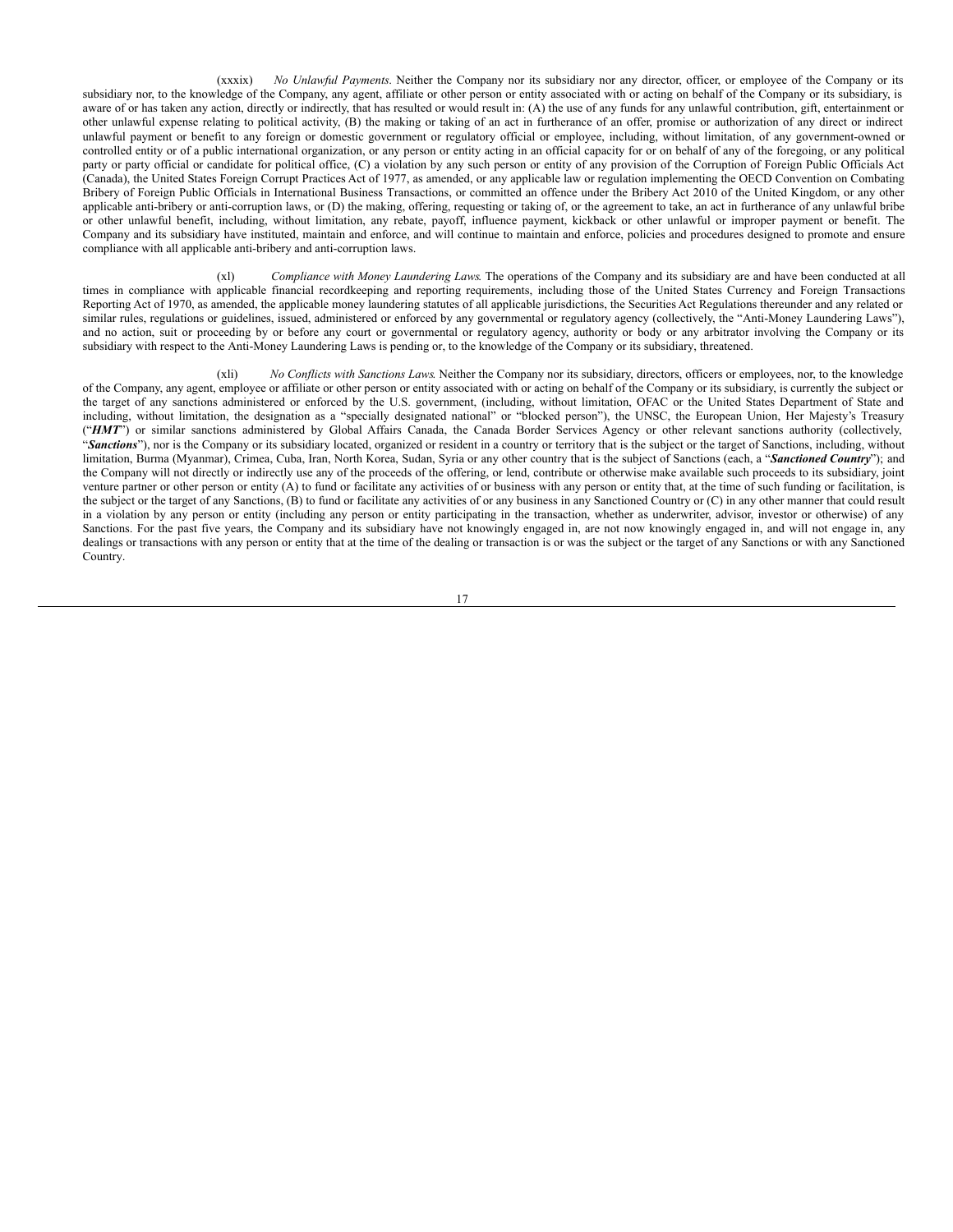(xxxix) *No Unlawful Payments*. Neither the Company nor its subsidiary nor any director, officer, or employee of the Company or its subsidiary nor, to the knowledge of the Company, any agent, affiliate or other person or entity associated with or acting on behalf of the Company or its subsidiary, is aware of or has taken any action, directly or indirectly, that has resulted or would result in: (A) the use of any funds for any unlawful contribution, gift, entertainment or other unlawful expense relating to political activity, (B) the making or taking of an act in furtherance of an offer, promise or authorization of any direct or indirect unlawful payment or benefit to any foreign or domestic government or regulatory official or employee, including, without limitation, of any government-owned or controlled entity or of a public international organization, or any person or entity acting in an official capacity for or on behalf of any of the foregoing, or any political party or party official or candidate for political office, (C) a violation by any such person or entity of any provision of the Corruption of Foreign Public Officials Act (Canada), the United States Foreign Corrupt Practices Act of 1977, as amended, or any applicable law or regulation implementing the OECD Convention on Combating Bribery of Foreign Public Officials in International Business Transactions, or committed an offence under the Bribery Act 2010 of the United Kingdom, or any other applicable anti-bribery or anti-corruption laws, or (D) the making, offering, requesting or taking of, or the agreement to take, an act in furtherance of any unlawful bribe or other unlawful benefit, including, without limitation, any rebate, payoff, influence payment, kickback or other unlawful or improper payment or benefit. The Company and its subsidiary have instituted, maintain and enforce, and will continue to maintain and enforce, policies and procedures designed to promote and ensure compliance with all applicable anti-bribery and anti-corruption laws.

(xl) *Compliance with Money Laundering Laws*. The operations of the Company and its subsidiary are and have been conducted at all times in compliance with applicable financial recordkeeping and reporting requirements, including those of the United States Currency and Foreign Transactions Reporting Act of 1970, as amended, the applicable money laundering statutes of all applicable jurisdictions, the Securities Act Regulations thereunder and any related or similar rules, regulations or guidelines, issued, administered or enforced by any governmental or regulatory agency (collectively, the "Anti-Money Laundering Laws"), and no action, suit or proceeding by or before any court or governmental or regulatory agency, authority or body or any arbitrator involving the Company or its subsidiary with respect to the Anti-Money Laundering Laws is pending or, to the knowledge of the Company or its subsidiary, threatened.

(xli) *No Conflicts with Sanctions Laws*. Neither the Company nor its subsidiary, directors, officers or employees, nor, to the knowledge of the Company, any agent, employee or affiliate or other person or entity associated with or acting on behalf of the Company or its subsidiary, is currently the subject or the target of any sanctions administered or enforced by the U.S. government, (including, without limitation, OFAC or the United States Department of State and including, without limitation, the designation as a "specially designated national" or "blocked person"), the UNSC, the European Union, Her Majesty's Treasury ("***HMT***") or similar sanctions administered by Global Affairs Canada, the Canada Border Services Agency or other relevant sanctions authority (collectively, "***Sanctions***"), nor is the Company or its subsidiary located, organized or resident in a country or territory that is the subject or the target of Sanctions, including, without limitation, Burma (Myanmar), Crimea, Cuba, Iran, North Korea, Sudan, Syria or any other country that is the subject of Sanctions (each, a "***Sanctioned Country***"); and the Company will not directly or indirectly use any of the proceeds of the offering, or lend, contribute or otherwise make available such proceeds to its subsidiary, joint venture partner or other person or entity (A) to fund or facilitate any activities of or business with any person or entity that, at the time of such funding or facilitation, is the subject or the target of any Sanctions, (B) to fund or facilitate any activities of or any business in any Sanctioned Country or (C) in any other manner that could result in a violation by any person or entity (including any person or entity participating in the transaction, whether as underwriter, advisor, investor or otherwise) of any Sanctions. For the past five years, the Company and its subsidiary have not knowingly engaged in, are not now knowingly engaged in, and will not engage in, any dealings or transactions with any person or entity that at the time of the dealing or transaction is or was the subject or the target of any Sanctions or with any Sanctioned Country.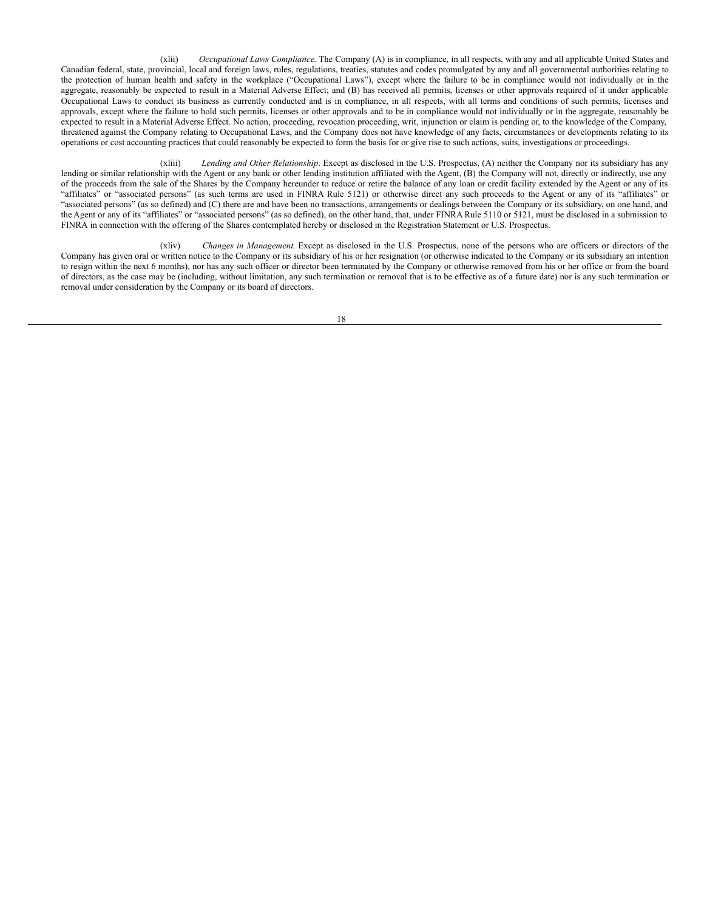(xlii) *Occupational Laws Compliance*. The Company (A) is in compliance, in all respects, with any and all applicable United States and Canadian federal, state, provincial, local and foreign laws, rules, regulations, treaties, statutes and codes promulgated by any and all governmental authorities relating to the protection of human health and safety in the workplace ("Occupational Laws"), except where the failure to be in compliance would not individually or in the aggregate, reasonably be expected to result in a Material Adverse Effect; and (B) has received all permits, licenses or other approvals required of it under applicable Occupational Laws to conduct its business as currently conducted and is in compliance, in all respects, with all terms and conditions of such permits, licenses and approvals, except where the failure to hold such permits, licenses or other approvals and to be in compliance would not individually or in the aggregate, reasonably be expected to result in a Material Adverse Effect. No action, proceeding, revocation proceeding, writ, injunction or claim is pending or, to the knowledge of the Company, threatened against the Company relating to Occupational Laws, and the Company does not have knowledge of any facts, circumstances or developments relating to its operations or cost accounting practices that could reasonably be expected to form the basis for or give rise to such actions, suits, investigations or proceedings.

(xliii) *Lending and Other Relationship*. Except as disclosed in the U.S. Prospectus, (A) neither the Company nor its subsidiary has any lending or similar relationship with the Agent or any bank or other lending institution affiliated with the Agent, (B) the Company will not, directly or indirectly, use any of the proceeds from the sale of the Shares by the Company hereunder to reduce or retire the balance of any loan or credit facility extended by the Agent or any of its "affiliates" or "associated persons" (as such terms are used in FINRA Rule 5121) or otherwise direct any such proceeds to the Agent or any of its "affiliates" or "associated persons" (as so defined) and (C) there are and have been no transactions, arrangements or dealings between the Company or its subsidiary, on one hand, and the Agent or any of its "affiliates" or "associated persons" (as so defined), on the other hand, that, under FINRA Rule 5110 or 5121, must be disclosed in a submission to FINRA in connection with the offering of the Shares contemplated hereby or disclosed in the Registration Statement or U.S. Prospectus.

(xliv) *Changes in Management*. Except as disclosed in the U.S. Prospectus, none of the persons who are officers or directors of the Company has given oral or written notice to the Company or its subsidiary of his or her resignation (or otherwise indicated to the Company or its subsidiary an intention to resign within the next 6 months), nor has any such officer or director been terminated by the Company or otherwise removed from his or her office or from the board of directors, as the case may be (including, without limitation, any such termination or removal that is to be effective as of a future date) nor is any such termination or removal under consideration by the Company or its board of directors.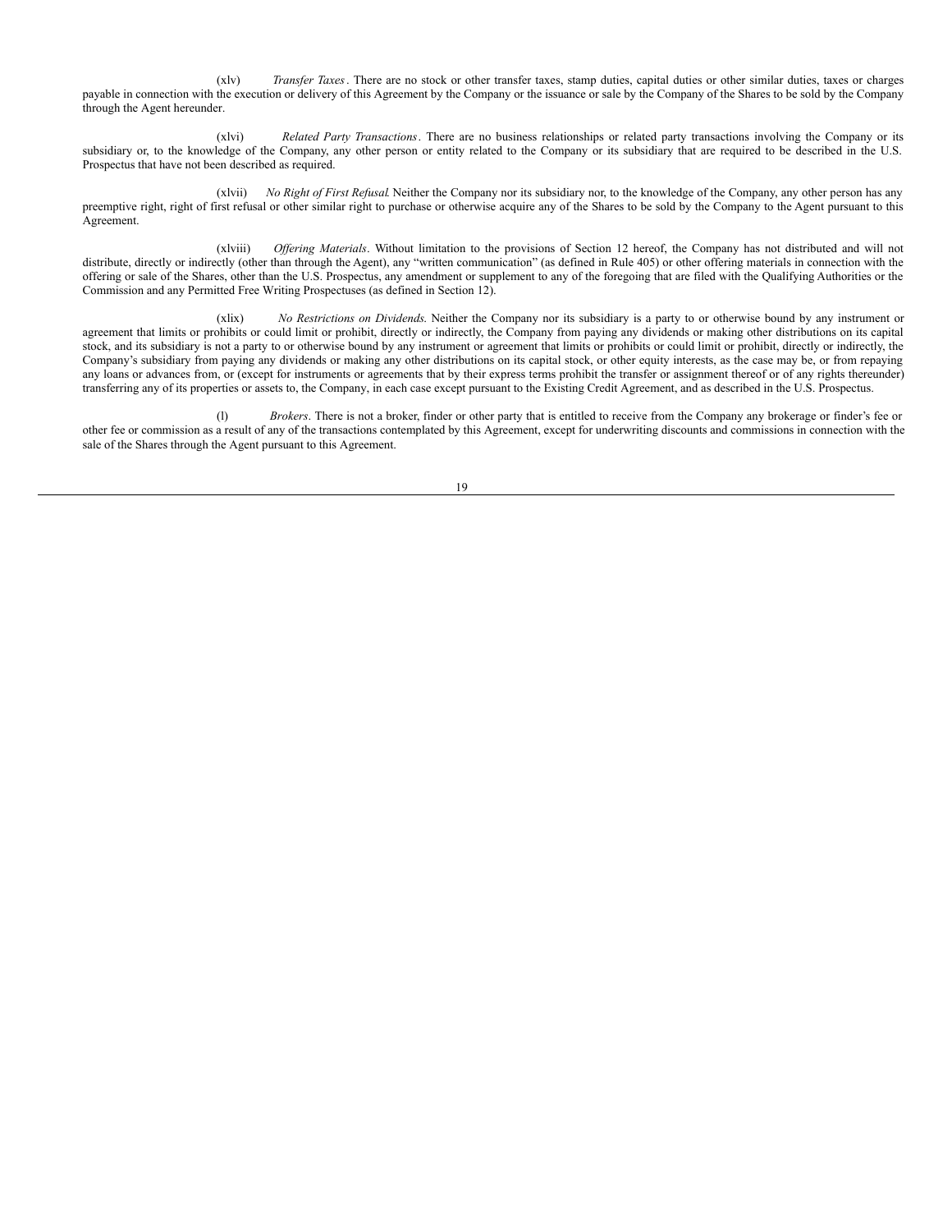(xlv) *Transfer Taxes*. There are no stock or other transfer taxes, stamp duties, capital duties or other similar duties, taxes or charges payable in connection with the execution or delivery of this Agreement by the Company or the issuance or sale by the Company of the Shares to be sold by the Company through the Agent hereunder.

(xlvi) *Related Party Transactions*. There are no business relationships or related party transactions involving the Company or its subsidiary or, to the knowledge of the Company, any other person or entity related to the Company or its subsidiary that are required to be described in the U.S. Prospectus that have not been described as required.

(xlvii) *No Right of First Refusal*. Neither the Company nor its subsidiary nor, to the knowledge of the Company, any other person has any preemptive right, right of first refusal or other similar right to purchase or otherwise acquire any of the Shares to be sold by the Company to the Agent pursuant to this Agreement.

(xlviii) *Offering Materials*. Without limitation to the provisions of Section 12 hereof, the Company has not distributed and will not distribute, directly or indirectly (other than through the Agent), any "written communication" (as defined in Rule 405) or other offering materials in connection with the offering or sale of the Shares, other than the U.S. Prospectus, any amendment or supplement to any of the foregoing that are filed with the Qualifying Authorities or the Commission and any Permitted Free Writing Prospectuses (as defined in Section 12).

(xlix) *No Restrictions on Dividends.* Neither the Company nor its subsidiary is a party to or otherwise bound by any instrument or agreement that limits or prohibits or could limit or prohibit, directly or indirectly, the Company from paying any dividends or making other distributions on its capital stock, and its subsidiary is not a party to or otherwise bound by any instrument or agreement that limits or prohibits or could limit or prohibit, directly or indirectly, the Company's subsidiary from paying any dividends or making any other distributions on its capital stock, or other equity interests, as the case may be, or from repaying any loans or advances from, or (except for instruments or agreements that by their express terms prohibit the transfer or assignment thereof or of any rights thereunder) transferring any of its properties or assets to, the Company, in each case except pursuant to the Existing Credit Agreement, and as described in the U.S. Prospectus.

(l) *Brokers*. There is not a broker, finder or other party that is entitled to receive from the Company any brokerage or finder's fee or other fee or commission as a result of any of the transactions contemplated by this Agreement, except for underwriting discounts and commissions in connection with the sale of the Shares through the Agent pursuant to this Agreement.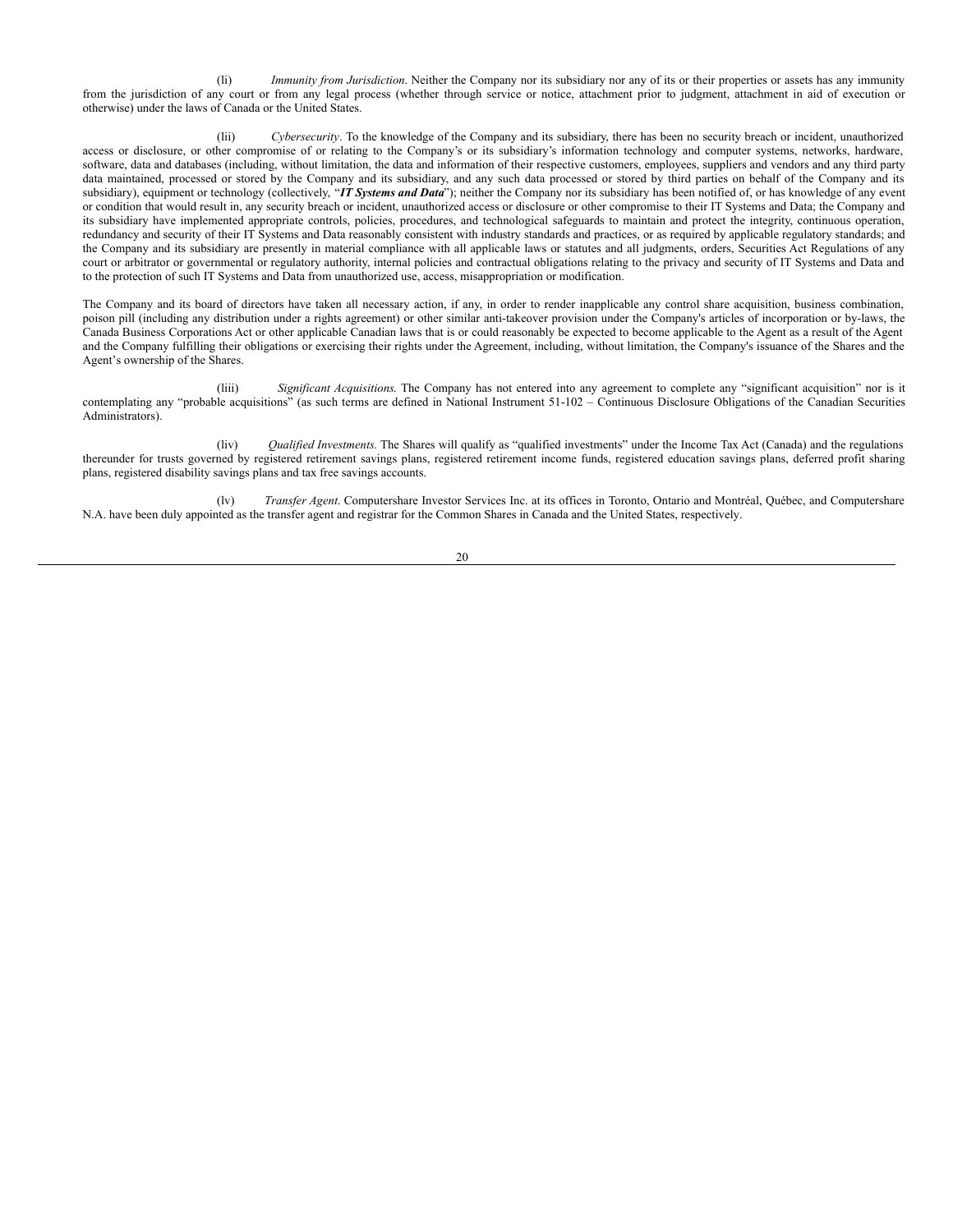(li) *Immunity from Jurisdiction*. Neither the Company nor its subsidiary nor any of its or their properties or assets has any immunity from the jurisdiction of any court or from any legal process (whether through service or notice, attachment prior to judgment, attachment in aid of execution or otherwise) under the laws of Canada or the United States.

(lii) *Cybersecurity*. To the knowledge of the Company and its subsidiary, there has been no security breach or incident, unauthorized access or disclosure, or other compromise of or relating to the Company's or its subsidiary's information technology and computer systems, networks, hardware, software, data and databases (including, without limitation, the data and information of their respective customers, employees, suppliers and vendors and any third party data maintained, processed or stored by the Company and its subsidiary, and any such data processed or stored by third parties on behalf of the Company and its subsidiary), equipment or technology (collectively, "***IT Systems and Data***"); neither the Company nor its subsidiary has been notified of, or has knowledge of any event or condition that would result in, any security breach or incident, unauthorized access or disclosure or other compromise to their IT Systems and Data; the Company and its subsidiary have implemented appropriate controls, policies, procedures, and technological safeguards to maintain and protect the integrity, continuous operation, redundancy and security of their IT Systems and Data reasonably consistent with industry standards and practices, or as required by applicable regulatory standards; and the Company and its subsidiary are presently in material compliance with all applicable laws or statutes and all judgments, orders, Securities Act Regulations of any court or arbitrator or governmental or regulatory authority, internal policies and contractual obligations relating to the privacy and security of IT Systems and Data and to the protection of such IT Systems and Data from unauthorized use, access, misappropriation or modification.

The Company and its board of directors have taken all necessary action, if any, in order to render inapplicable any control share acquisition, business combination, poison pill (including any distribution under a rights agreement) or other similar anti-takeover provision under the Company's articles of incorporation or by-laws, the Canada Business Corporations Act or other applicable Canadian laws that is or could reasonably be expected to become applicable to the Agent as a result of the Agent and the Company fulfilling their obligations or exercising their rights under the Agreement, including, without limitation, the Company's issuance of the Shares and the Agent's ownership of the Shares.

(liii) *Significant Acquisitions.* The Company has not entered into any agreement to complete any "significant acquisition" nor is it contemplating any "probable acquisitions" (as such terms are defined in National Instrument 51-102 – Continuous Disclosure Obligations of the Canadian Securities Administrators).

(liv) *Qualified Investments.* The Shares will qualify as "qualified investments" under the Income Tax Act (Canada) and the regulations thereunder for trusts governed by registered retirement savings plans, registered retirement income funds, registered education savings plans, deferred profit sharing plans, registered disability savings plans and tax free savings accounts.

(lv) *Transfer Agent*. Computershare Investor Services Inc. at its offices in Toronto, Ontario and Montréal, Québec, and Computershare N.A. have been duly appointed as the transfer agent and registrar for the Common Shares in Canada and the United States, respectively.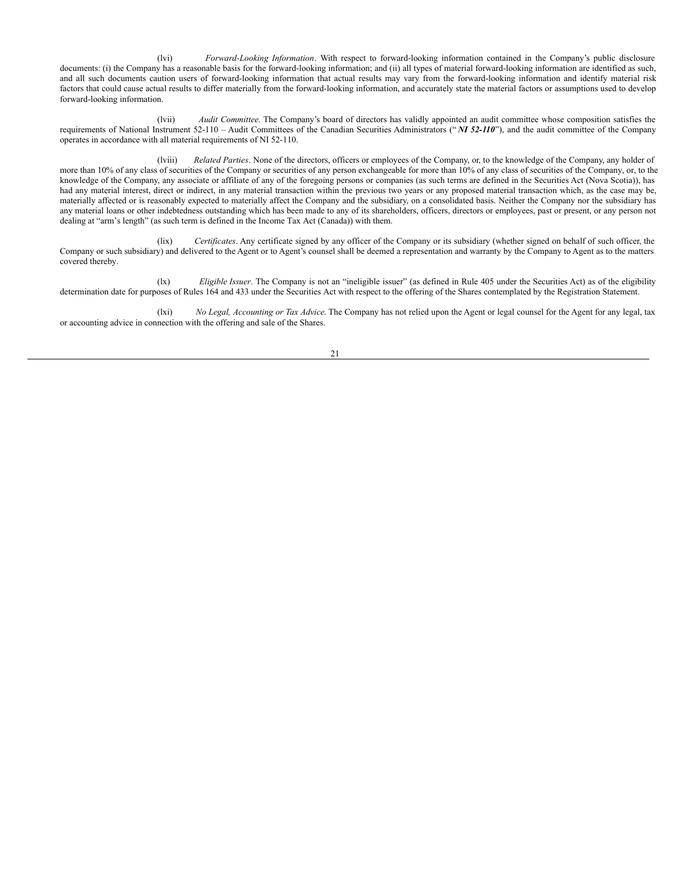(lvi) *Forward-Looking Information*. With respect to forward-looking information contained in the Company's public disclosure documents: (i) the Company has a reasonable basis for the forward-looking information; and (ii) all types of material forward-looking information are identified as such, and all such documents caution users of forward-looking information that actual results may vary from the forward-looking information and identify material risk factors that could cause actual results to differ materially from the forward-looking information, and accurately state the material factors or assumptions used to develop forward-looking information.

(lvii) *Audit Committee.* The Company's board of directors has validly appointed an audit committee whose composition satisfies the requirements of National Instrument 52-110 – Audit Committees of the Canadian Securities Administrators ("***NI 52-110***"), and the audit committee of the Company operates in accordance with all material requirements of NI 52-110.

(lviii) *Related Parties*. None of the directors, officers or employees of the Company, or, to the knowledge of the Company, any holder of more than 10% of any class of securities of the Company or securities of any person exchangeable for more than 10% of any class of securities of the Company, or, to the knowledge of the Company, any associate or affiliate of any of the foregoing persons or companies (as such terms are defined in the Securities Act (Nova Scotia)), has had any material interest, direct or indirect, in any material transaction within the previous two years or any proposed material transaction which, as the case may be, materially affected or is reasonably expected to materially affect the Company and the subsidiary, on a consolidated basis. Neither the Company nor the subsidiary has any material loans or other indebtedness outstanding which has been made to any of its shareholders, officers, directors or employees, past or present, or any person not dealing at "arm's length" (as such term is defined in the Income Tax Act (Canada)) with them.

(lix) *Certificates*. Any certificate signed by any officer of the Company or its subsidiary (whether signed on behalf of such officer, the Company or such subsidiary) and delivered to the Agent or to Agent's counsel shall be deemed a representation and warranty by the Company to Agent as to the matters covered thereby.

(lx) *Eligible Issuer*. The Company is not an "ineligible issuer" (as defined in Rule 405 under the Securities Act) as of the eligibility determination date for purposes of Rules 164 and 433 under the Securities Act with respect to the offering of the Shares contemplated by the Registration Statement.

(lxi) *No Legal, Accounting or Tax Advice.* The Company has not relied upon the Agent or legal counsel for the Agent for any legal, tax or accounting advice in connection with the offering and sale of the Shares.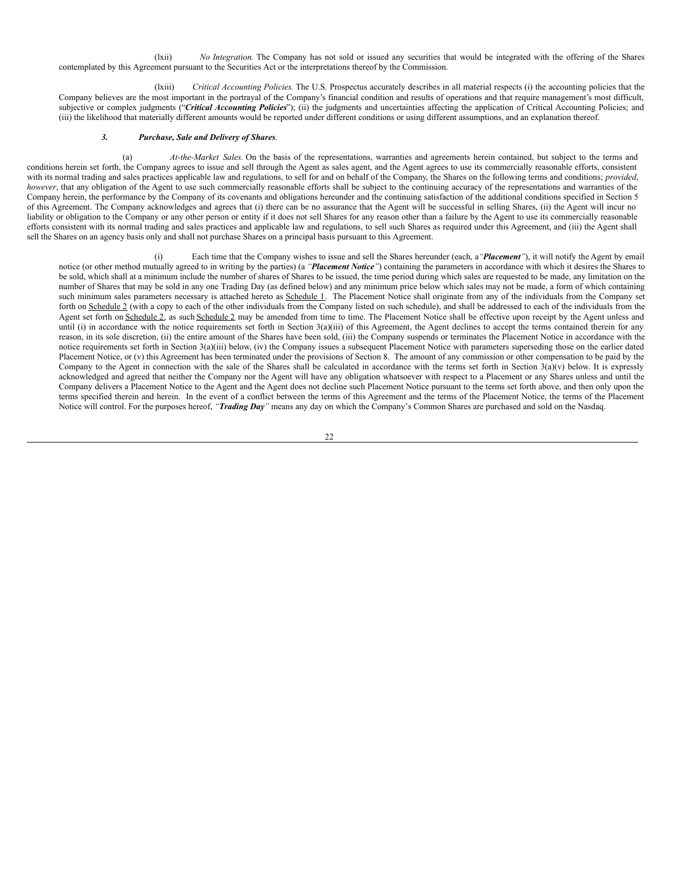(lxii) *No Integration.* The Company has not sold or issued any securities that would be integrated with the offering of the Shares contemplated by this Agreement pursuant to the Securities Act or the interpretations thereof by the Commission.

(lxiii) *Critical Accounting Policies.* The U.S. Prospectus accurately describes in all material respects (i) the accounting policies that the Company believes are the most important in the portrayal of the Company's financial condition and results of operations and that require management's most difficult, subjective or complex judgments ("***Critical Accounting Policies***"); (ii) the judgments and uncertainties affecting the application of Critical Accounting Policies; and (iii) the likelihood that materially different amounts would be reported under different conditions or using different assumptions, and an explanation thereof.

***3. Purchase, Sale and Delivery of Shares.***

(a) *At-the-Market Sales.* On the basis of the representations, warranties and agreements herein contained, but subject to the terms and conditions herein set forth, the Company agrees to issue and sell through the Agent as sales agent, and the Agent agrees to use its commercially reasonable efforts, consistent with its normal trading and sales practices applicable law and regulations, to sell for and on behalf of the Company, the Shares on the following terms and conditions; *provided*, *however*, that any obligation of the Agent to use such commercially reasonable efforts shall be subject to the continuing accuracy of the representations and warranties of the Company herein, the performance by the Company of its covenants and obligations hereunder and the continuing satisfaction of the additional conditions specified in Section 5 of this Agreement. The Company acknowledges and agrees that (i) there can be no assurance that the Agent will be successful in selling Shares, (ii) the Agent will incur no liability or obligation to the Company or any other person or entity if it does not sell Shares for any reason other than a failure by the Agent to use its commercially reasonable efforts consistent with its normal trading and sales practices and applicable law and regulations, to sell such Shares as required under this Agreement, and (iii) the Agent shall sell the Shares on an agency basis only and shall not purchase Shares on a principal basis pursuant to this Agreement.

(i) Each time that the Company wishes to issue and sell the Shares hereunder (each, a *"**Placement**"*), it will notify the Agent by email notice (or other method mutually agreed to in writing by the parties) (a *"**Placement Notice**"*) containing the parameters in accordance with which it desires the Shares to be sold, which shall at a minimum include the number of shares of Shares to be issued, the time period during which sales are requested to be made, any limitation on the number of Shares that may be sold in any one Trading Day (as defined below) and any minimum price below which sales may not be made, a form of which containing such minimum sales parameters necessary is attached hereto as Schedule 1. The Placement Notice shall originate from any of the individuals from the Company set forth on Schedule 2 (with a copy to each of the other individuals from the Company listed on such schedule), and shall be addressed to each of the individuals from the Agent set forth on Schedule 2, as such Schedule 2 may be amended from time to time. The Placement Notice shall be effective upon receipt by the Agent unless and until (i) in accordance with the notice requirements set forth in Section 3(a)(iii) of this Agreement, the Agent declines to accept the terms contained therein for any reason, in its sole discretion, (ii) the entire amount of the Shares have been sold, (iii) the Company suspends or terminates the Placement Notice in accordance with the notice requirements set forth in Section 3(a)(iii) below, (iv) the Company issues a subsequent Placement Notice with parameters superseding those on the earlier dated Placement Notice, or (v) this Agreement has been terminated under the provisions of Section 8. The amount of any commission or other compensation to be paid by the Company to the Agent in connection with the sale of the Shares shall be calculated in accordance with the terms set forth in Section 3(a)(v) below. It is expressly acknowledged and agreed that neither the Company nor the Agent will have any obligation whatsoever with respect to a Placement or any Shares unless and until the Company delivers a Placement Notice to the Agent and the Agent does not decline such Placement Notice pursuant to the terms set forth above, and then only upon the terms specified therein and herein. In the event of a conflict between the terms of this Agreement and the terms of the Placement Notice, the terms of the Placement Notice will control. For the purposes hereof, *"**Trading Day**"* means any day on which the Company's Common Shares are purchased and sold on the Nasdaq.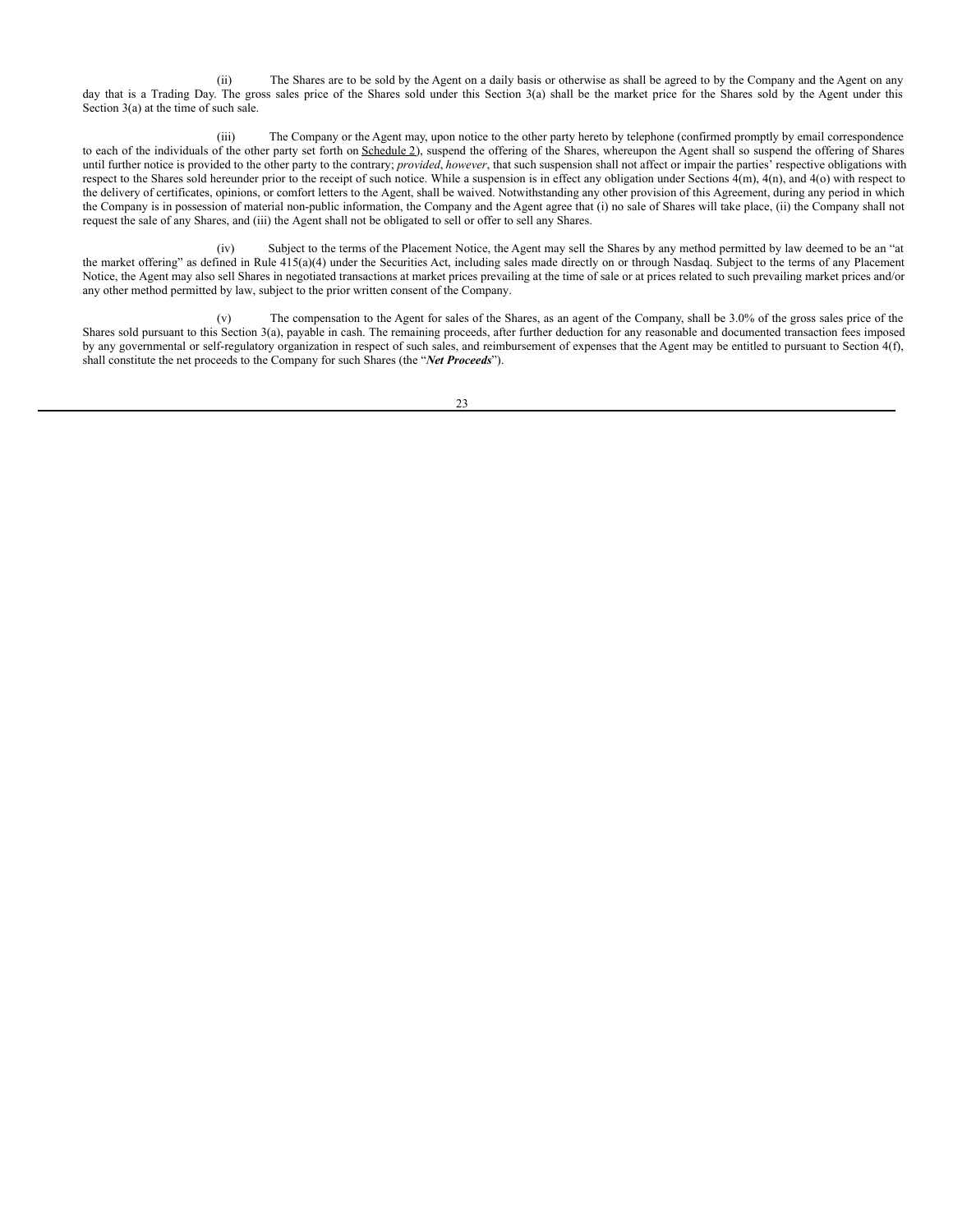(ii) The Shares are to be sold by the Agent on a daily basis or otherwise as shall be agreed to by the Company and the Agent on any day that is a Trading Day. The gross sales price of the Shares sold under this Section 3(a) shall be the market price for the Shares sold by the Agent under this Section 3(a) at the time of such sale.

(iii) The Company or the Agent may, upon notice to the other party hereto by telephone (confirmed promptly by email correspondence to each of the individuals of the other party set forth on Schedule 2), suspend the offering of the Shares, whereupon the Agent shall so suspend the offering of Shares until further notice is provided to the other party to the contrary; *provided*, *however*, that such suspension shall not affect or impair the parties' respective obligations with respect to the Shares sold hereunder prior to the receipt of such notice. While a suspension is in effect any obligation under Sections 4(m), 4(n), and 4(o) with respect to the delivery of certificates, opinions, or comfort letters to the Agent, shall be waived. Notwithstanding any other provision of this Agreement, during any period in which the Company is in possession of material non-public information, the Company and the Agent agree that (i) no sale of Shares will take place, (ii) the Company shall not request the sale of any Shares, and (iii) the Agent shall not be obligated to sell or offer to sell any Shares.

(iv) Subject to the terms of the Placement Notice, the Agent may sell the Shares by any method permitted by law deemed to be an "at the market offering" as defined in Rule 415(a)(4) under the Securities Act, including sales made directly on or through Nasdaq. Subject to the terms of any Placement Notice, the Agent may also sell Shares in negotiated transactions at market prices prevailing at the time of sale or at prices related to such prevailing market prices and/or any other method permitted by law, subject to the prior written consent of the Company.

(v) The compensation to the Agent for sales of the Shares, as an agent of the Company, shall be 3.0% of the gross sales price of the Shares sold pursuant to this Section 3(a), payable in cash. The remaining proceeds, after further deduction for any reasonable and documented transaction fees imposed by any governmental or self-regulatory organization in respect of such sales, and reimbursement of expenses that the Agent may be entitled to pursuant to Section 4(f), shall constitute the net proceeds to the Company for such Shares (the "***Net Proceeds***").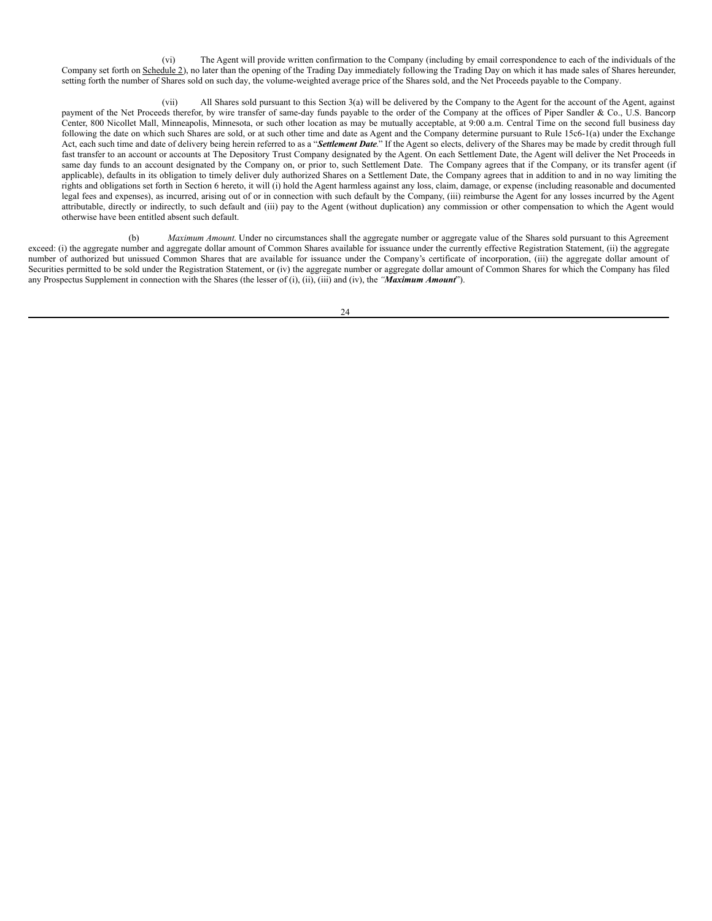(vi) The Agent will provide written confirmation to the Company (including by email correspondence to each of the individuals of the Company set forth on Schedule 2), no later than the opening of the Trading Day immediately following the Trading Day on which it has made sales of Shares hereunder, setting forth the number of Shares sold on such day, the volume-weighted average price of the Shares sold, and the Net Proceeds payable to the Company.

(vii) All Shares sold pursuant to this Section 3(a) will be delivered by the Company to the Agent for the account of the Agent, against payment of the Net Proceeds therefor, by wire transfer of same-day funds payable to the order of the Company at the offices of Piper Sandler & Co., U.S. Bancorp Center, 800 Nicollet Mall, Minneapolis, Minnesota, or such other location as may be mutually acceptable, at 9:00 a.m. Central Time on the second full business day following the date on which such Shares are sold, or at such other time and date as Agent and the Company determine pursuant to Rule 15c6-1(a) under the Exchange Act, each such time and date of delivery being herein referred to as a "***Settlement Date***." If the Agent so elects, delivery of the Shares may be made by credit through full fast transfer to an account or accounts at The Depository Trust Company designated by the Agent. On each Settlement Date, the Agent will deliver the Net Proceeds in same day funds to an account designated by the Company on, or prior to, such Settlement Date. The Company agrees that if the Company, or its transfer agent (if applicable), defaults in its obligation to timely deliver duly authorized Shares on a Settlement Date, the Company agrees that in addition to and in no way limiting the rights and obligations set forth in Section 6 hereto, it will (i) hold the Agent harmless against any loss, claim, damage, or expense (including reasonable and documented legal fees and expenses), as incurred, arising out of or in connection with such default by the Company, (iii) reimburse the Agent for any losses incurred by the Agent attributable, directly or indirectly, to such default and (iii) pay to the Agent (without duplication) any commission or other compensation to which the Agent would otherwise have been entitled absent such default.

(b) *Maximum Amount.* Under no circumstances shall the aggregate number or aggregate value of the Shares sold pursuant to this Agreement exceed: (i) the aggregate number and aggregate dollar amount of Common Shares available for issuance under the currently effective Registration Statement, (ii) the aggregate number of authorized but unissued Common Shares that are available for issuance under the Company's certificate of incorporation, (iii) the aggregate dollar amount of Securities permitted to be sold under the Registration Statement, or (iv) the aggregate number or aggregate dollar amount of Common Shares for which the Company has filed any Prospectus Supplement in connection with the Shares (the lesser of (i), (ii), (iii) and (iv), the "***Maximum Amount***").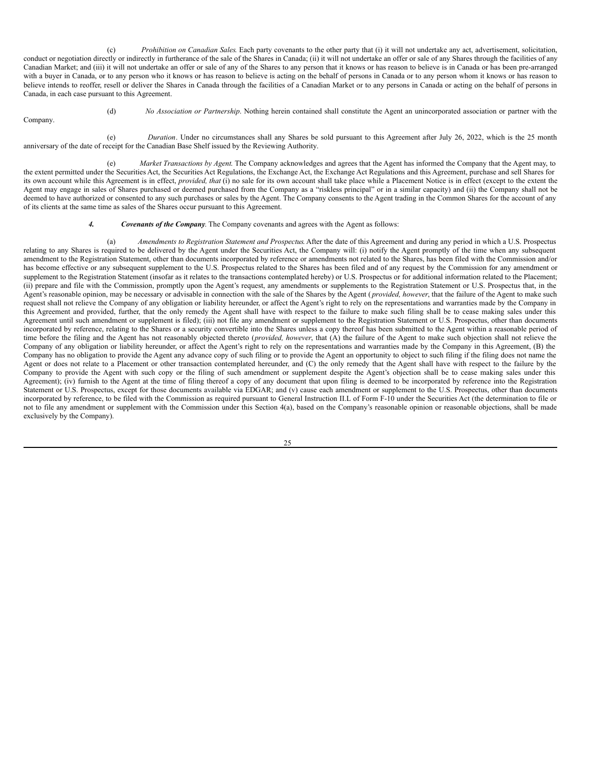(c) *Prohibition on Canadian Sales*. Each party covenants to the other party that (i) it will not undertake any act, advertisement, solicitation, conduct or negotiation directly or indirectly in furtherance of the sale of the Shares in Canada; (ii) it will not undertake an offer or sale of any Shares through the facilities of any Canadian Market; and (iii) it will not undertake an offer or sale of any of the Shares to any person that it knows or has reason to believe is in Canada or has been pre-arranged with a buyer in Canada, or to any person who it knows or has reason to believe is acting on the behalf of persons in Canada or to any person whom it knows or has reason to believe intends to reoffer, resell or deliver the Shares in Canada through the facilities of a Canadian Market or to any persons in Canada or acting on the behalf of persons in Canada, in each case pursuant to this Agreement.

(d) *No Association or Partnership*. Nothing herein contained shall constitute the Agent an unincorporated association or partner with the Company.

(e) *Duration*. Under no circumstances shall any Shares be sold pursuant to this Agreement after July 26, 2022, which is the 25 month anniversary of the date of receipt for the Canadian Base Shelf issued by the Reviewing Authority.

(e) *Market Transactions by Agent*. The Company acknowledges and agrees that the Agent has informed the Company that the Agent may, to the extent permitted under the Securities Act, the Securities Act Regulations, the Exchange Act, the Exchange Act Regulations and this Agreement, purchase and sell Shares for its own account while this Agreement is in effect, *provided, that* (i) no sale for its own account shall take place while a Placement Notice is in effect (except to the extent the Agent may engage in sales of Shares purchased or deemed purchased from the Company as a "riskless principal" or in a similar capacity) and (ii) the Company shall not be deemed to have authorized or consented to any such purchases or sales by the Agent. The Company consents to the Agent trading in the Common Shares for the account of any of its clients at the same time as sales of the Shares occur pursuant to this Agreement.

***4. Covenants of the Company***. The Company covenants and agrees with the Agent as follows:

(a) *Amendments to Registration Statement and Prospectus*. After the date of this Agreement and during any period in which a U.S. Prospectus relating to any Shares is required to be delivered by the Agent under the Securities Act, the Company will: (i) notify the Agent promptly of the time when any subsequent amendment to the Registration Statement, other than documents incorporated by reference or amendments not related to the Shares, has been filed with the Commission and/or has become effective or any subsequent supplement to the U.S. Prospectus related to the Shares has been filed and of any request by the Commission for any amendment or supplement to the Registration Statement (insofar as it relates to the transactions contemplated hereby) or U.S. Prospectus or for additional information related to the Placement; (ii) prepare and file with the Commission, promptly upon the Agent's request, any amendments or supplements to the Registration Statement or U.S. Prospectus that, in the Agent's reasonable opinion, may be necessary or advisable in connection with the sale of the Shares by the Agent (*provided, however*, that the failure of the Agent to make such request shall not relieve the Company of any obligation or liability hereunder, or affect the Agent's right to rely on the representations and warranties made by the Company in this Agreement and provided, further, that the only remedy the Agent shall have with respect to the failure to make such filing shall be to cease making sales under this Agreement until such amendment or supplement is filed); (iii) not file any amendment or supplement to the Registration Statement or U.S. Prospectus, other than documents incorporated by reference, relating to the Shares or a security convertible into the Shares unless a copy thereof has been submitted to the Agent within a reasonable period of time before the filing and the Agent has not reasonably objected thereto (*provided, however*, that (A) the failure of the Agent to make such objection shall not relieve the Company of any obligation or liability hereunder, or affect the Agent's right to rely on the representations and warranties made by the Company in this Agreement, (B) the Company has no obligation to provide the Agent any advance copy of such filing or to provide the Agent an opportunity to object to such filing if the filing does not name the Agent or does not relate to a Placement or other transaction contemplated hereunder, and (C) the only remedy that the Agent shall have with respect to the failure by the Company to provide the Agent with such copy or the filing of such amendment or supplement despite the Agent's objection shall be to cease making sales under this Agreement); (iv) furnish to the Agent at the time of filing thereof a copy of any document that upon filing is deemed to be incorporated by reference into the Registration Statement or U.S. Prospectus, except for those documents available via EDGAR; and (v) cause each amendment or supplement to the U.S. Prospectus, other than documents incorporated by reference, to be filed with the Commission as required pursuant to General Instruction II.L of Form F-10 under the Securities Act (the determination to file or not to file any amendment or supplement with the Commission under this Section 4(a), based on the Company's reasonable opinion or reasonable objections, shall be made exclusively by the Company).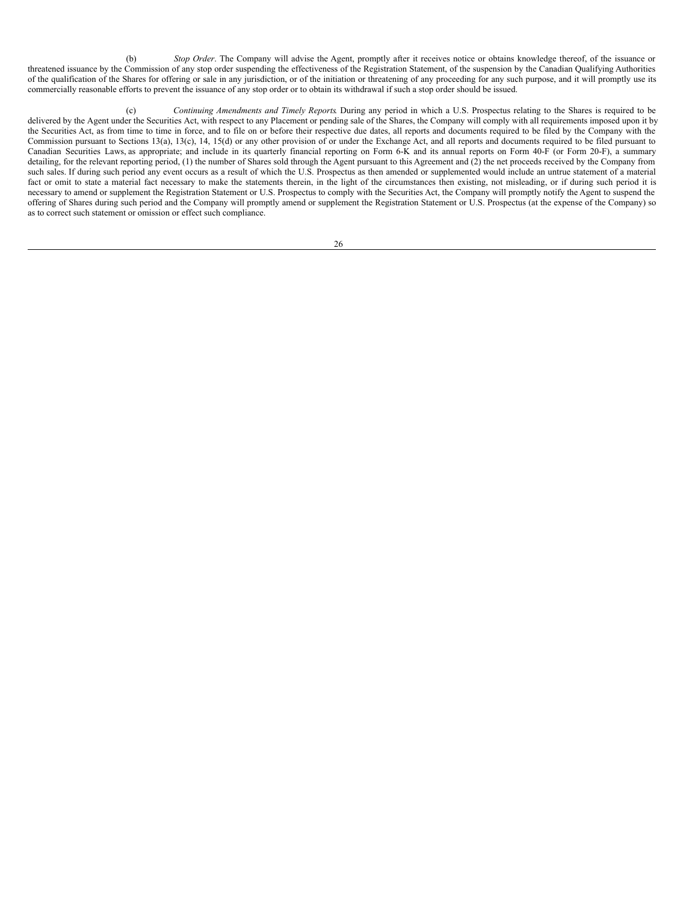(b) *Stop Order*. The Company will advise the Agent, promptly after it receives notice or obtains knowledge thereof, of the issuance or threatened issuance by the Commission of any stop order suspending the effectiveness of the Registration Statement, of the suspension by the Canadian Qualifying Authorities of the qualification of the Shares for offering or sale in any jurisdiction, or of the initiation or threatening of any proceeding for any such purpose, and it will promptly use its commercially reasonable efforts to prevent the issuance of any stop order or to obtain its withdrawal if such a stop order should be issued.

(c) *Continuing Amendments and Timely Reports*. During any period in which a U.S. Prospectus relating to the Shares is required to be delivered by the Agent under the Securities Act, with respect to any Placement or pending sale of the Shares, the Company will comply with all requirements imposed upon it by the Securities Act, as from time to time in force, and to file on or before their respective due dates, all reports and documents required to be filed by the Company with the Commission pursuant to Sections 13(a), 13(c), 14, 15(d) or any other provision of or under the Exchange Act, and all reports and documents required to be filed pursuant to Canadian Securities Laws, as appropriate; and include in its quarterly financial reporting on Form 6-K and its annual reports on Form 40-F (or Form 20-F), a summary detailing, for the relevant reporting period, (1) the number of Shares sold through the Agent pursuant to this Agreement and (2) the net proceeds received by the Company from such sales. If during such period any event occurs as a result of which the U.S. Prospectus as then amended or supplemented would include an untrue statement of a material fact or omit to state a material fact necessary to make the statements therein, in the light of the circumstances then existing, not misleading, or if during such period it is necessary to amend or supplement the Registration Statement or U.S. Prospectus to comply with the Securities Act, the Company will promptly notify the Agent to suspend the offering of Shares during such period and the Company will promptly amend or supplement the Registration Statement or U.S. Prospectus (at the expense of the Company) so as to correct such statement or omission or effect such compliance.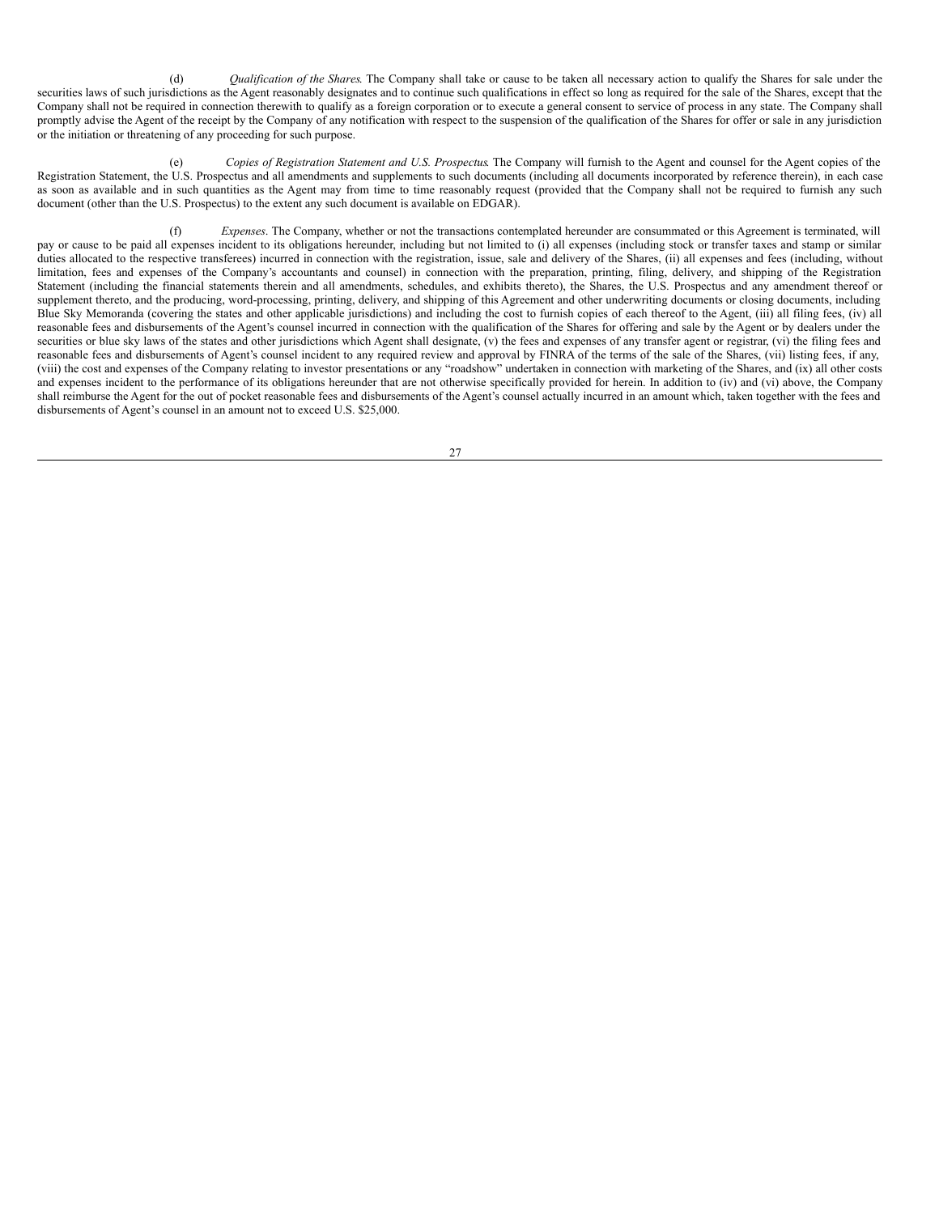(d) *Qualification of the Shares*. The Company shall take or cause to be taken all necessary action to qualify the Shares for sale under the securities laws of such jurisdictions as the Agent reasonably designates and to continue such qualifications in effect so long as required for the sale of the Shares, except that the Company shall not be required in connection therewith to qualify as a foreign corporation or to execute a general consent to service of process in any state. The Company shall promptly advise the Agent of the receipt by the Company of any notification with respect to the suspension of the qualification of the Shares for offer or sale in any jurisdiction or the initiation or threatening of any proceeding for such purpose.

(e) *Copies of Registration Statement and U.S. Prospectus*. The Company will furnish to the Agent and counsel for the Agent copies of the Registration Statement, the U.S. Prospectus and all amendments and supplements to such documents (including all documents incorporated by reference therein), in each case as soon as available and in such quantities as the Agent may from time to time reasonably request (provided that the Company shall not be required to furnish any such document (other than the U.S. Prospectus) to the extent any such document is available on EDGAR).

(f) *Expenses*. The Company, whether or not the transactions contemplated hereunder are consummated or this Agreement is terminated, will pay or cause to be paid all expenses incident to its obligations hereunder, including but not limited to (i) all expenses (including stock or transfer taxes and stamp or similar duties allocated to the respective transferees) incurred in connection with the registration, issue, sale and delivery of the Shares, (ii) all expenses and fees (including, without limitation, fees and expenses of the Company's accountants and counsel) in connection with the preparation, printing, filing, delivery, and shipping of the Registration Statement (including the financial statements therein and all amendments, schedules, and exhibits thereto), the Shares, the U.S. Prospectus and any amendment thereof or supplement thereto, and the producing, word-processing, printing, delivery, and shipping of this Agreement and other underwriting documents or closing documents, including Blue Sky Memoranda (covering the states and other applicable jurisdictions) and including the cost to furnish copies of each thereof to the Agent, (iii) all filing fees, (iv) all reasonable fees and disbursements of the Agent's counsel incurred in connection with the qualification of the Shares for offering and sale by the Agent or by dealers under the securities or blue sky laws of the states and other jurisdictions which Agent shall designate, (v) the fees and expenses of any transfer agent or registrar, (vi) the filing fees and reasonable fees and disbursements of Agent's counsel incident to any required review and approval by FINRA of the terms of the sale of the Shares, (vii) listing fees, if any, (viii) the cost and expenses of the Company relating to investor presentations or any "roadshow" undertaken in connection with marketing of the Shares, and (ix) all other costs and expenses incident to the performance of its obligations hereunder that are not otherwise specifically provided for herein. In addition to (iv) and (vi) above, the Company shall reimburse the Agent for the out of pocket reasonable fees and disbursements of the Agent's counsel actually incurred in an amount which, taken together with the fees and disbursements of Agent's counsel in an amount not to exceed U.S. $25,000.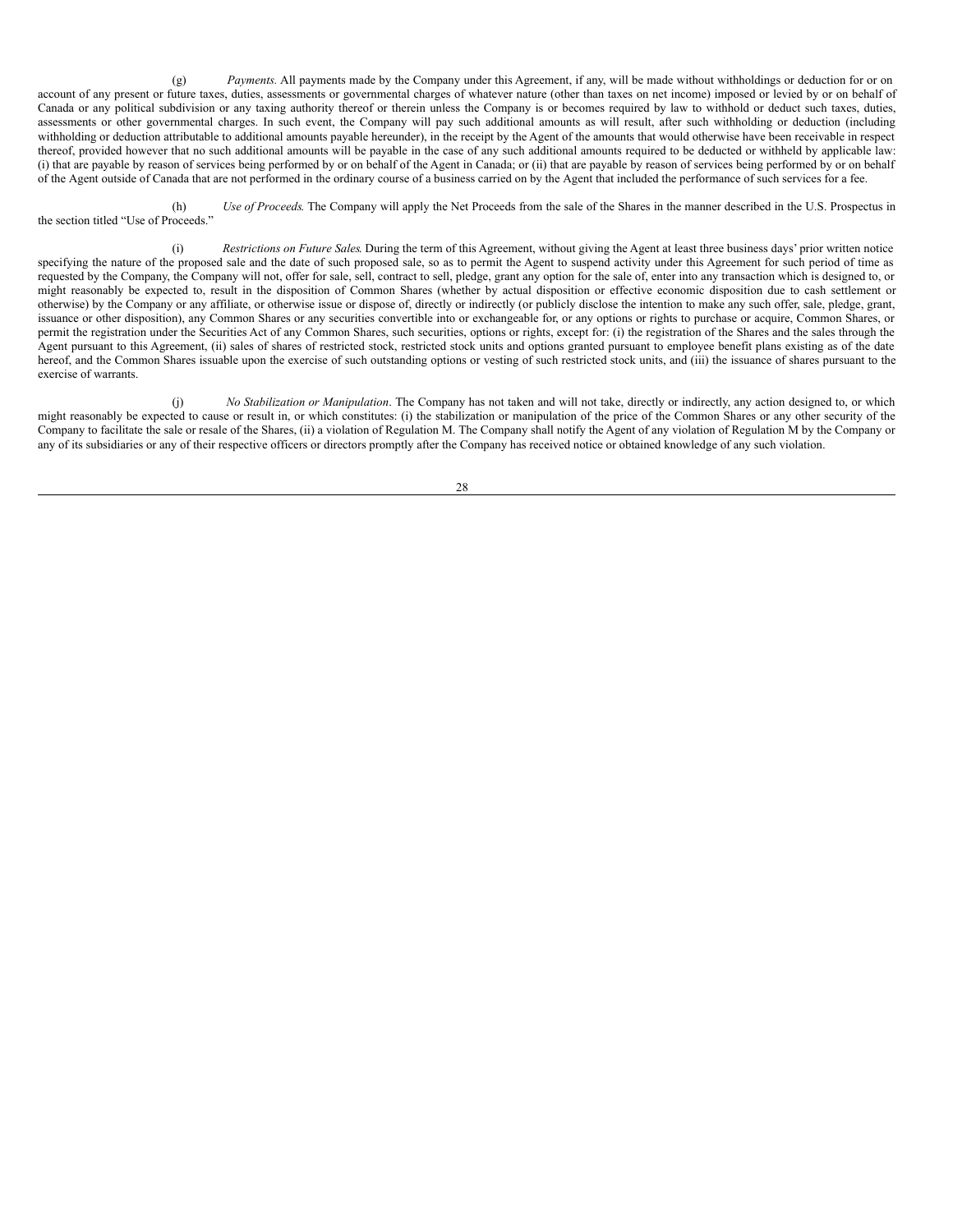(g) *Payments.* All payments made by the Company under this Agreement, if any, will be made without withholdings or deduction for or on account of any present or future taxes, duties, assessments or governmental charges of whatever nature (other than taxes on net income) imposed or levied by or on behalf of Canada or any political subdivision or any taxing authority thereof or therein unless the Company is or becomes required by law to withhold or deduct such taxes, duties, assessments or other governmental charges. In such event, the Company will pay such additional amounts as will result, after such withholding or deduction (including withholding or deduction attributable to additional amounts payable hereunder), in the receipt by the Agent of the amounts that would otherwise have been receivable in respect thereof, provided however that no such additional amounts will be payable in the case of any such additional amounts required to be deducted or withheld by applicable law: (i) that are payable by reason of services being performed by or on behalf of the Agent in Canada; or (ii) that are payable by reason of services being performed by or on behalf of the Agent outside of Canada that are not performed in the ordinary course of a business carried on by the Agent that included the performance of such services for a fee.

(h) *Use of Proceeds.* The Company will apply the Net Proceeds from the sale of the Shares in the manner described in the U.S. Prospectus in the section titled "Use of Proceeds."

(i) *Restrictions on Future Sales.* During the term of this Agreement, without giving the Agent at least three business days' prior written notice specifying the nature of the proposed sale and the date of such proposed sale, so as to permit the Agent to suspend activity under this Agreement for such period of time as requested by the Company, the Company will not, offer for sale, sell, contract to sell, pledge, grant any option for the sale of, enter into any transaction which is designed to, or might reasonably be expected to, result in the disposition of Common Shares (whether by actual disposition or effective economic disposition due to cash settlement or otherwise) by the Company or any affiliate, or otherwise issue or dispose of, directly or indirectly (or publicly disclose the intention to make any such offer, sale, pledge, grant, issuance or other disposition), any Common Shares or any securities convertible into or exchangeable for, or any options or rights to purchase or acquire, Common Shares, or permit the registration under the Securities Act of any Common Shares, such securities, options or rights, except for: (i) the registration of the Shares and the sales through the Agent pursuant to this Agreement, (ii) sales of shares of restricted stock, restricted stock units and options granted pursuant to employee benefit plans existing as of the date hereof, and the Common Shares issuable upon the exercise of such outstanding options or vesting of such restricted stock units, and (iii) the issuance of shares pursuant to the exercise of warrants.

(j) *No Stabilization or Manipulation*. The Company has not taken and will not take, directly or indirectly, any action designed to, or which might reasonably be expected to cause or result in, or which constitutes: (i) the stabilization or manipulation of the price of the Common Shares or any other security of the Company to facilitate the sale or resale of the Shares, (ii) a violation of Regulation M. The Company shall notify the Agent of any violation of Regulation M by the Company or any of its subsidiaries or any of their respective officers or directors promptly after the Company has received notice or obtained knowledge of any such violation.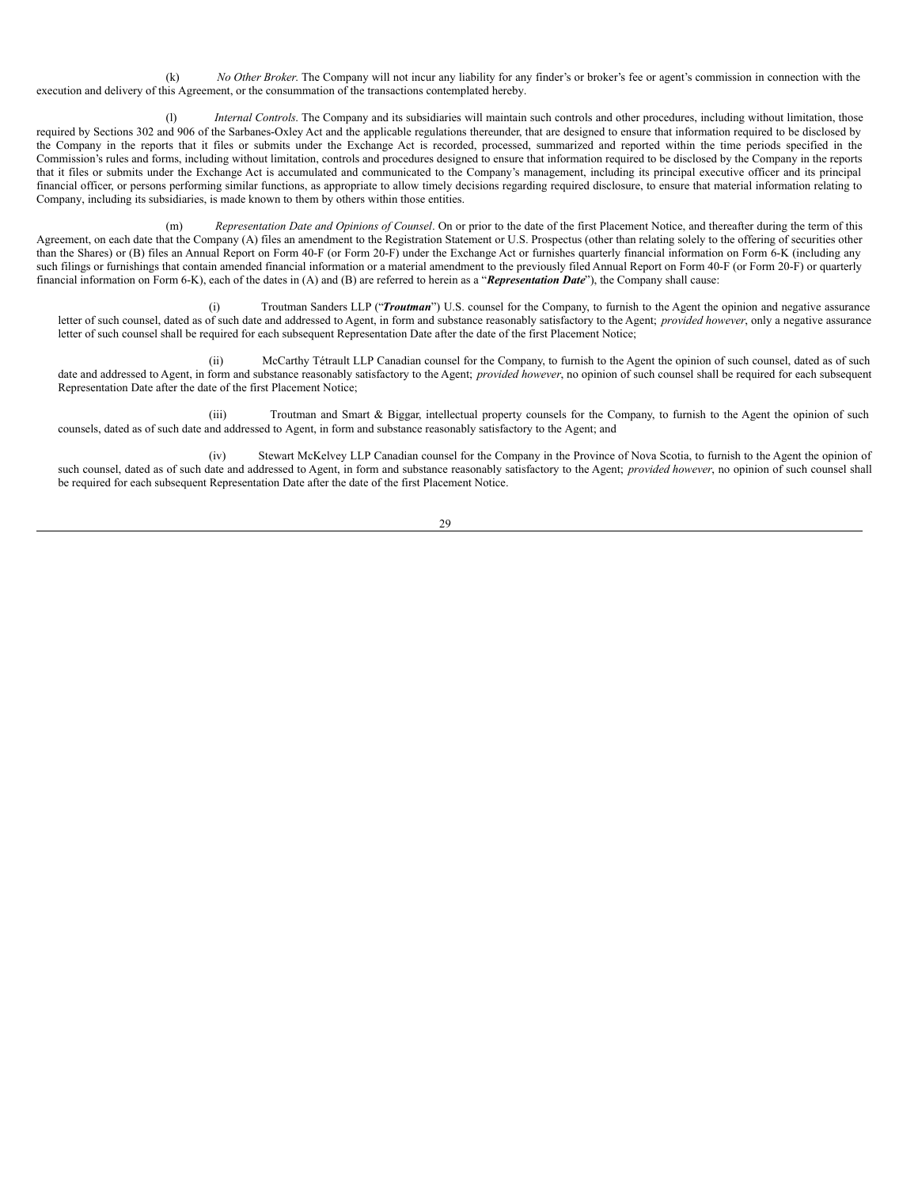(k) *No Other Broker*. The Company will not incur any liability for any finder's or broker's fee or agent's commission in connection with the execution and delivery of this Agreement, or the consummation of the transactions contemplated hereby.

(l) *Internal Controls*. The Company and its subsidiaries will maintain such controls and other procedures, including without limitation, those required by Sections 302 and 906 of the Sarbanes-Oxley Act and the applicable regulations thereunder, that are designed to ensure that information required to be disclosed by the Company in the reports that it files or submits under the Exchange Act is recorded, processed, summarized and reported within the time periods specified in the Commission's rules and forms, including without limitation, controls and procedures designed to ensure that information required to be disclosed by the Company in the reports that it files or submits under the Exchange Act is accumulated and communicated to the Company's management, including its principal executive officer and its principal financial officer, or persons performing similar functions, as appropriate to allow timely decisions regarding required disclosure, to ensure that material information relating to Company, including its subsidiaries, is made known to them by others within those entities.

(m) *Representation Date and Opinions of Counsel*. On or prior to the date of the first Placement Notice, and thereafter during the term of this Agreement, on each date that the Company (A) files an amendment to the Registration Statement or U.S. Prospectus (other than relating solely to the offering of securities other than the Shares) or (B) files an Annual Report on Form 40-F (or Form 20-F) under the Exchange Act or furnishes quarterly financial information on Form 6-K (including any such filings or furnishings that contain amended financial information or a material amendment to the previously filed Annual Report on Form 40-F (or Form 20-F) or quarterly financial information on Form 6-K), each of the dates in (A) and (B) are referred to herein as a "***Representation Date***"), the Company shall cause:

(i) Troutman Sanders LLP ("***Troutman***") U.S. counsel for the Company, to furnish to the Agent the opinion and negative assurance letter of such counsel, dated as of such date and addressed to Agent, in form and substance reasonably satisfactory to the Agent; *provided however*, only a negative assurance letter of such counsel shall be required for each subsequent Representation Date after the date of the first Placement Notice;

(ii) McCarthy Tétrault LLP Canadian counsel for the Company, to furnish to the Agent the opinion of such counsel, dated as of such date and addressed to Agent, in form and substance reasonably satisfactory to the Agent; *provided however*, no opinion of such counsel shall be required for each subsequent Representation Date after the date of the first Placement Notice;

(iii) Troutman and Smart & Biggar, intellectual property counsels for the Company, to furnish to the Agent the opinion of such counsels, dated as of such date and addressed to Agent, in form and substance reasonably satisfactory to the Agent; and

(iv) Stewart McKelvey LLP Canadian counsel for the Company in the Province of Nova Scotia, to furnish to the Agent the opinion of such counsel, dated as of such date and addressed to Agent, in form and substance reasonably satisfactory to the Agent; *provided however*, no opinion of such counsel shall be required for each subsequent Representation Date after the date of the first Placement Notice.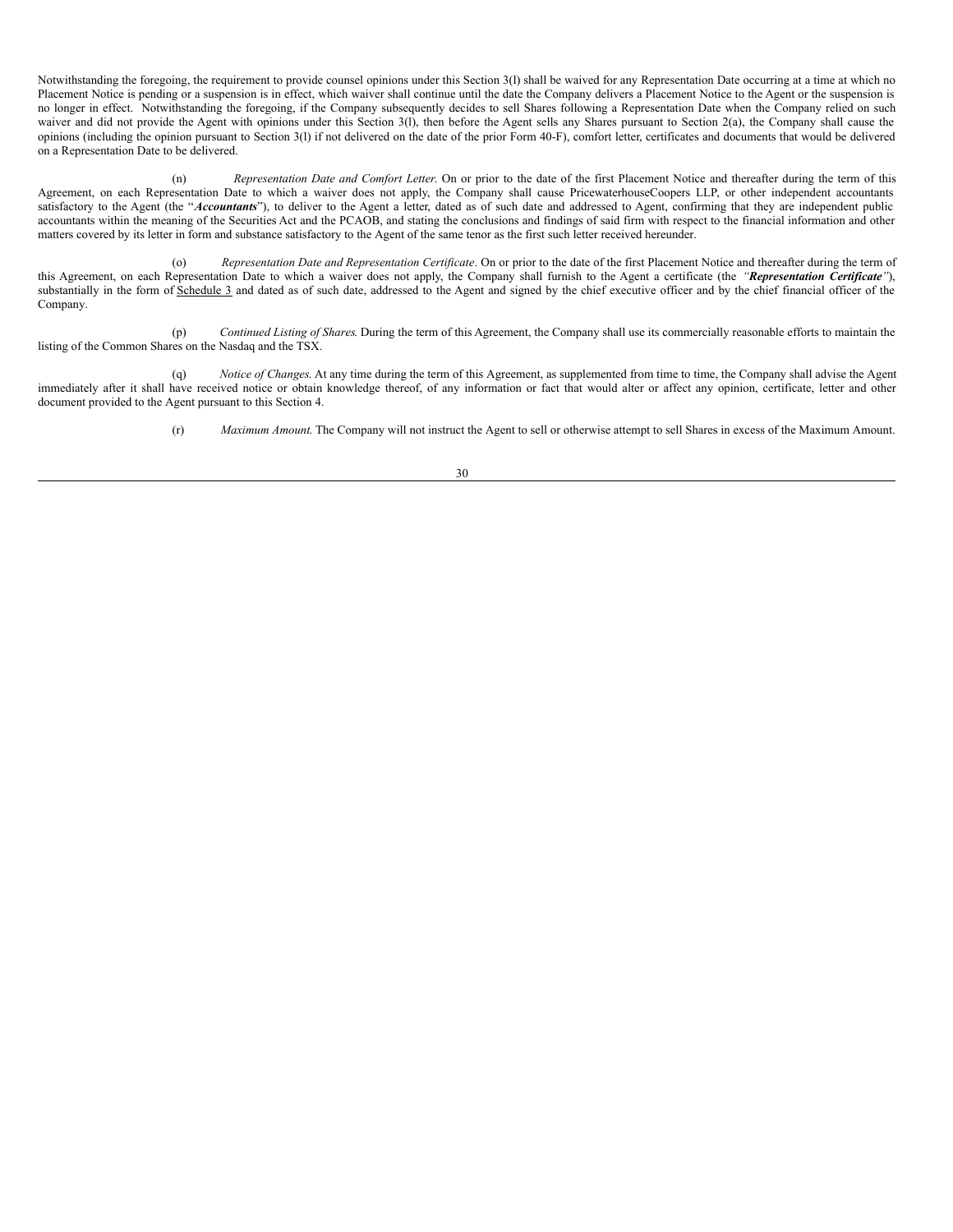Notwithstanding the foregoing, the requirement to provide counsel opinions under this Section 3(l) shall be waived for any Representation Date occurring at a time at which no Placement Notice is pending or a suspension is in effect, which waiver shall continue until the date the Company delivers a Placement Notice to the Agent or the suspension is no longer in effect. Notwithstanding the foregoing, if the Company subsequently decides to sell Shares following a Representation Date when the Company relied on such waiver and did not provide the Agent with opinions under this Section 3(l), then before the Agent sells any Shares pursuant to Section 2(a), the Company shall cause the opinions (including the opinion pursuant to Section 3(l) if not delivered on the date of the prior Form 40-F), comfort letter, certificates and documents that would be delivered on a Representation Date to be delivered.

(n) *Representation Date and Comfort Letter*. On or prior to the date of the first Placement Notice and thereafter during the term of this Agreement, on each Representation Date to which a waiver does not apply, the Company shall cause PricewaterhouseCoopers LLP, or other independent accountants satisfactory to the Agent (the "***Accountants***"), to deliver to the Agent a letter, dated as of such date and addressed to Agent, confirming that they are independent public accountants within the meaning of the Securities Act and the PCAOB, and stating the conclusions and findings of said firm with respect to the financial information and other matters covered by its letter in form and substance satisfactory to the Agent of the same tenor as the first such letter received hereunder.

(o) *Representation Date and Representation Certificate*. On or prior to the date of the first Placement Notice and thereafter during the term of this Agreement, on each Representation Date to which a waiver does not apply, the Company shall furnish to the Agent a certificate (the *"**Representation Certificate**"*), substantially in the form of Schedule 3 and dated as of such date, addressed to the Agent and signed by the chief executive officer and by the chief financial officer of the Company.

(p) *Continued Listing of Shares*. During the term of this Agreement, the Company shall use its commercially reasonable efforts to maintain the listing of the Common Shares on the Nasdaq and the TSX.

(q) *Notice of Changes*. At any time during the term of this Agreement, as supplemented from time to time, the Company shall advise the Agent immediately after it shall have received notice or obtain knowledge thereof, of any information or fact that would alter or affect any opinion, certificate, letter and other document provided to the Agent pursuant to this Section 4.

(r) *Maximum Amount*. The Company will not instruct the Agent to sell or otherwise attempt to sell Shares in excess of the Maximum Amount.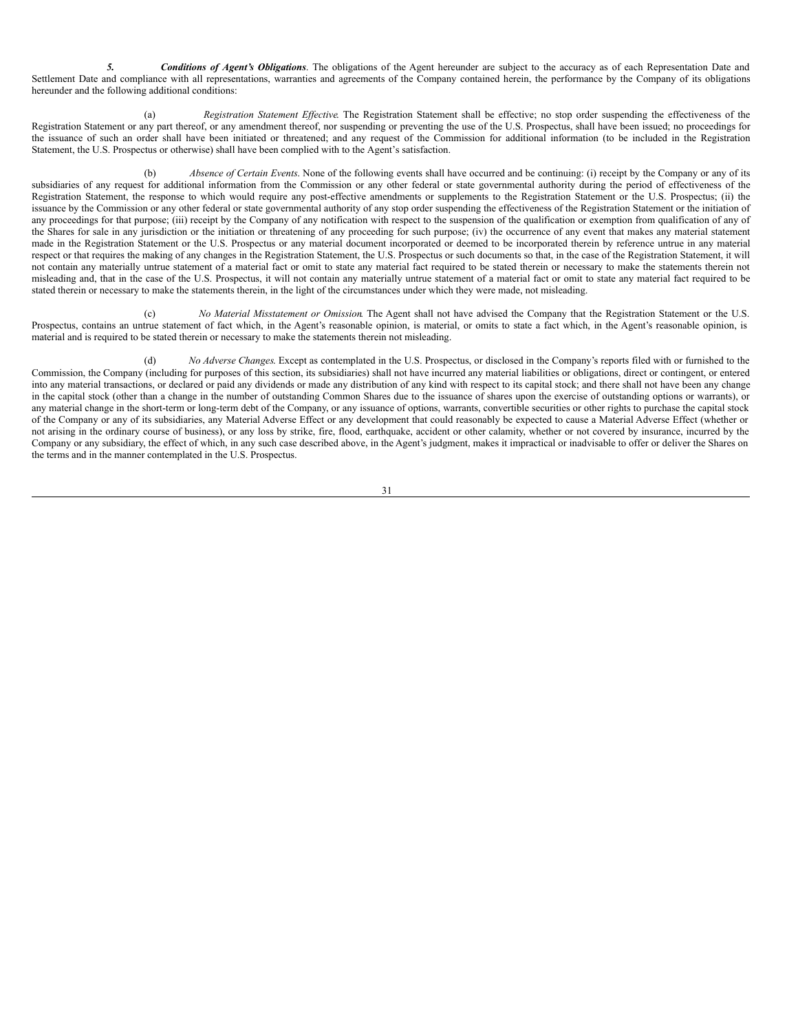***5. Conditions of Agent's Obligations***. The obligations of the Agent hereunder are subject to the accuracy as of each Representation Date and Settlement Date and compliance with all representations, warranties and agreements of the Company contained herein, the performance by the Company of its obligations hereunder and the following additional conditions:

(a) *Registration Statement Effective*. The Registration Statement shall be effective; no stop order suspending the effectiveness of the Registration Statement or any part thereof, or any amendment thereof, nor suspending or preventing the use of the U.S. Prospectus, shall have been issued; no proceedings for the issuance of such an order shall have been initiated or threatened; and any request of the Commission for additional information (to be included in the Registration Statement, the U.S. Prospectus or otherwise) shall have been complied with to the Agent's satisfaction.

(b) *Absence of Certain Events*. None of the following events shall have occurred and be continuing: (i) receipt by the Company or any of its subsidiaries of any request for additional information from the Commission or any other federal or state governmental authority during the period of effectiveness of the Registration Statement, the response to which would require any post-effective amendments or supplements to the Registration Statement or the U.S. Prospectus; (ii) the issuance by the Commission or any other federal or state governmental authority of any stop order suspending the effectiveness of the Registration Statement or the initiation of any proceedings for that purpose; (iii) receipt by the Company of any notification with respect to the suspension of the qualification or exemption from qualification of any of the Shares for sale in any jurisdiction or the initiation or threatening of any proceeding for such purpose; (iv) the occurrence of any event that makes any material statement made in the Registration Statement or the U.S. Prospectus or any material document incorporated or deemed to be incorporated therein by reference untrue in any material respect or that requires the making of any changes in the Registration Statement, the U.S. Prospectus or such documents so that, in the case of the Registration Statement, it will not contain any materially untrue statement of a material fact or omit to state any material fact required to be stated therein or necessary to make the statements therein not misleading and, that in the case of the U.S. Prospectus, it will not contain any materially untrue statement of a material fact or omit to state any material fact required to be stated therein or necessary to make the statements therein, in the light of the circumstances under which they were made, not misleading.

(c) *No Material Misstatement or Omission*. The Agent shall not have advised the Company that the Registration Statement or the U.S. Prospectus, contains an untrue statement of fact which, in the Agent's reasonable opinion, is material, or omits to state a fact which, in the Agent's reasonable opinion, is material and is required to be stated therein or necessary to make the statements therein not misleading.

(d) *No Adverse Changes*. Except as contemplated in the U.S. Prospectus, or disclosed in the Company's reports filed with or furnished to the Commission, the Company (including for purposes of this section, its subsidiaries) shall not have incurred any material liabilities or obligations, direct or contingent, or entered into any material transactions, or declared or paid any dividends or made any distribution of any kind with respect to its capital stock; and there shall not have been any change in the capital stock (other than a change in the number of outstanding Common Shares due to the issuance of shares upon the exercise of outstanding options or warrants), or any material change in the short-term or long-term debt of the Company, or any issuance of options, warrants, convertible securities or other rights to purchase the capital stock of the Company or any of its subsidiaries, any Material Adverse Effect or any development that could reasonably be expected to cause a Material Adverse Effect (whether or not arising in the ordinary course of business), or any loss by strike, fire, flood, earthquake, accident or other calamity, whether or not covered by insurance, incurred by the Company or any subsidiary, the effect of which, in any such case described above, in the Agent's judgment, makes it impractical or inadvisable to offer or deliver the Shares on the terms and in the manner contemplated in the U.S. Prospectus.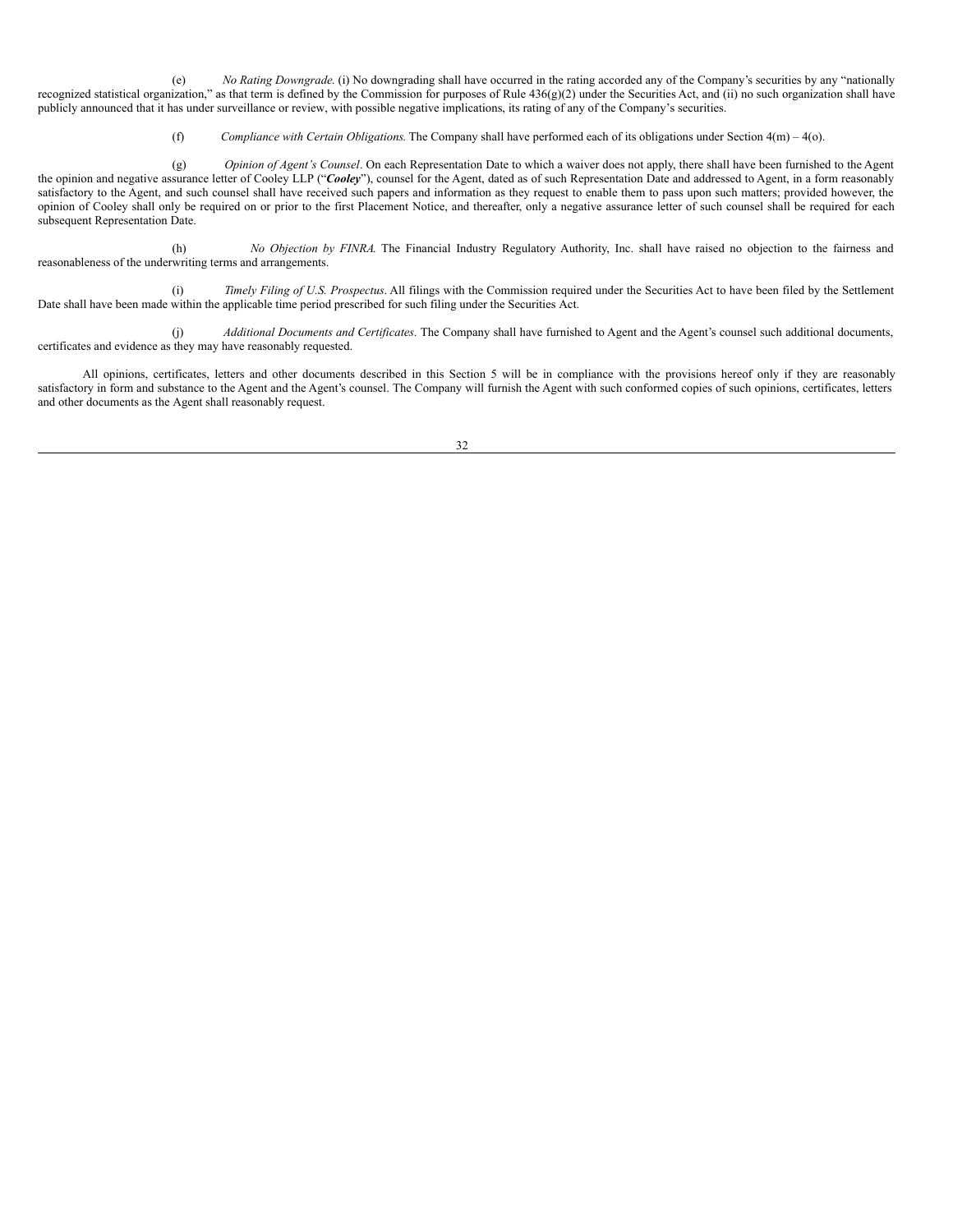(e) *No Rating Downgrade.* (i) No downgrading shall have occurred in the rating accorded any of the Company's securities by any "nationally recognized statistical organization," as that term is defined by the Commission for purposes of Rule 436(g)(2) under the Securities Act, and (ii) no such organization shall have publicly announced that it has under surveillance or review, with possible negative implications, its rating of any of the Company's securities.

(f) *Compliance with Certain Obligations.* The Company shall have performed each of its obligations under Section 4(m) – 4(o).

(g) *Opinion of Agent's Counsel*. On each Representation Date to which a waiver does not apply, there shall have been furnished to the Agent the opinion and negative assurance letter of Cooley LLP ("***Cooley***"), counsel for the Agent, dated as of such Representation Date and addressed to Agent, in a form reasonably satisfactory to the Agent, and such counsel shall have received such papers and information as they request to enable them to pass upon such matters; provided however, the opinion of Cooley shall only be required on or prior to the first Placement Notice, and thereafter, only a negative assurance letter of such counsel shall be required for each subsequent Representation Date.

(h) *No Objection by FINRA.* The Financial Industry Regulatory Authority, Inc. shall have raised no objection to the fairness and reasonableness of the underwriting terms and arrangements.

(i) *Timely Filing of U.S. Prospectus*. All filings with the Commission required under the Securities Act to have been filed by the Settlement Date shall have been made within the applicable time period prescribed for such filing under the Securities Act.

(j) *Additional Documents and Certificates*. The Company shall have furnished to Agent and the Agent's counsel such additional documents, certificates and evidence as they may have reasonably requested.

All opinions, certificates, letters and other documents described in this Section 5 will be in compliance with the provisions hereof only if they are reasonably satisfactory in form and substance to the Agent and the Agent's counsel. The Company will furnish the Agent with such conformed copies of such opinions, certificates, letters and other documents as the Agent shall reasonably request.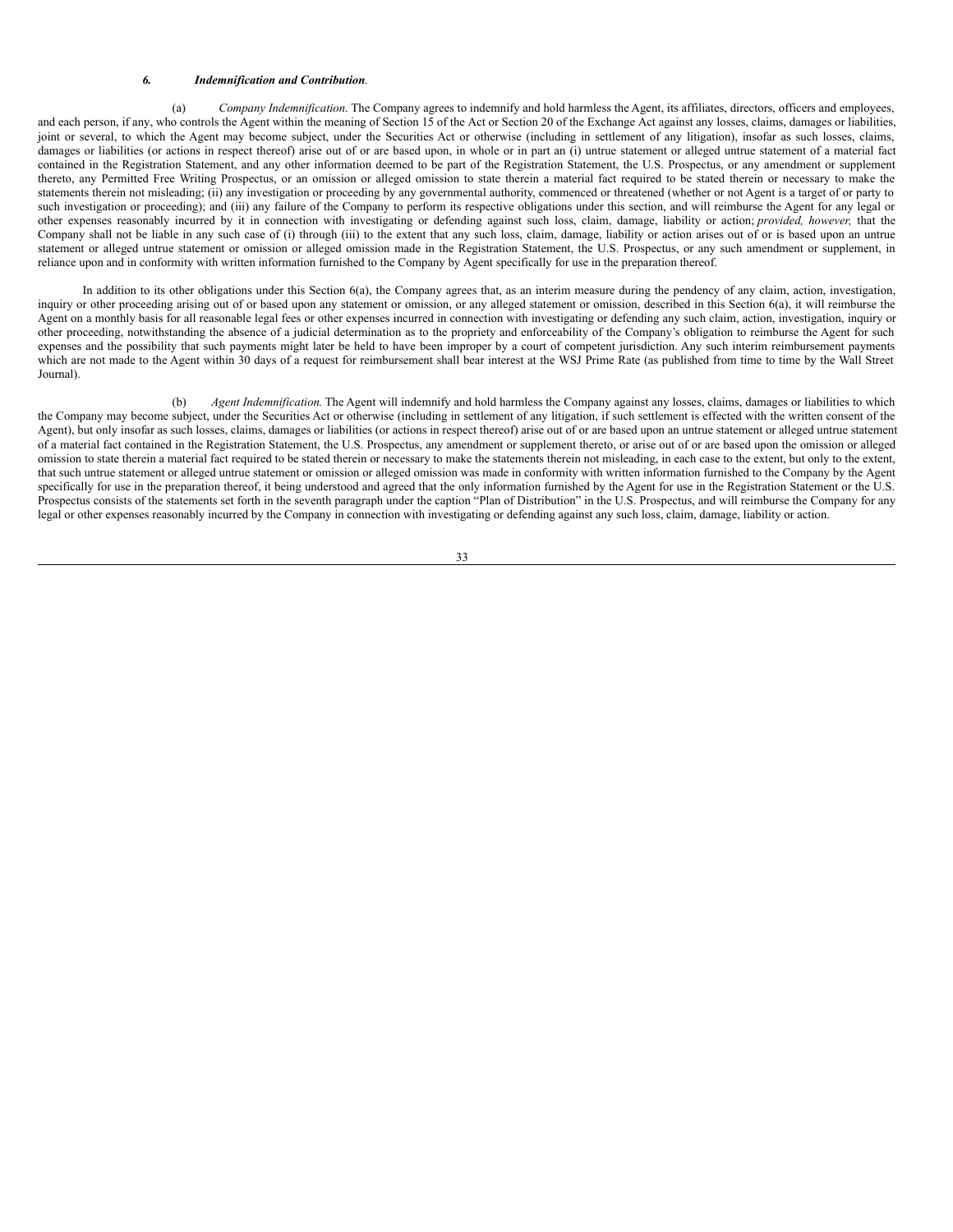***6. Indemnification and Contribution*.**

(a) *Company Indemnification*. The Company agrees to indemnify and hold harmless the Agent, its affiliates, directors, officers and employees, and each person, if any, who controls the Agent within the meaning of Section 15 of the Act or Section 20 of the Exchange Act against any losses, claims, damages or liabilities, joint or several, to which the Agent may become subject, under the Securities Act or otherwise (including in settlement of any litigation), insofar as such losses, claims, damages or liabilities (or actions in respect thereof) arise out of or are based upon, in whole or in part an (i) untrue statement or alleged untrue statement of a material fact contained in the Registration Statement, and any other information deemed to be part of the Registration Statement, the U.S. Prospectus, or any amendment or supplement thereto, any Permitted Free Writing Prospectus, or an omission or alleged omission to state therein a material fact required to be stated therein or necessary to make the statements therein not misleading; (ii) any investigation or proceeding by any governmental authority, commenced or threatened (whether or not Agent is a target of or party to such investigation or proceeding); and (iii) any failure of the Company to perform its respective obligations under this section, and will reimburse the Agent for any legal or other expenses reasonably incurred by it in connection with investigating or defending against such loss, claim, damage, liability or action; *provided, however,* that the Company shall not be liable in any such case of (i) through (iii) to the extent that any such loss, claim, damage, liability or action arises out of or is based upon an untrue statement or alleged untrue statement or omission or alleged omission made in the Registration Statement, the U.S. Prospectus, or any such amendment or supplement, in reliance upon and in conformity with written information furnished to the Company by Agent specifically for use in the preparation thereof.

In addition to its other obligations under this Section 6(a), the Company agrees that, as an interim measure during the pendency of any claim, action, investigation, inquiry or other proceeding arising out of or based upon any statement or omission, or any alleged statement or omission, described in this Section 6(a), it will reimburse the Agent on a monthly basis for all reasonable legal fees or other expenses incurred in connection with investigating or defending any such claim, action, investigation, inquiry or other proceeding, notwithstanding the absence of a judicial determination as to the propriety and enforceability of the Company's obligation to reimburse the Agent for such expenses and the possibility that such payments might later be held to have been improper by a court of competent jurisdiction. Any such interim reimbursement payments which are not made to the Agent within 30 days of a request for reimbursement shall bear interest at the WSJ Prime Rate (as published from time to time by the Wall Street Journal).

(b) *Agent Indemnification.* The Agent will indemnify and hold harmless the Company against any losses, claims, damages or liabilities to which the Company may become subject, under the Securities Act or otherwise (including in settlement of any litigation, if such settlement is effected with the written consent of the Agent), but only insofar as such losses, claims, damages or liabilities (or actions in respect thereof) arise out of or are based upon an untrue statement or alleged untrue statement of a material fact contained in the Registration Statement, the U.S. Prospectus, any amendment or supplement thereto, or arise out of or are based upon the omission or alleged omission to state therein a material fact required to be stated therein or necessary to make the statements therein not misleading, in each case to the extent, but only to the extent, that such untrue statement or alleged untrue statement or omission or alleged omission was made in conformity with written information furnished to the Company by the Agent specifically for use in the preparation thereof, it being understood and agreed that the only information furnished by the Agent for use in the Registration Statement or the U.S. Prospectus consists of the statements set forth in the seventh paragraph under the caption "Plan of Distribution" in the U.S. Prospectus, and will reimburse the Company for any legal or other expenses reasonably incurred by the Company in connection with investigating or defending against any such loss, claim, damage, liability or action.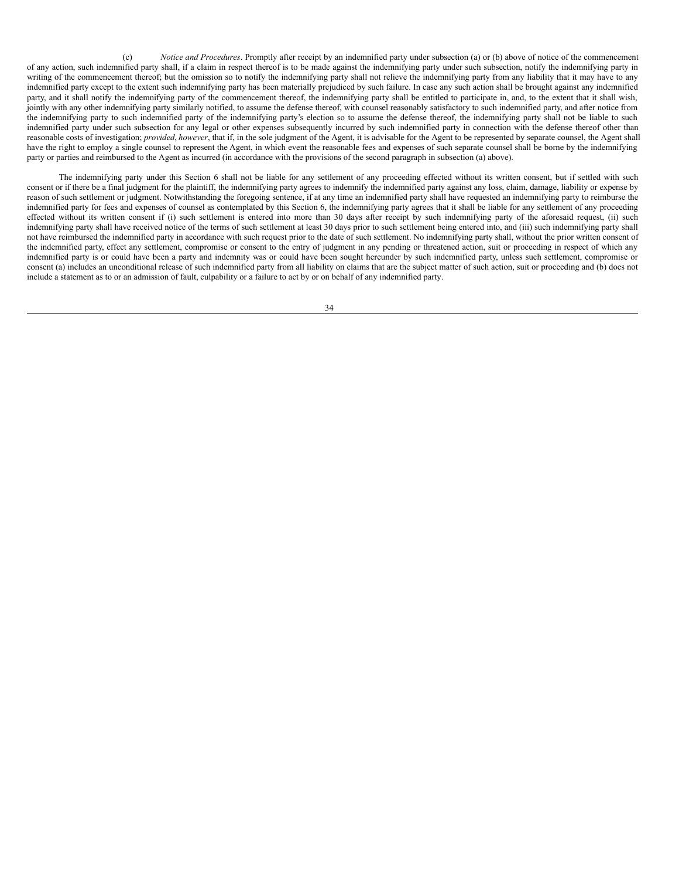(c) *Notice and Procedures*. Promptly after receipt by an indemnified party under subsection (a) or (b) above of notice of the commencement of any action, such indemnified party shall, if a claim in respect thereof is to be made against the indemnifying party under such subsection, notify the indemnifying party in writing of the commencement thereof; but the omission so to notify the indemnifying party shall not relieve the indemnifying party from any liability that it may have to any indemnified party except to the extent such indemnifying party has been materially prejudiced by such failure. In case any such action shall be brought against any indemnified party, and it shall notify the indemnifying party of the commencement thereof, the indemnifying party shall be entitled to participate in, and, to the extent that it shall wish, jointly with any other indemnifying party similarly notified, to assume the defense thereof, with counsel reasonably satisfactory to such indemnified party, and after notice from the indemnifying party to such indemnified party of the indemnifying party's election so to assume the defense thereof, the indemnifying party shall not be liable to such indemnified party under such subsection for any legal or other expenses subsequently incurred by such indemnified party in connection with the defense thereof other than reasonable costs of investigation; *provided*, *however*, that if, in the sole judgment of the Agent, it is advisable for the Agent to be represented by separate counsel, the Agent shall have the right to employ a single counsel to represent the Agent, in which event the reasonable fees and expenses of such separate counsel shall be borne by the indemnifying party or parties and reimbursed to the Agent as incurred (in accordance with the provisions of the second paragraph in subsection (a) above).

The indemnifying party under this Section 6 shall not be liable for any settlement of any proceeding effected without its written consent, but if settled with such consent or if there be a final judgment for the plaintiff, the indemnifying party agrees to indemnify the indemnified party against any loss, claim, damage, liability or expense by reason of such settlement or judgment. Notwithstanding the foregoing sentence, if at any time an indemnified party shall have requested an indemnifying party to reimburse the indemnified party for fees and expenses of counsel as contemplated by this Section 6, the indemnifying party agrees that it shall be liable for any settlement of any proceeding effected without its written consent if (i) such settlement is entered into more than 30 days after receipt by such indemnifying party of the aforesaid request, (ii) such indemnifying party shall have received notice of the terms of such settlement at least 30 days prior to such settlement being entered into, and (iii) such indemnifying party shall not have reimbursed the indemnified party in accordance with such request prior to the date of such settlement. No indemnifying party shall, without the prior written consent of the indemnified party, effect any settlement, compromise or consent to the entry of judgment in any pending or threatened action, suit or proceeding in respect of which any indemnified party is or could have been a party and indemnity was or could have been sought hereunder by such indemnified party, unless such settlement, compromise or consent (a) includes an unconditional release of such indemnified party from all liability on claims that are the subject matter of such action, suit or proceeding and (b) does not include a statement as to or an admission of fault, culpability or a failure to act by or on behalf of any indemnified party.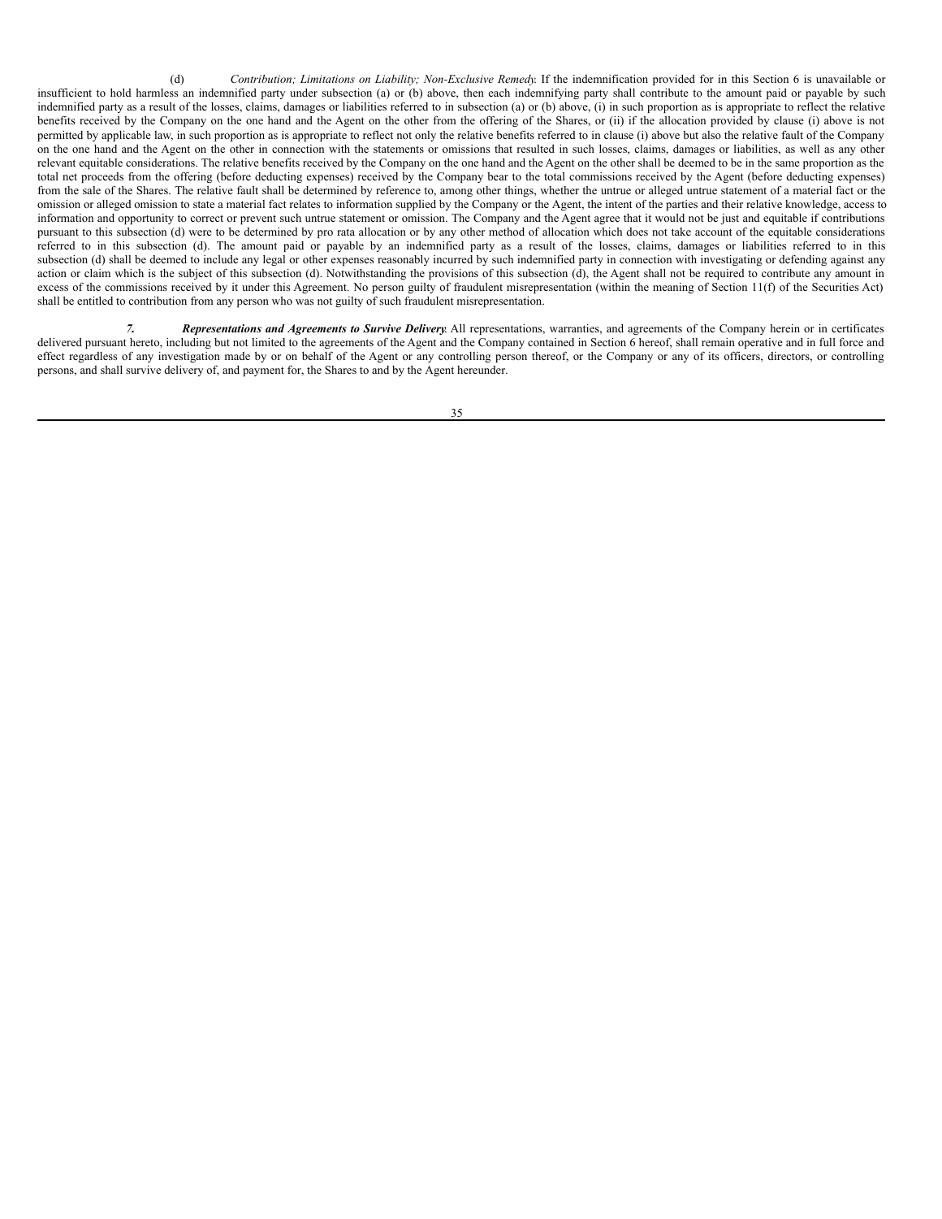(d) *Contribution; Limitations on Liability; Non-Exclusive Remedy*. If the indemnification provided for in this Section 6 is unavailable or insufficient to hold harmless an indemnified party under subsection (a) or (b) above, then each indemnifying party shall contribute to the amount paid or payable by such indemnified party as a result of the losses, claims, damages or liabilities referred to in subsection (a) or (b) above, (i) in such proportion as is appropriate to reflect the relative benefits received by the Company on the one hand and the Agent on the other from the offering of the Shares, or (ii) if the allocation provided by clause (i) above is not permitted by applicable law, in such proportion as is appropriate to reflect not only the relative benefits referred to in clause (i) above but also the relative fault of the Company on the one hand and the Agent on the other in connection with the statements or omissions that resulted in such losses, claims, damages or liabilities, as well as any other relevant equitable considerations. The relative benefits received by the Company on the one hand and the Agent on the other shall be deemed to be in the same proportion as the total net proceeds from the offering (before deducting expenses) received by the Company bear to the total commissions received by the Agent (before deducting expenses) from the sale of the Shares. The relative fault shall be determined by reference to, among other things, whether the untrue or alleged untrue statement of a material fact or the omission or alleged omission to state a material fact relates to information supplied by the Company or the Agent, the intent of the parties and their relative knowledge, access to information and opportunity to correct or prevent such untrue statement or omission. The Company and the Agent agree that it would not be just and equitable if contributions pursuant to this subsection (d) were to be determined by pro rata allocation or by any other method of allocation which does not take account of the equitable considerations referred to in this subsection (d). The amount paid or payable by an indemnified party as a result of the losses, claims, damages or liabilities referred to in this subsection (d) shall be deemed to include any legal or other expenses reasonably incurred by such indemnified party in connection with investigating or defending against any action or claim which is the subject of this subsection (d). Notwithstanding the provisions of this subsection (d), the Agent shall not be required to contribute any amount in excess of the commissions received by it under this Agreement. No person guilty of fraudulent misrepresentation (within the meaning of Section 11(f) of the Securities Act) shall be entitled to contribution from any person who was not guilty of such fraudulent misrepresentation.

***7. Representations and Agreements to Survive Delivery*.** All representations, warranties, and agreements of the Company herein or in certificates delivered pursuant hereto, including but not limited to the agreements of the Agent and the Company contained in Section 6 hereof, shall remain operative and in full force and effect regardless of any investigation made by or on behalf of the Agent or any controlling person thereof, or the Company or any of its officers, directors, or controlling persons, and shall survive delivery of, and payment for, the Shares to and by the Agent hereunder.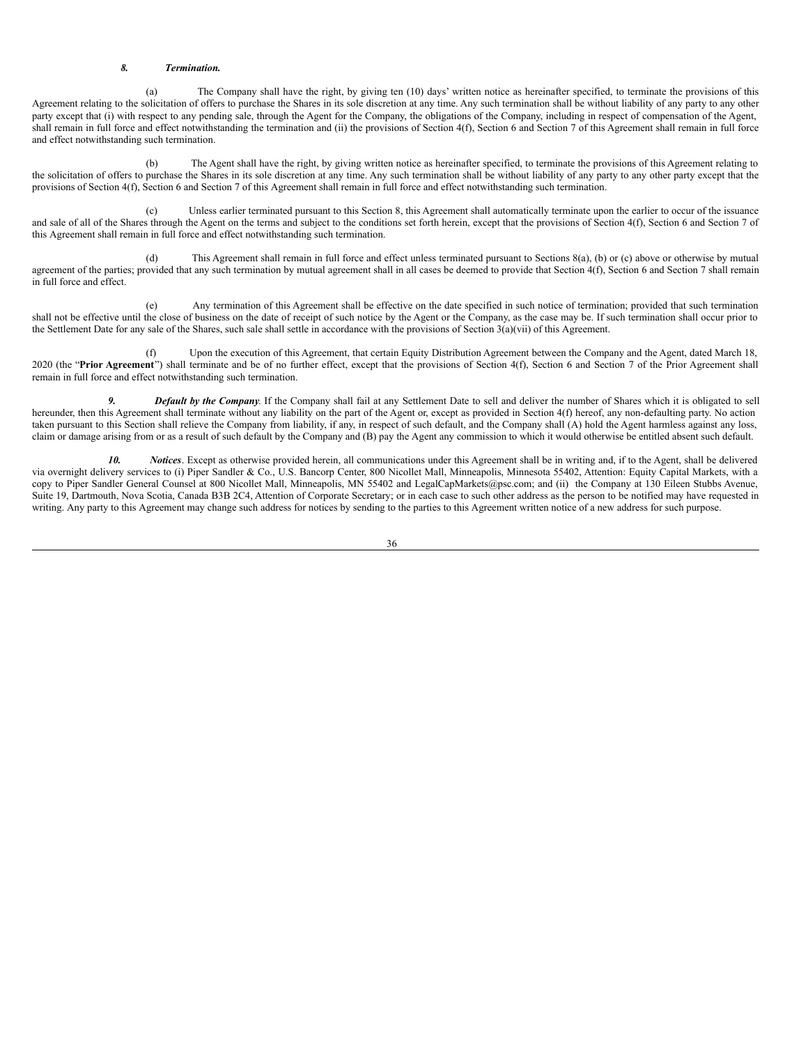***8. Termination.***

(a) The Company shall have the right, by giving ten (10) days' written notice as hereinafter specified, to terminate the provisions of this Agreement relating to the solicitation of offers to purchase the Shares in its sole discretion at any time. Any such termination shall be without liability of any party to any other party except that (i) with respect to any pending sale, through the Agent for the Company, the obligations of the Company, including in respect of compensation of the Agent, shall remain in full force and effect notwithstanding the termination and (ii) the provisions of Section 4(f), Section 6 and Section 7 of this Agreement shall remain in full force and effect notwithstanding such termination.

(b) The Agent shall have the right, by giving written notice as hereinafter specified, to terminate the provisions of this Agreement relating to the solicitation of offers to purchase the Shares in its sole discretion at any time. Any such termination shall be without liability of any party to any other party except that the provisions of Section 4(f), Section 6 and Section 7 of this Agreement shall remain in full force and effect notwithstanding such termination.

(c) Unless earlier terminated pursuant to this Section 8, this Agreement shall automatically terminate upon the earlier to occur of the issuance and sale of all of the Shares through the Agent on the terms and subject to the conditions set forth herein, except that the provisions of Section 4(f), Section 6 and Section 7 of this Agreement shall remain in full force and effect notwithstanding such termination.

(d) This Agreement shall remain in full force and effect unless terminated pursuant to Sections 8(a), (b) or (c) above or otherwise by mutual agreement of the parties; provided that any such termination by mutual agreement shall in all cases be deemed to provide that Section 4(f), Section 6 and Section 7 shall remain in full force and effect.

(e) Any termination of this Agreement shall be effective on the date specified in such notice of termination; provided that such termination shall not be effective until the close of business on the date of receipt of such notice by the Agent or the Company, as the case may be. If such termination shall occur prior to the Settlement Date for any sale of the Shares, such sale shall settle in accordance with the provisions of Section 3(a)(vii) of this Agreement.

(f) Upon the execution of this Agreement, that certain Equity Distribution Agreement between the Company and the Agent, dated March 18, 2020 (the "**Prior Agreement**") shall terminate and be of no further effect, except that the provisions of Section 4(f), Section 6 and Section 7 of the Prior Agreement shall remain in full force and effect notwithstanding such termination.

***9. Default by the Company***. If the Company shall fail at any Settlement Date to sell and deliver the number of Shares which it is obligated to sell hereunder, then this Agreement shall terminate without any liability on the part of the Agent or, except as provided in Section 4(f) hereof, any non-defaulting party. No action taken pursuant to this Section shall relieve the Company from liability, if any, in respect of such default, and the Company shall (A) hold the Agent harmless against any loss, claim or damage arising from or as a result of such default by the Company and (B) pay the Agent any commission to which it would otherwise be entitled absent such default.

***10. Notices***. Except as otherwise provided herein, all communications under this Agreement shall be in writing and, if to the Agent, shall be delivered via overnight delivery services to (i) Piper Sandler & Co., U.S. Bancorp Center, 800 Nicollet Mall, Minneapolis, Minnesota 55402, Attention: Equity Capital Markets, with a copy to Piper Sandler General Counsel at 800 Nicollet Mall, Minneapolis, MN 55402 and LegalCapMarkets@psc.com; and (ii) the Company at 130 Eileen Stubbs Avenue, Suite 19, Dartmouth, Nova Scotia, Canada B3B 2C4, Attention of Corporate Secretary; or in each case to such other address as the person to be notified may have requested in writing. Any party to this Agreement may change such address for notices by sending to the parties to this Agreement written notice of a new address for such purpose.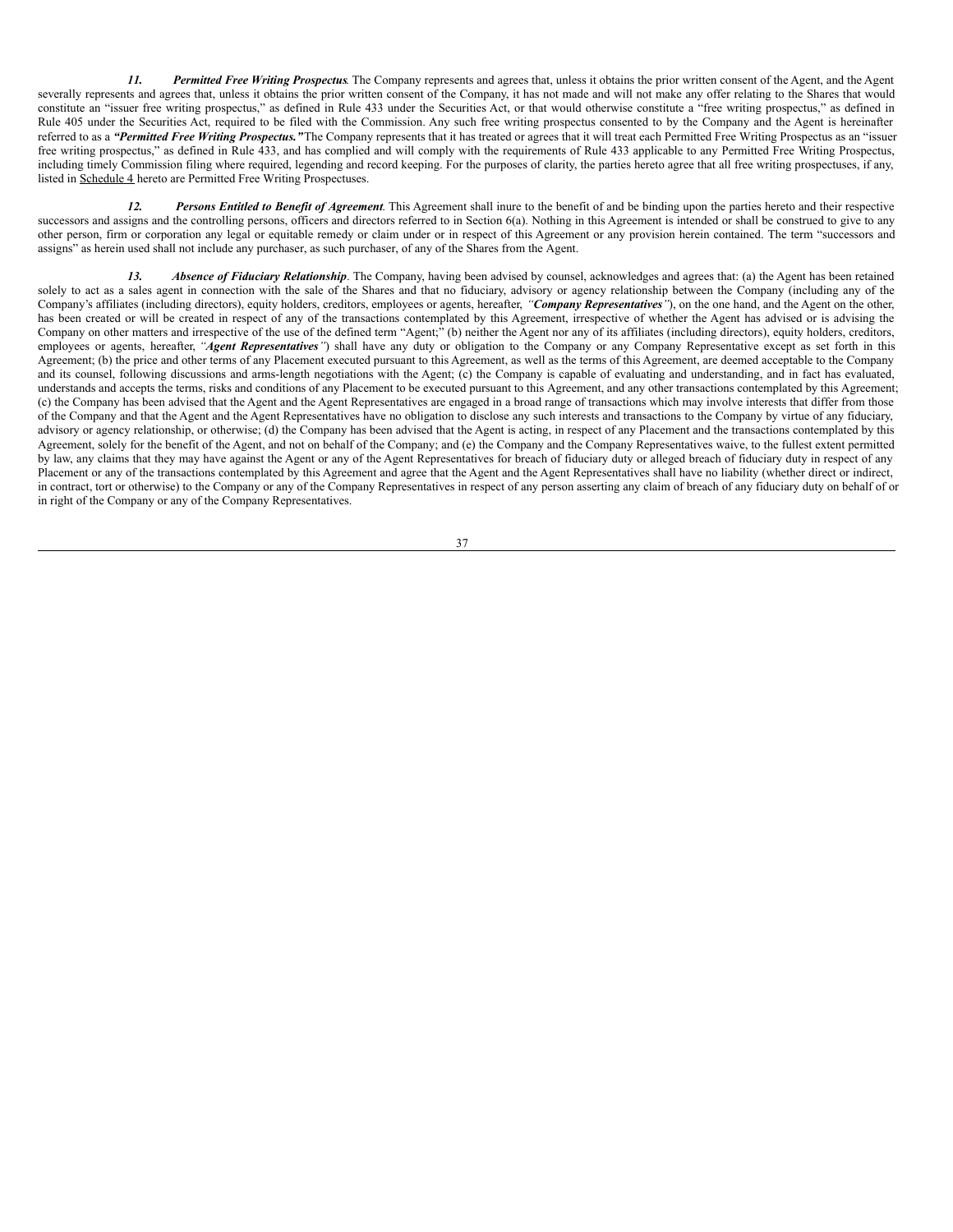*11. **Permitted Free Writing Prospectus**.* The Company represents and agrees that, unless it obtains the prior written consent of the Agent, and the Agent severally represents and agrees that, unless it obtains the prior written consent of the Company, it has not made and will not make any offer relating to the Shares that would constitute an "issuer free writing prospectus," as defined in Rule 433 under the Securities Act, or that would otherwise constitute a "free writing prospectus," as defined in Rule 405 under the Securities Act, required to be filed with the Commission. Any such free writing prospectus consented to by the Company and the Agent is hereinafter referred to as a ***"Permitted Free Writing Prospectus."*** The Company represents that it has treated or agrees that it will treat each Permitted Free Writing Prospectus as an "issuer free writing prospectus," as defined in Rule 433, and has complied and will comply with the requirements of Rule 433 applicable to any Permitted Free Writing Prospectus, including timely Commission filing where required, legending and record keeping. For the purposes of clarity, the parties hereto agree that all free writing prospectuses, if any, listed in Schedule 4 hereto are Permitted Free Writing Prospectuses.

*12. **Persons Entitled to Benefit of Agreement**.* This Agreement shall inure to the benefit of and be binding upon the parties hereto and their respective successors and assigns and the controlling persons, officers and directors referred to in Section 6(a). Nothing in this Agreement is intended or shall be construed to give to any other person, firm or corporation any legal or equitable remedy or claim under or in respect of this Agreement or any provision herein contained. The term "successors and assigns" as herein used shall not include any purchaser, as such purchaser, of any of the Shares from the Agent.

*13. **Absence of Fiduciary Relationship***. The Company, having been advised by counsel, acknowledges and agrees that: (a) the Agent has been retained solely to act as a sales agent in connection with the sale of the Shares and that no fiduciary, advisory or agency relationship between the Company (including any of the Company's affiliates (including directors), equity holders, creditors, employees or agents, hereafter, *"**Company Representatives**"*), on the one hand, and the Agent on the other, has been created or will be created in respect of any of the transactions contemplated by this Agreement, irrespective of whether the Agent has advised or is advising the Company on other matters and irrespective of the use of the defined term "Agent;" (b) neither the Agent nor any of its affiliates (including directors), equity holders, creditors, employees or agents, hereafter, *"**Agent Representatives**"*) shall have any duty or obligation to the Company or any Company Representative except as set forth in this Agreement; (b) the price and other terms of any Placement executed pursuant to this Agreement, as well as the terms of this Agreement, are deemed acceptable to the Company and its counsel, following discussions and arms-length negotiations with the Agent; (c) the Company is capable of evaluating and understanding, and in fact has evaluated, understands and accepts the terms, risks and conditions of any Placement to be executed pursuant to this Agreement, and any other transactions contemplated by this Agreement; (c) the Company has been advised that the Agent and the Agent Representatives are engaged in a broad range of transactions which may involve interests that differ from those of the Company and that the Agent and the Agent Representatives have no obligation to disclose any such interests and transactions to the Company by virtue of any fiduciary, advisory or agency relationship, or otherwise; (d) the Company has been advised that the Agent is acting, in respect of any Placement and the transactions contemplated by this Agreement, solely for the benefit of the Agent, and not on behalf of the Company; and (e) the Company and the Company Representatives waive, to the fullest extent permitted by law, any claims that they may have against the Agent or any of the Agent Representatives for breach of fiduciary duty or alleged breach of fiduciary duty in respect of any Placement or any of the transactions contemplated by this Agreement and agree that the Agent and the Agent Representatives shall have no liability (whether direct or indirect, in contract, tort or otherwise) to the Company or any of the Company Representatives in respect of any person asserting any claim of breach of any fiduciary duty on behalf of or in right of the Company or any of the Company Representatives.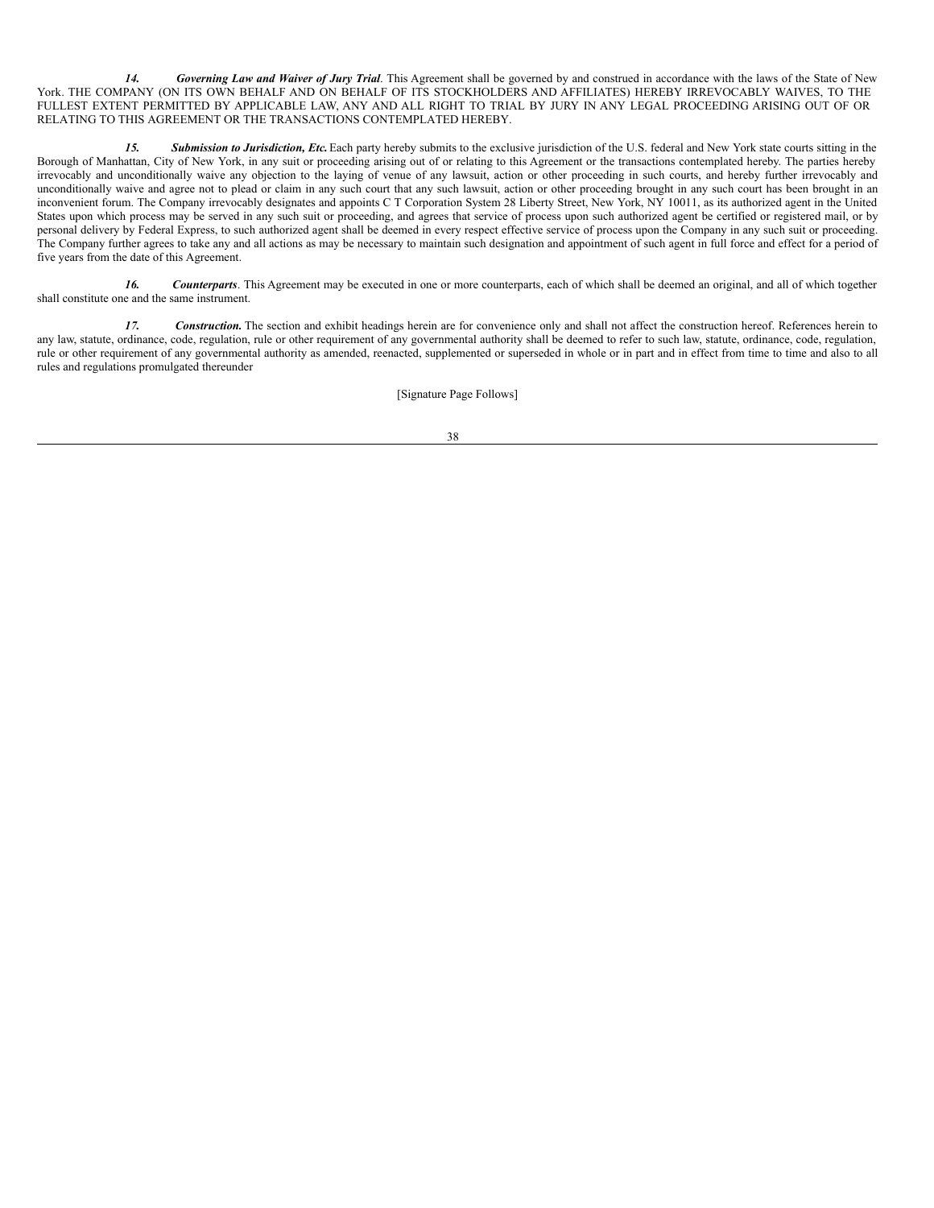***14. Governing Law and Waiver of Jury Trial***. This Agreement shall be governed by and construed in accordance with the laws of the State of New York. THE COMPANY (ON ITS OWN BEHALF AND ON BEHALF OF ITS STOCKHOLDERS AND AFFILIATES) HEREBY IRREVOCABLY WAIVES, TO THE FULLEST EXTENT PERMITTED BY APPLICABLE LAW, ANY AND ALL RIGHT TO TRIAL BY JURY IN ANY LEGAL PROCEEDING ARISING OUT OF OR RELATING TO THIS AGREEMENT OR THE TRANSACTIONS CONTEMPLATED HEREBY.

***15. Submission to Jurisdiction, Etc.*** Each party hereby submits to the exclusive jurisdiction of the U.S. federal and New York state courts sitting in the Borough of Manhattan, City of New York, in any suit or proceeding arising out of or relating to this Agreement or the transactions contemplated hereby. The parties hereby irrevocably and unconditionally waive any objection to the laying of venue of any lawsuit, action or other proceeding in such courts, and hereby further irrevocably and unconditionally waive and agree not to plead or claim in any such court that any such lawsuit, action or other proceeding brought in any such court has been brought in an inconvenient forum. The Company irrevocably designates and appoints C T Corporation System 28 Liberty Street, New York, NY 10011, as its authorized agent in the United States upon which process may be served in any such suit or proceeding, and agrees that service of process upon such authorized agent be certified or registered mail, or by personal delivery by Federal Express, to such authorized agent shall be deemed in every respect effective service of process upon the Company in any such suit or proceeding. The Company further agrees to take any and all actions as may be necessary to maintain such designation and appointment of such agent in full force and effect for a period of five years from the date of this Agreement.

***16. Counterparts***. This Agreement may be executed in one or more counterparts, each of which shall be deemed an original, and all of which together shall constitute one and the same instrument.

***17. Construction.*** The section and exhibit headings herein are for convenience only and shall not affect the construction hereof. References herein to any law, statute, ordinance, code, regulation, rule or other requirement of any governmental authority shall be deemed to refer to such law, statute, ordinance, code, regulation, rule or other requirement of any governmental authority as amended, reenacted, supplemented or superseded in whole or in part and in effect from time to time and also to all rules and regulations promulgated thereunder

[Signature Page Follows]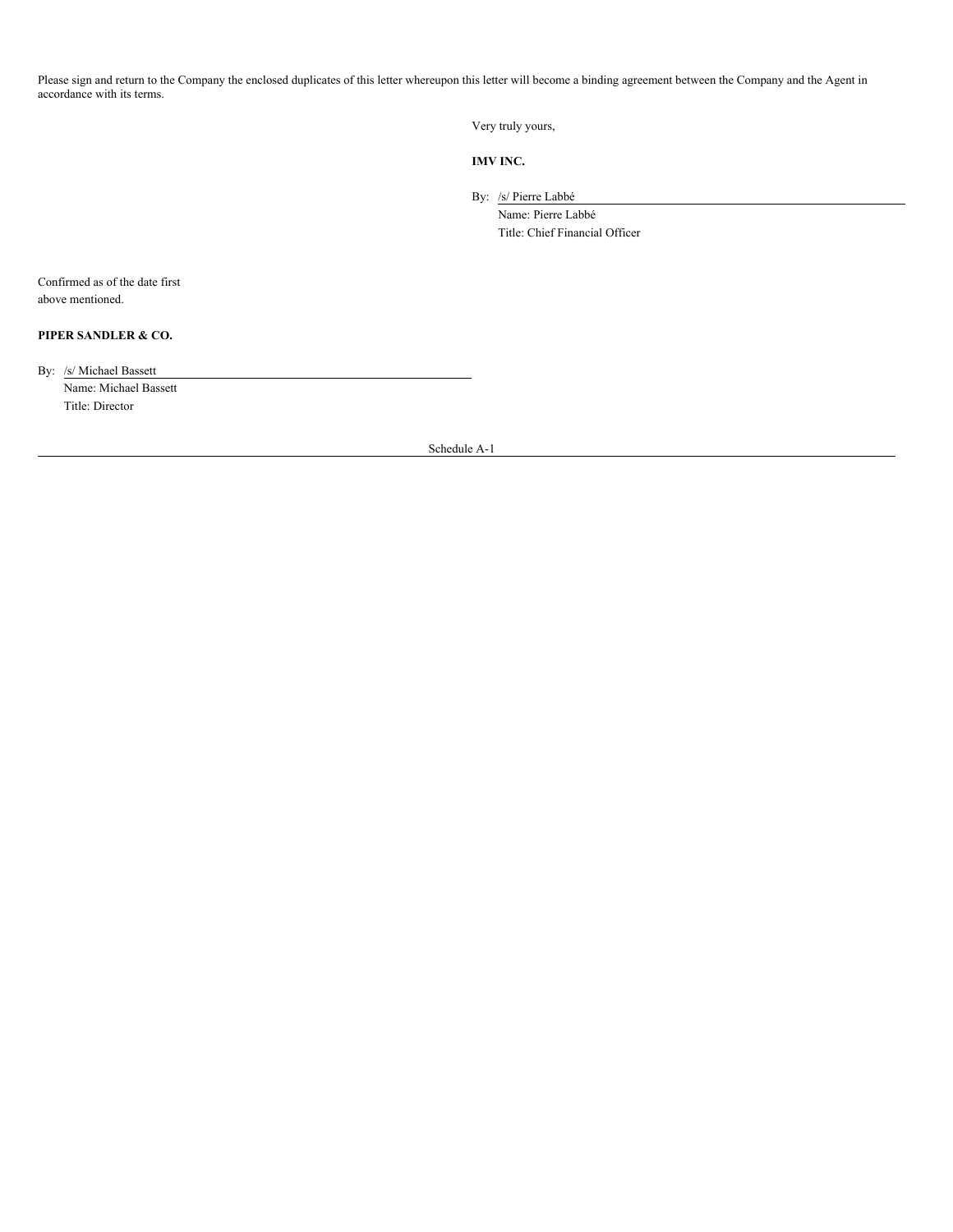Please sign and return to the Company the enclosed duplicates of this letter whereupon this letter will become a binding agreement between the Company and the Agent in accordance with its terms.

Very truly yours,

**IMV INC.**

By: /s/ Pierre Labbé
Name: Pierre Labbé
Title: Chief Financial Officer

Confirmed as of the date first above mentioned.

**PIPER SANDLER & CO.**

By: /s/ Michael Bassett
Name: Michael Bassett
Title: Director

Schedule A-1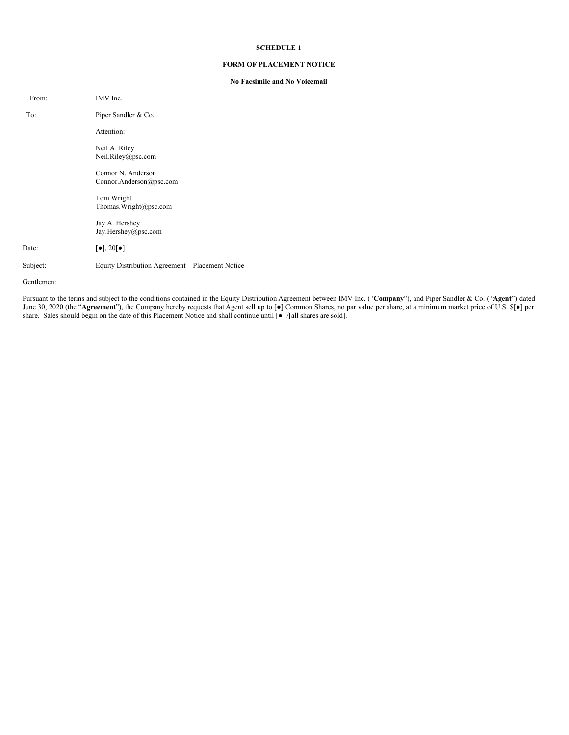**SCHEDULE 1**

**FORM OF PLACEMENT NOTICE**

**No Facsimile and No Voicemail**

| | |
|---|---|
| From: | IMV Inc. |
| To: | Piper Sandler & Co. |
| | Attention: |
| | Neil A. Riley<br>Neil.Riley@psc.com |
| | Connor N. Anderson<br>Connor.Anderson@psc.com |
| | Tom Wright<br>Thomas.Wright@psc.com |
| | Jay A. Hershey<br>Jay.Hershey@psc.com |
| Date: | [●], 20[●] |
| Subject: | Equity Distribution Agreement – Placement Notice |

Gentlemen:

Pursuant to the terms and subject to the conditions contained in the Equity Distribution Agreement between IMV Inc. ("**Company**"), and Piper Sandler & Co. ("**Agent**") dated June 30, 2020 (the "**Agreement**"), the Company hereby requests that Agent sell up to [●] Common Shares, no par value per share, at a minimum market price of U.S. $[●] per share. Sales should begin on the date of this Placement Notice and shall continue until [●] /[all shares are sold].

---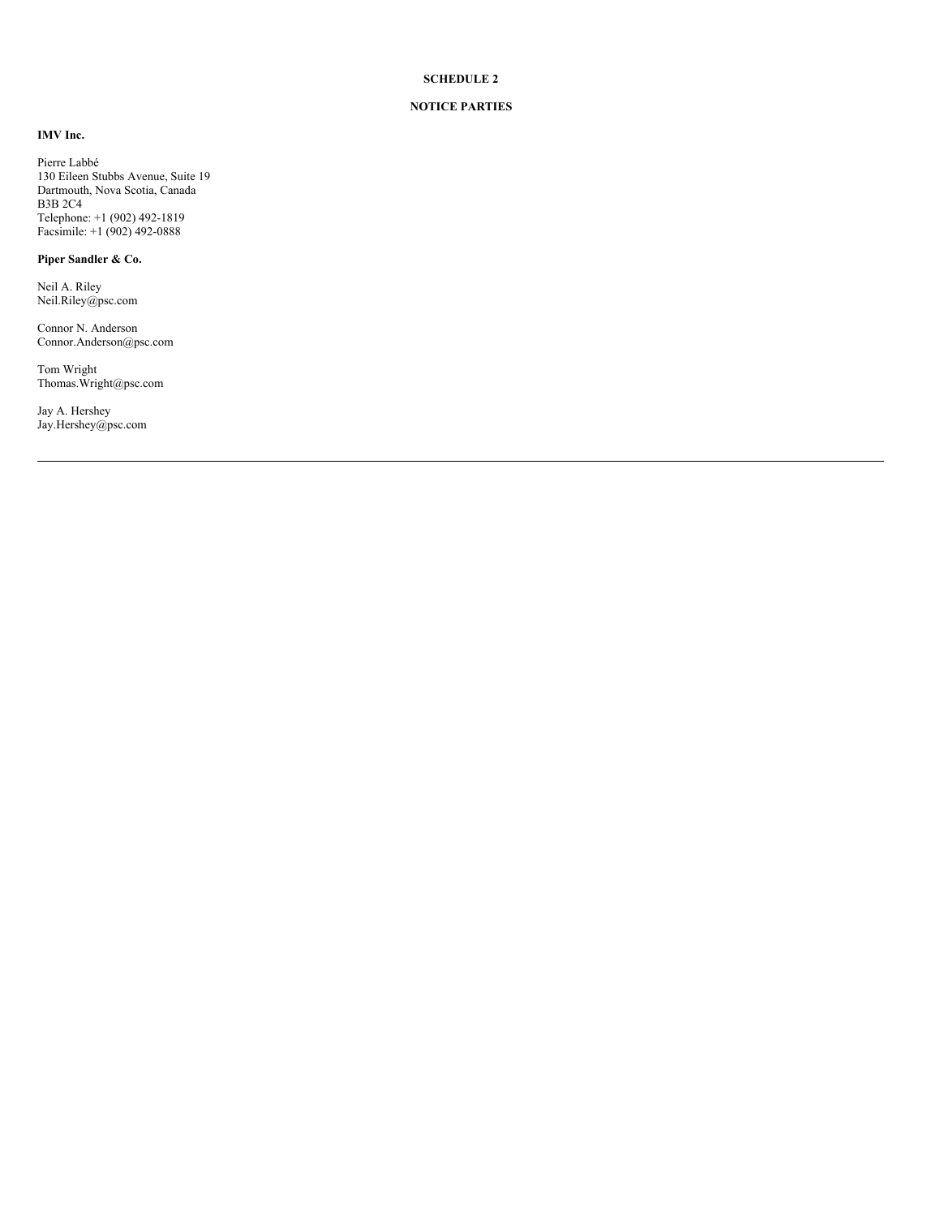**SCHEDULE 2**

**NOTICE PARTIES**

**IMV Inc.**

Pierre Labbé
130 Eileen Stubbs Avenue, Suite 19
Dartmouth, Nova Scotia, Canada
B3B 2C4
Telephone: +1 (902) 492-1819
Facsimile: +1 (902) 492-0888

**Piper Sandler & Co.**

Neil A. Riley
Neil.Riley@psc.com

Connor N. Anderson
Connor.Anderson@psc.com

Tom Wright
Thomas.Wright@psc.com

Jay A. Hershey
Jay.Hershey@psc.com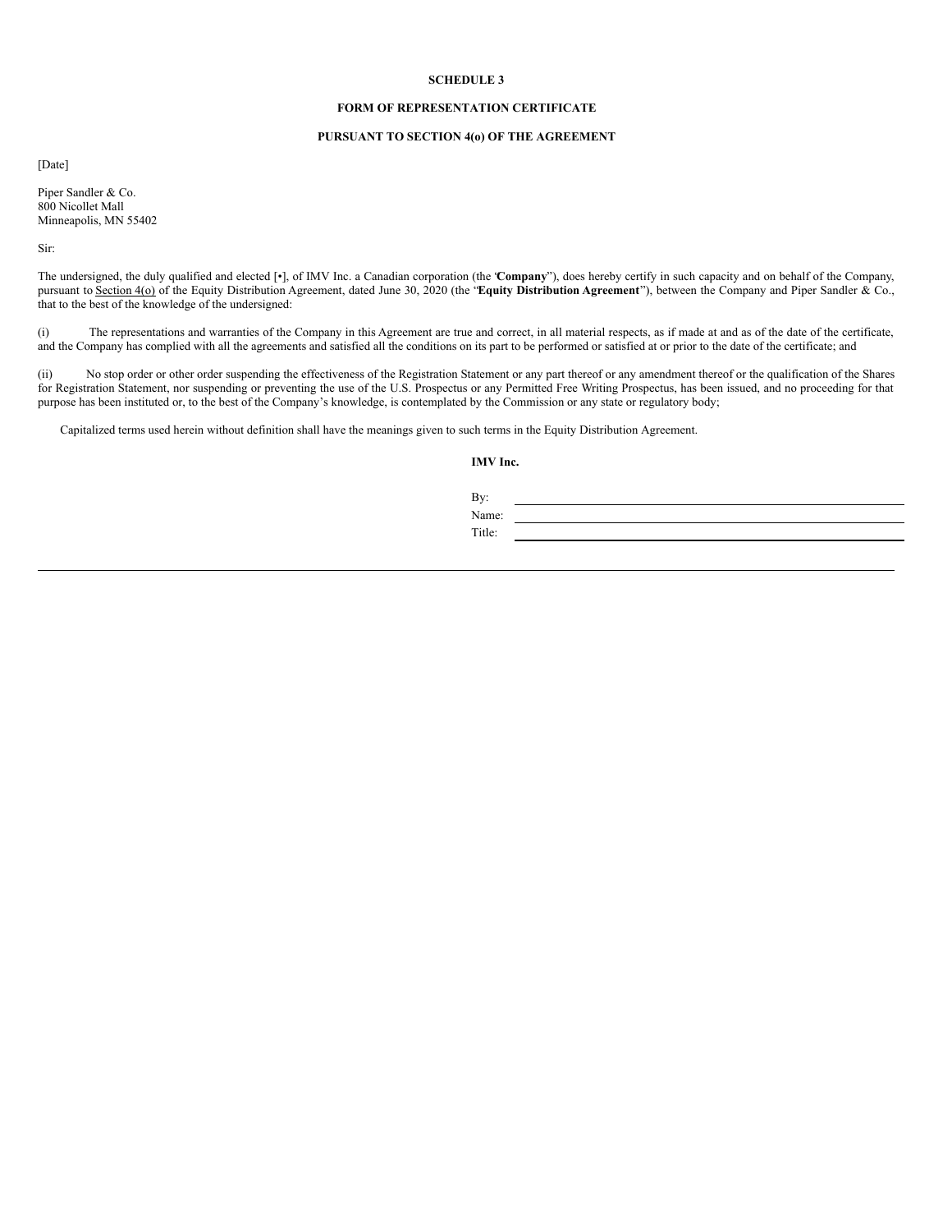**SCHEDULE 3**

**FORM OF REPRESENTATION CERTIFICATE**

**PURSUANT TO SECTION 4(o) OF THE AGREEMENT**

[Date]

Piper Sandler & Co.
800 Nicollet Mall
Minneapolis, MN 55402

Sir:

The undersigned, the duly qualified and elected [•], of IMV Inc. a Canadian corporation (the "**Company**"), does hereby certify in such capacity and on behalf of the Company, pursuant to Section 4(o) of the Equity Distribution Agreement, dated June 30, 2020 (the "**Equity Distribution Agreement**"), between the Company and Piper Sandler & Co., that to the best of the knowledge of the undersigned:

(i) The representations and warranties of the Company in this Agreement are true and correct, in all material respects, as if made at and as of the date of the certificate, and the Company has complied with all the agreements and satisfied all the conditions on its part to be performed or satisfied at or prior to the date of the certificate; and

(ii) No stop order or other order suspending the effectiveness of the Registration Statement or any part thereof or any amendment thereof or the qualification of the Shares for Registration Statement, nor suspending or preventing the use of the U.S. Prospectus or any Permitted Free Writing Prospectus, has been issued, and no proceeding for that purpose has been instituted or, to the best of the Company's knowledge, is contemplated by the Commission or any state or regulatory body;

Capitalized terms used herein without definition shall have the meanings given to such terms in the Equity Distribution Agreement.

**IMV Inc.**

By: \_\_\_\_\_\_\_\_\_\_\_\_\_\_\_\_\_\_\_\_\_\_\_\_\_\_\_\_
Name: \_\_\_\_\_\_\_\_\_\_\_\_\_\_\_\_\_\_\_\_\_\_\_\_\_\_\_\_
Title: \_\_\_\_\_\_\_\_\_\_\_\_\_\_\_\_\_\_\_\_\_\_\_\_\_\_\_\_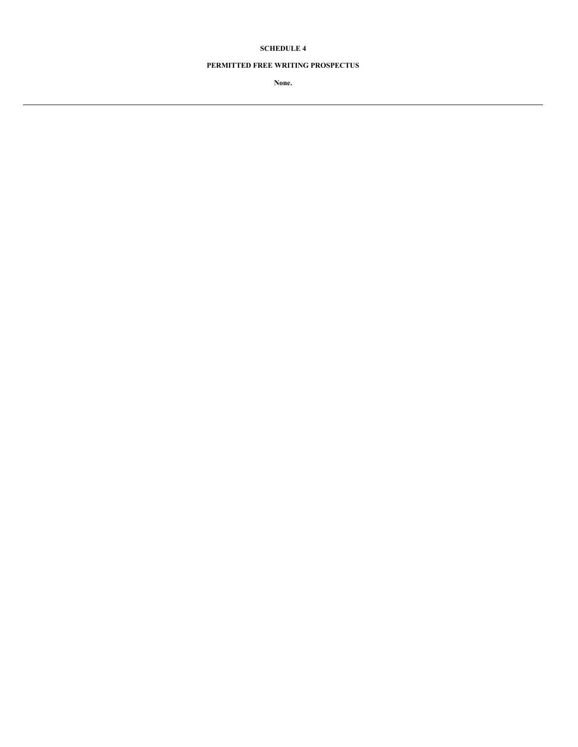**SCHEDULE 4**

**PERMITTED FREE WRITING PROSPECTUS**

**None.**